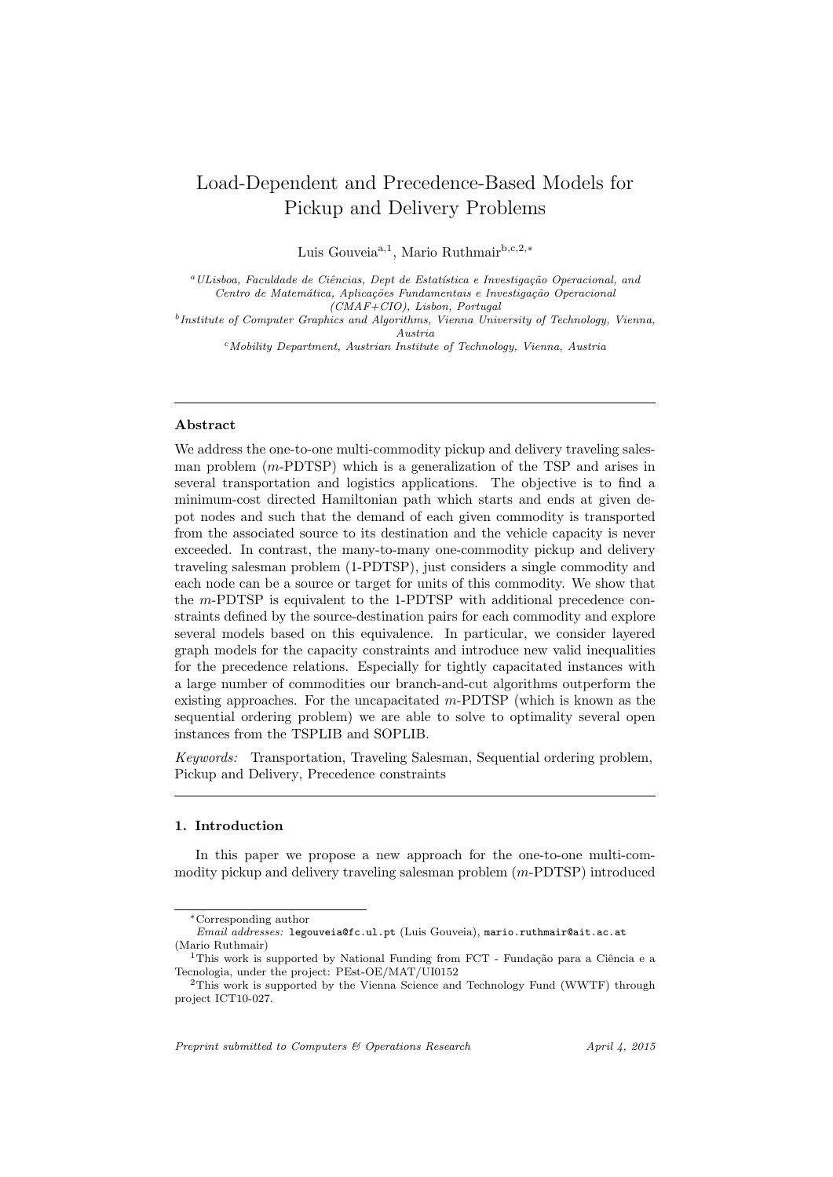# Load-Dependent and Precedence-Based Models for Pickup and Delivery Problems

Luis Gouveia[a,1], Mario Ruthmair[b,c,2,*]

[a] *ULisboa, Faculdade de Ciências, Dept de Estatística e Investigação Operacional, and Centro de Matemática, Aplicações Fundamentais e Investigação Operacional (CMAF+CIO), Lisbon, Portugal*

[b] *Institute of Computer Graphics and Algorithms, Vienna University of Technology, Vienna, Austria*

[c] *Mobility Department, Austrian Institute of Technology, Vienna, Austria*

---

### Abstract

We address the one-to-one multi-commodity pickup and delivery traveling salesman problem ($m$-PDTSP) which is a generalization of the TSP and arises in several transportation and logistics applications. The objective is to find a minimum-cost directed Hamiltonian path which starts and ends at given depot nodes and such that the demand of each given commodity is transported from the associated source to its destination and the vehicle capacity is never exceeded. In contrast, the many-to-many one-commodity pickup and delivery traveling salesman problem (1-PDTSP), just considers a single commodity and each node can be a source or target for units of this commodity. We show that the $m$-PDTSP is equivalent to the 1-PDTSP with additional precedence constraints defined by the source-destination pairs for each commodity and explore several models based on this equivalence. In particular, we consider layered graph models for the capacity constraints and introduce new valid inequalities for the precedence relations. Especially for tightly capacitated instances with a large number of commodities our branch-and-cut algorithms outperform the existing approaches. For the uncapacitated $m$-PDTSP (which is known as the sequential ordering problem) we are able to solve to optimality several open instances from the TSPLIB and SOPLIB.

*Keywords:* Transportation, Traveling Salesman, Sequential ordering problem, Pickup and Delivery, Precedence constraints

---

### 1. Introduction

In this paper we propose a new approach for the one-to-one multi-commodity pickup and delivery traveling salesman problem ($m$-PDTSP) introduced

---

*Corresponding author

*Email addresses:* legouveia@fc.ul.pt (Luis Gouveia), mario.ruthmair@ait.ac.at (Mario Ruthmair)

[1] This work is supported by National Funding from FCT - Fundação para a Ciência e a Tecnologia, under the project: PEst-OE/MAT/UI0152

[2] This work is supported by the Vienna Science and Technology Fund (WWTF) through project ICT10-027.

*Preprint submitted to Computers & Operations Research* *April 4, 2015*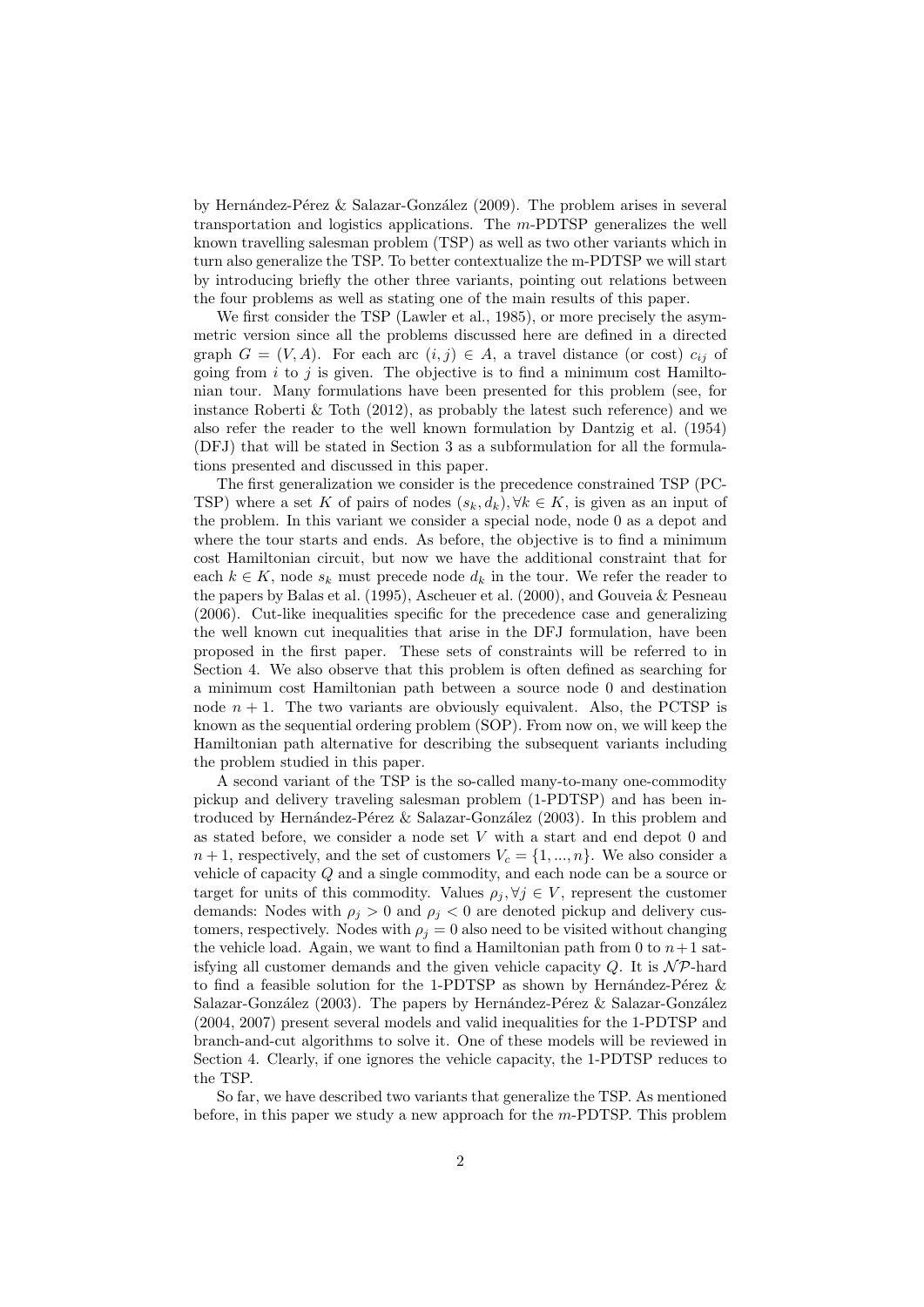by Hernández-Pérez & Salazar-González (2009). The problem arises in several transportation and logistics applications. The $m$-PDTSP generalizes the well known travelling salesman problem (TSP) as well as two other variants which in turn also generalize the TSP. To better contextualize the m-PDTSP we will start by introducing briefly the other three variants, pointing out relations between the four problems as well as stating one of the main results of this paper.

We first consider the TSP (Lawler et al., 1985), or more precisely the asymmetric version since all the problems discussed here are defined in a directed graph $G = (V, A)$. For each arc $(i, j) \in A$, a travel distance (or cost) $c_{ij}$ of going from $i$ to $j$ is given. The objective is to find a minimum cost Hamiltonian tour. Many formulations have been presented for this problem (see, for instance Roberti & Toth (2012), as probably the latest such reference) and we also refer the reader to the well known formulation by Dantzig et al. (1954) (DFJ) that will be stated in Section 3 as a subformulation for all the formulations presented and discussed in this paper.

The first generalization we consider is the precedence constrained TSP (PC-TSP) where a set $K$ of pairs of nodes $(s_k, d_k), \forall k \in K$, is given as an input of the problem. In this variant we consider a special node, node 0 as a depot and where the tour starts and ends. As before, the objective is to find a minimum cost Hamiltonian circuit, but now we have the additional constraint that for each $k \in K$, node $s_k$ must precede node $d_k$ in the tour. We refer the reader to the papers by Balas et al. (1995), Ascheuer et al. (2000), and Gouveia & Pesneau (2006). Cut-like inequalities specific for the precedence case and generalizing the well known cut inequalities that arise in the DFJ formulation, have been proposed in the first paper. These sets of constraints will be referred to in Section 4. We also observe that this problem is often defined as searching for a minimum cost Hamiltonian path between a source node 0 and destination node $n + 1$. The two variants are obviously equivalent. Also, the PCTSP is known as the sequential ordering problem (SOP). From now on, we will keep the Hamiltonian path alternative for describing the subsequent variants including the problem studied in this paper.

A second variant of the TSP is the so-called many-to-many one-commodity pickup and delivery traveling salesman problem (1-PDTSP) and has been introduced by Hernández-Pérez & Salazar-González (2003). In this problem and as stated before, we consider a node set $V$ with a start and end depot 0 and $n + 1$, respectively, and the set of customers $V_c = \{1, ..., n\}$. We also consider a vehicle of capacity $Q$ and a single commodity, and each node can be a source or target for units of this commodity. Values $\rho_j, \forall j \in V$, represent the customer demands: Nodes with $\rho_j > 0$ and $\rho_j < 0$ are denoted pickup and delivery customers, respectively. Nodes with $\rho_j = 0$ also need to be visited without changing the vehicle load. Again, we want to find a Hamiltonian path from 0 to $n+1$ satisfying all customer demands and the given vehicle capacity $Q$. It is $\mathcal{NP}$-hard to find a feasible solution for the 1-PDTSP as shown by Hernández-Pérez & Salazar-González (2003). The papers by Hernández-Pérez & Salazar-González (2004, 2007) present several models and valid inequalities for the 1-PDTSP and branch-and-cut algorithms to solve it. One of these models will be reviewed in Section 4. Clearly, if one ignores the vehicle capacity, the 1-PDTSP reduces to the TSP.

So far, we have described two variants that generalize the TSP. As mentioned before, in this paper we study a new approach for the $m$-PDTSP. This problem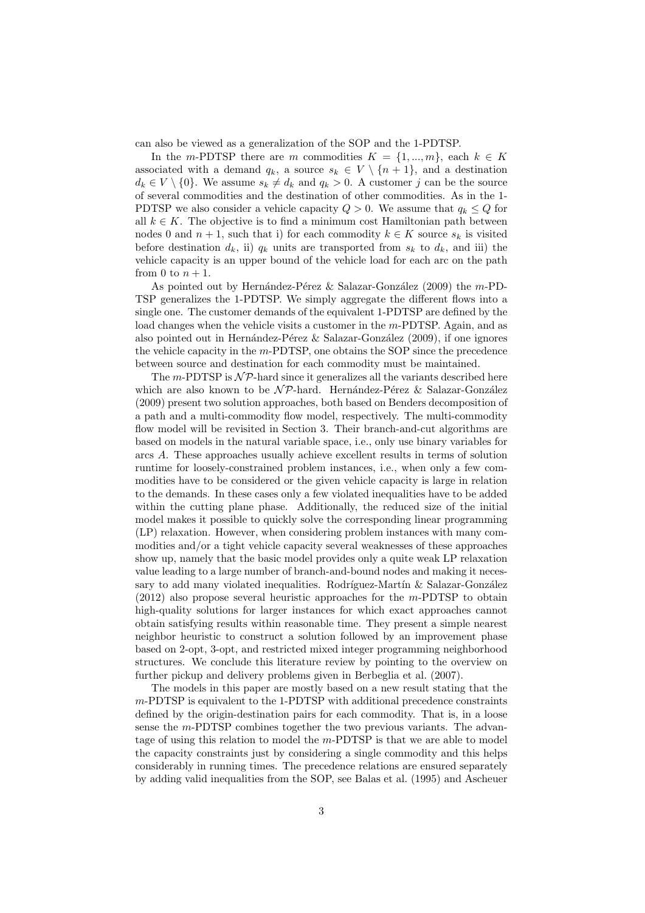can also be viewed as a generalization of the SOP and the 1-PDTSP.

In the $m$-PDTSP there are $m$ commodities $K = \{1, ..., m\}$, each $k \in K$ associated with a demand $q_k$, a source $s_k \in V \setminus \{n+1\}$, and a destination $d_k \in V \setminus \{0\}$. We assume $s_k \neq d_k$ and $q_k > 0$. A customer $j$ can be the source of several commodities and the destination of other commodities. As in the 1-PDTSP we also consider a vehicle capacity $Q > 0$. We assume that $q_k \leq Q$ for all $k \in K$. The objective is to find a minimum cost Hamiltonian path between nodes 0 and $n+1$, such that i) for each commodity $k \in K$ source $s_k$ is visited before destination $d_k$, ii) $q_k$ units are transported from $s_k$ to $d_k$, and iii) the vehicle capacity is an upper bound of the vehicle load for each arc on the path from 0 to $n+1$.

As pointed out by Hernández-Pérez & Salazar-González (2009) the $m$-PDTSP generalizes the 1-PDTSP. We simply aggregate the different flows into a single one. The customer demands of the equivalent 1-PDTSP are defined by the load changes when the vehicle visits a customer in the $m$-PDTSP. Again, and as also pointed out in Hernández-Pérez & Salazar-González (2009), if one ignores the vehicle capacity in the $m$-PDTSP, one obtains the SOP since the precedence between source and destination for each commodity must be maintained.

The $m$-PDTSP is $\mathcal{NP}$-hard since it generalizes all the variants described here which are also known to be $\mathcal{NP}$-hard. Hernández-Pérez & Salazar-González (2009) present two solution approaches, both based on Benders decomposition of a path and a multi-commodity flow model, respectively. The multi-commodity flow model will be revisited in Section 3. Their branch-and-cut algorithms are based on models in the natural variable space, i.e., only use binary variables for arcs $A$. These approaches usually achieve excellent results in terms of solution runtime for loosely-constrained problem instances, i.e., when only a few commodities have to be considered or the given vehicle capacity is large in relation to the demands. In these cases only a few violated inequalities have to be added within the cutting plane phase. Additionally, the reduced size of the initial model makes it possible to quickly solve the corresponding linear programming (LP) relaxation. However, when considering problem instances with many commodities and/or a tight vehicle capacity several weaknesses of these approaches show up, namely that the basic model provides only a quite weak LP relaxation value leading to a large number of branch-and-bound nodes and making it necessary to add many violated inequalities. Rodríguez-Martín & Salazar-González (2012) also propose several heuristic approaches for the $m$-PDTSP to obtain high-quality solutions for larger instances for which exact approaches cannot obtain satisfying results within reasonable time. They present a simple nearest neighbor heuristic to construct a solution followed by an improvement phase based on 2-opt, 3-opt, and restricted mixed integer programming neighborhood structures. We conclude this literature review by pointing to the overview on further pickup and delivery problems given in Berbeglia et al. (2007).

The models in this paper are mostly based on a new result stating that the $m$-PDTSP is equivalent to the 1-PDTSP with additional precedence constraints defined by the origin-destination pairs for each commodity. That is, in a loose sense the $m$-PDTSP combines together the two previous variants. The advantage of using this relation to model the $m$-PDTSP is that we are able to model the capacity constraints just by considering a single commodity and this helps considerably in running times. The precedence relations are ensured separately by adding valid inequalities from the SOP, see Balas et al. (1995) and Ascheuer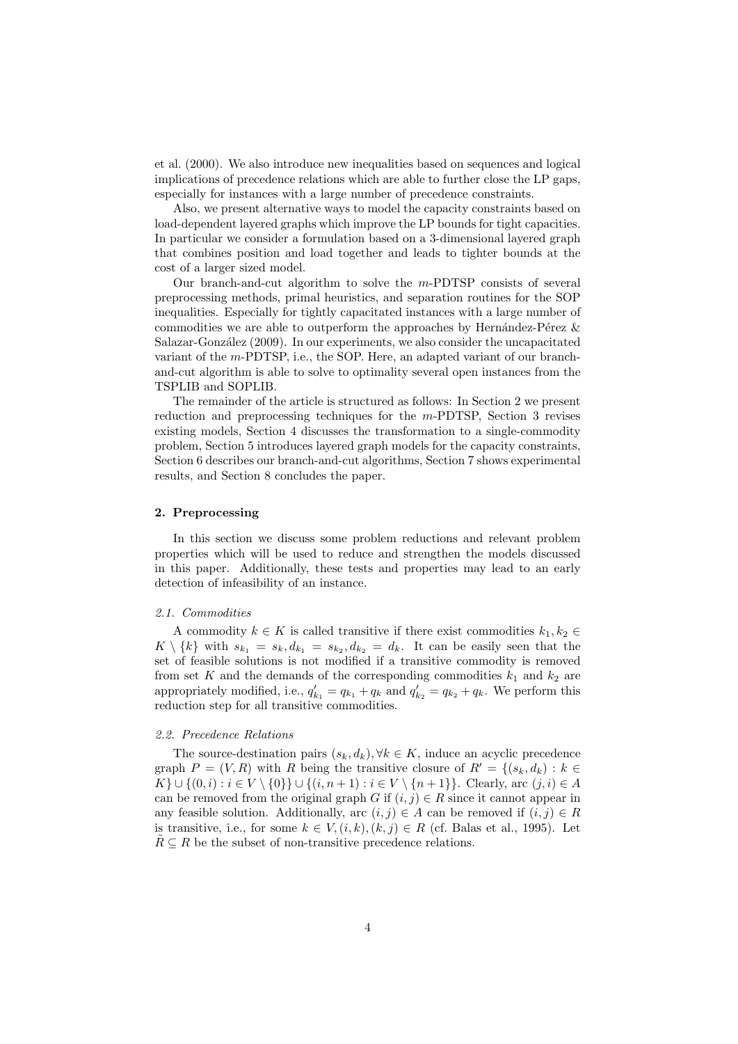et al. (2000). We also introduce new inequalities based on sequences and logical implications of precedence relations which are able to further close the LP gaps, especially for instances with a large number of precedence constraints.

Also, we present alternative ways to model the capacity constraints based on load-dependent layered graphs which improve the LP bounds for tight capacities. In particular we consider a formulation based on a 3-dimensional layered graph that combines position and load together and leads to tighter bounds at the cost of a larger sized model.

Our branch-and-cut algorithm to solve the $m$-PDTSP consists of several preprocessing methods, primal heuristics, and separation routines for the SOP inequalities. Especially for tightly capacitated instances with a large number of commodities we are able to outperform the approaches by Hernández-Pérez & Salazar-González (2009). In our experiments, we also consider the uncapacitated variant of the $m$-PDTSP, i.e., the SOP. Here, an adapted variant of our branch-and-cut algorithm is able to solve to optimality several open instances from the TSPLIB and SOPLIB.

The remainder of the article is structured as follows: In Section 2 we present reduction and preprocessing techniques for the $m$-PDTSP, Section 3 revises existing models, Section 4 discusses the transformation to a single-commodity problem, Section 5 introduces layered graph models for the capacity constraints, Section 6 describes our branch-and-cut algorithms, Section 7 shows experimental results, and Section 8 concludes the paper.

## 2. Preprocessing

In this section we discuss some problem reductions and relevant problem properties which will be used to reduce and strengthen the models discussed in this paper. Additionally, these tests and properties may lead to an early detection of infeasibility of an instance.

### 2.1. Commodities

A commodity $k \in K$ is called transitive if there exist commodities $k_1, k_2 \in K \setminus \{k\}$ with $s_{k_1} = s_k, d_{k_1} = s_{k_2}, d_{k_2} = d_k$. It can be easily seen that the set of feasible solutions is not modified if a transitive commodity is removed from set $K$ and the demands of the corresponding commodities $k_1$ and $k_2$ are appropriately modified, i.e., $q'_{k_1} = q_{k_1} + q_k$ and $q'_{k_2} = q_{k_2} + q_k$. We perform this reduction step for all transitive commodities.

### 2.2. Precedence Relations

The source-destination pairs $(s_k, d_k), \forall k \in K$, induce an acyclic precedence graph $P = (V, R)$ with $R$ being the transitive closure of $R' = \{(s_k, d_k) : k \in K\} \cup \{(0, i) : i \in V \setminus \{0\}\} \cup \{(i, n+1) : i \in V \setminus \{n+1\}\}$. Clearly, arc $(j, i) \in A$ can be removed from the original graph $G$ if $(i, j) \in R$ since it cannot appear in any feasible solution. Additionally, arc $(i, j) \in A$ can be removed if $(i, j) \in R$ is transitive, i.e., for some $k \in V, (i, k), (k, j) \in R$ (cf. Balas et al., 1995). Let $\tilde{R} \subseteq R$ be the subset of non-transitive precedence relations.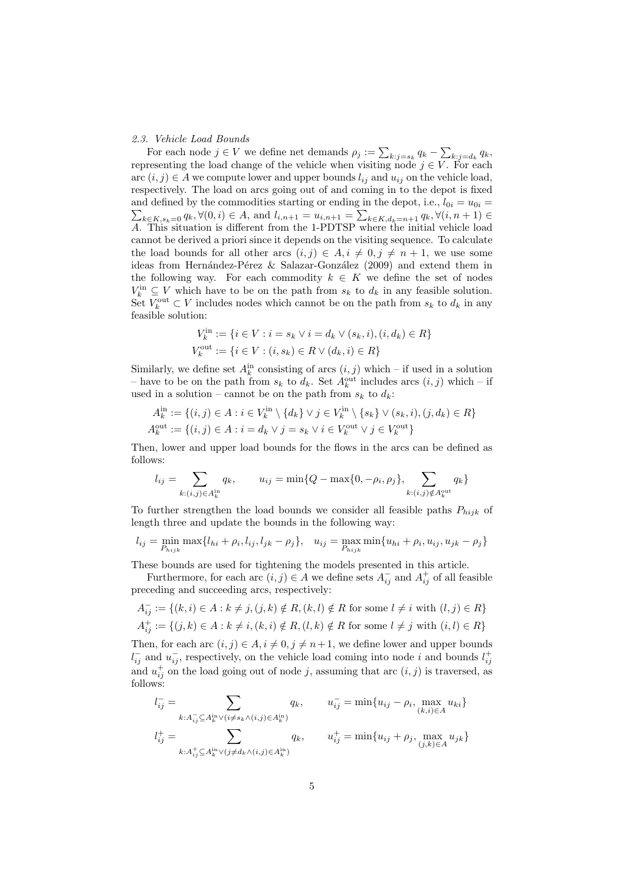### 2.3. Vehicle Load Bounds

For each node $j \in V$ we define net demands $\rho_j := \sum_{k:j=s_k} q_k - \sum_{k:j=d_k} q_k$, representing the load change of the vehicle when visiting node $j \in V$. For each arc $(i,j) \in A$ we compute lower and upper bounds $l_{ij}$ and $u_{ij}$ on the vehicle load, respectively. The load on arcs going out of and coming in to the depot is fixed and defined by the commodities starting or ending in the depot, i.e., $l_{0i} = u_{0i} = \sum_{k \in K, s_k=0} q_k, \forall (0,i) \in A$, and $l_{i,n+1} = u_{i,n+1} = \sum_{k \in K, d_k=n+1} q_k, \forall (i, n+1) \in A$. This situation is different from the 1-PDTSP where the initial vehicle load cannot be derived a priori since it depends on the visiting sequence. To calculate the load bounds for all other arcs $(i,j) \in A, i \neq 0, j \neq n+1$, we use some ideas from Hernández-Pérez & Salazar-González (2009) and extend them in the following way. For each commodity $k \in K$ we define the set of nodes $V_k^{\text{in}} \subseteq V$ which have to be on the path from $s_k$ to $d_k$ in any feasible solution. Set $V_k^{\text{out}} \subset V$ includes nodes which cannot be on the path from $s_k$ to $d_k$ in any feasible solution:

$$V_k^{\text{in}} := \{i \in V : i = s_k \vee i = d_k \vee (s_k, i), (i, d_k) \in R\}$$
$$V_k^{\text{out}} := \{i \in V : (i, s_k) \in R \vee (d_k, i) \in R\}$$

Similarly, we define set $A_k^{\text{in}}$ consisting of arcs $(i,j)$ which – if used in a solution – have to be on the path from $s_k$ to $d_k$. Set $A_k^{\text{out}}$ includes arcs $(i,j)$ which – if used in a solution – cannot be on the path from $s_k$ to $d_k$:

$$A_k^{\text{in}} := \{(i,j) \in A : i \in V_k^{\text{in}} \setminus \{d_k\} \vee j \in V_k^{\text{in}} \setminus \{s_k\} \vee (s_k, i), (j, d_k) \in R\}$$
$$A_k^{\text{out}} := \{(i,j) \in A : i = d_k \vee j = s_k \vee i \in V_k^{\text{out}} \vee j \in V_k^{\text{out}}\}$$

Then, lower and upper load bounds for the flows in the arcs can be defined as follows:

$$l_{ij} = \sum_{k:(i,j) \in A_k^{\text{in}}} q_k, \qquad u_{ij} = \min\{Q - \max\{0, -\rho_i, \rho_j\}, \sum_{k:(i,j) \notin A_k^{\text{out}}} q_k\}$$

To further strengthen the load bounds we consider all feasible paths $P_{hijk}$ of length three and update the bounds in the following way:

$$l_{ij} = \min_{P_{hijk}} \max\{l_{hi} + \rho_i, l_{ij}, l_{jk} - \rho_j\}, \quad u_{ij} = \max_{P_{hijk}} \min\{u_{hi} + \rho_i, u_{ij}, u_{jk} - \rho_j\}$$

These bounds are used for tightening the models presented in this article.

Furthermore, for each arc $(i,j) \in A$ we define sets $A_{ij}^-$ and $A_{ij}^+$ of all feasible preceding and succeeding arcs, respectively:

$$A_{ij}^- := \{(k,i) \in A : k \neq j, (j,k) \notin R, (k,l) \notin R \text{ for some } l \neq i \text{ with } (l,j) \in R\}$$
$$A_{ij}^+ := \{(j,k) \in A : k \neq i, (k,i) \notin R, (l,k) \notin R \text{ for some } l \neq j \text{ with } (i,l) \in R\}$$

Then, for each arc $(i,j) \in A, i \neq 0, j \neq n+1$, we define lower and upper bounds $l_{ij}^-$ and $u_{ij}^-$, respectively, on the vehicle load coming into node $i$ and bounds $l_{ij}^+$ and $u_{ij}^+$ on the load going out of node $j$, assuming that arc $(i,j)$ is traversed, as follows:

$$l_{ij}^- = \sum_{k:A_{ij}^- \subseteq A_k^{\text{in}} \vee (i \neq s_k \wedge (i,j) \in A_k^{\text{in}})} q_k, \qquad u_{ij}^- = \min\{u_{ij} - \rho_i, \max_{(k,i) \in A} u_{ki}\}$$

$$l_{ij}^+ = \sum_{k:A_{ij}^+ \subseteq A_k^{\text{in}} \vee (j \neq d_k \wedge (i,j) \in A_k^{\text{in}})} q_k, \qquad u_{ij}^+ = \min\{u_{ij} + \rho_j, \max_{(j,k) \in A} u_{jk}\}$$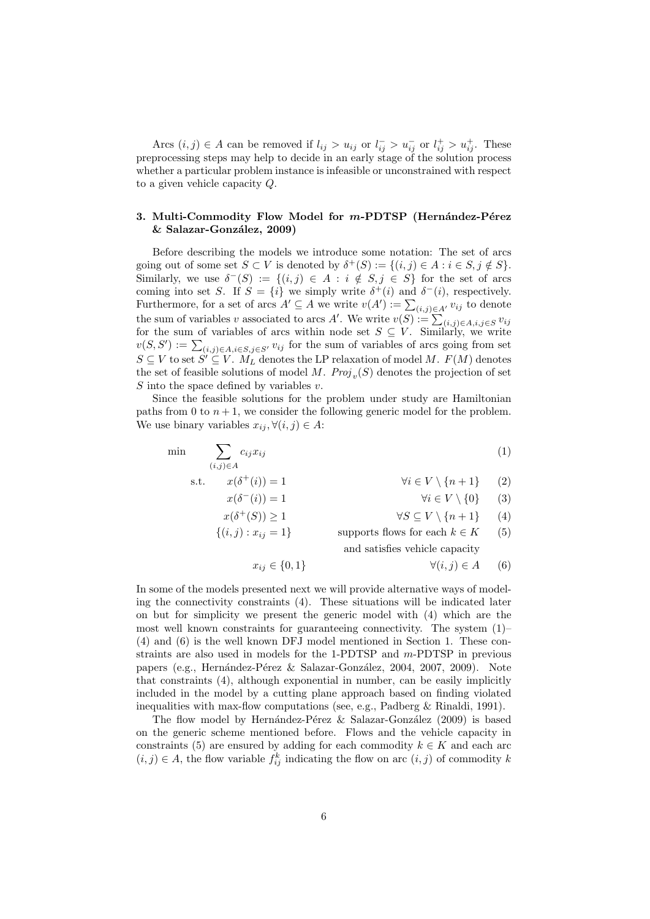Arcs $(i,j) \in A$ can be removed if $l_{ij} > u_{ij}$ or $l^-_{ij} > u^-_{ij}$ or $l^+_{ij} > u^+_{ij}$. These preprocessing steps may help to decide in an early stage of the solution process whether a particular problem instance is infeasible or unconstrained with respect to a given vehicle capacity $Q$.

## 3. Multi-Commodity Flow Model for $m$-PDTSP (Hernández-Pérez & Salazar-González, 2009)

Before describing the models we introduce some notation: The set of arcs going out of some set $S \subset V$ is denoted by $\delta^+(S) := \{(i,j) \in A : i \in S, j \notin S\}$. Similarly, we use $\delta^-(S) := \{(i,j) \in A : i \notin S, j \in S\}$ for the set of arcs coming into set $S$. If $S = \{i\}$ we simply write $\delta^+(i)$ and $\delta^-(i)$, respectively. Furthermore, for a set of arcs $A' \subseteq A$ we write $v(A') := \sum_{(i,j)\in A'} v_{ij}$ to denote the sum of variables $v$ associated to arcs $A'$. We write $v(S) := \sum_{(i,j)\in A, i,j\in S} v_{ij}$ for the sum of variables of arcs within node set $S \subseteq V$. Similarly, we write $v(S,S') := \sum_{(i,j)\in A, i\in S, j\in S'} v_{ij}$ for the sum of variables of arcs going from set $S \subseteq V$ to set $S' \subseteq V$. $M_L$ denotes the LP relaxation of model $M$. $F(M)$ denotes the set of feasible solutions of model $M$. $Proj_v(S)$ denotes the projection of set $S$ into the space defined by variables $v$.

Since the feasible solutions for the problem under study are Hamiltonian paths from 0 to $n+1$, we consider the following generic model for the problem. We use binary variables $x_{ij}, \forall (i,j) \in A$:

$$
\begin{aligned}
\min \quad & \sum_{(i,j)\in A} c_{ij} x_{ij} & & (1)\\
\text{s.t.} \quad & x(\delta^+(i)) = 1 & \forall i \in V \setminus \{n+1\} \quad & (2)\\
& x(\delta^-(i)) = 1 & \forall i \in V \setminus \{0\} \quad & (3)\\
& x(\delta^+(S)) \geq 1 & \forall S \subseteq V \setminus \{n+1\} \quad & (4)\\
& \{(i,j) : x_{ij} = 1\} & \text{supports flows for each } k \in K \quad & (5)\\
& & \text{and satisfies vehicle capacity} \quad & \\
& x_{ij} \in \{0,1\} & \forall (i,j) \in A \quad & (6)
\end{aligned}
$$

In some of the models presented next we will provide alternative ways of modeling the connectivity constraints (4). These situations will be indicated later on but for simplicity we present the generic model with (4) which are the most well known constraints for guaranteeing connectivity. The system (1)–(4) and (6) is the well known DFJ model mentioned in Section 1. These constraints are also used in models for the 1-PDTSP and $m$-PDTSP in previous papers (e.g., Hernández-Pérez & Salazar-González, 2004, 2007, 2009). Note that constraints (4), although exponential in number, can be easily implicitly included in the model by a cutting plane approach based on finding violated inequalities with max-flow computations (see, e.g., Padberg & Rinaldi, 1991).

The flow model by Hernández-Pérez & Salazar-González (2009) is based on the generic scheme mentioned before. Flows and the vehicle capacity in constraints (5) are ensured by adding for each commodity $k \in K$ and each arc $(i,j) \in A$, the flow variable $f^k_{ij}$ indicating the flow on arc $(i,j)$ of commodity $k$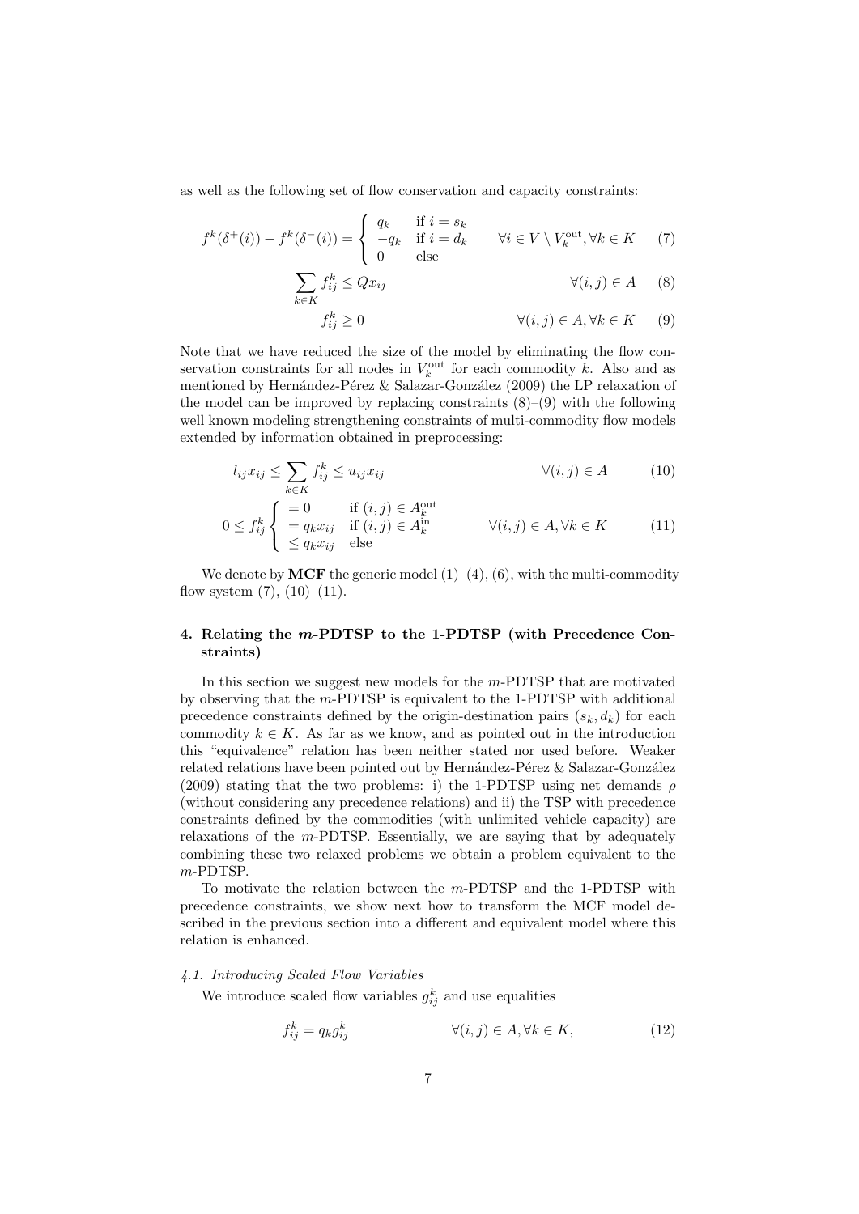as well as the following set of flow conservation and capacity constraints:

$$f^k(\delta^+(i)) - f^k(\delta^-(i)) = \begin{cases} q_k & \text{if } i = s_k \\ -q_k & \text{if } i = d_k \\ 0 & \text{else} \end{cases} \qquad \forall i \in V \setminus V_k^{\text{out}}, \forall k \in K \qquad (7)$$

$$\sum_{k \in K} f_{ij}^k \leq Q x_{ij} \qquad \forall (i,j) \in A \qquad (8)$$

$$f_{ij}^k \geq 0 \qquad \forall (i,j) \in A, \forall k \in K \qquad (9)$$

Note that we have reduced the size of the model by eliminating the flow conservation constraints for all nodes in $V_k^{\text{out}}$ for each commodity $k$. Also and as mentioned by Hernández-Pérez & Salazar-González (2009) the LP relaxation of the model can be improved by replacing constraints (8)–(9) with the following well known modeling strengthening constraints of multi-commodity flow models extended by information obtained in preprocessing:

$$l_{ij} x_{ij} \leq \sum_{k \in K} f_{ij}^k \leq u_{ij} x_{ij} \qquad \forall (i,j) \in A \qquad (10)$$

$$0 \leq f_{ij}^k \begin{cases} = 0 & \text{if } (i,j) \in A_k^{\text{out}} \\ = q_k x_{ij} & \text{if } (i,j) \in A_k^{\text{in}} \\ \leq q_k x_{ij} & \text{else} \end{cases} \qquad \forall (i,j) \in A, \forall k \in K \qquad (11)$$

We denote by **MCF** the generic model (1)–(4), (6), with the multi-commodity flow system (7), (10)–(11).

## 4. Relating the $m$-PDTSP to the 1-PDTSP (with Precedence Constraints)

In this section we suggest new models for the $m$-PDTSP that are motivated by observing that the $m$-PDTSP is equivalent to the 1-PDTSP with additional precedence constraints defined by the origin-destination pairs $(s_k, d_k)$ for each commodity $k \in K$. As far as we know, and as pointed out in the introduction this "equivalence" relation has been neither stated nor used before. Weaker related relations have been pointed out by Hernández-Pérez & Salazar-González (2009) stating that the two problems: i) the 1-PDTSP using net demands $\rho$ (without considering any precedence relations) and ii) the TSP with precedence constraints defined by the commodities (with unlimited vehicle capacity) are relaxations of the $m$-PDTSP. Essentially, we are saying that by adequately combining these two relaxed problems we obtain a problem equivalent to the $m$-PDTSP.

To motivate the relation between the $m$-PDTSP and the 1-PDTSP with precedence constraints, we show next how to transform the MCF model described in the previous section into a different and equivalent model where this relation is enhanced.

### *4.1. Introducing Scaled Flow Variables*

We introduce scaled flow variables $g_{ij}^k$ and use equalities

$$f_{ij}^k = q_k g_{ij}^k \qquad \forall (i,j) \in A, \forall k \in K, \qquad (12)$$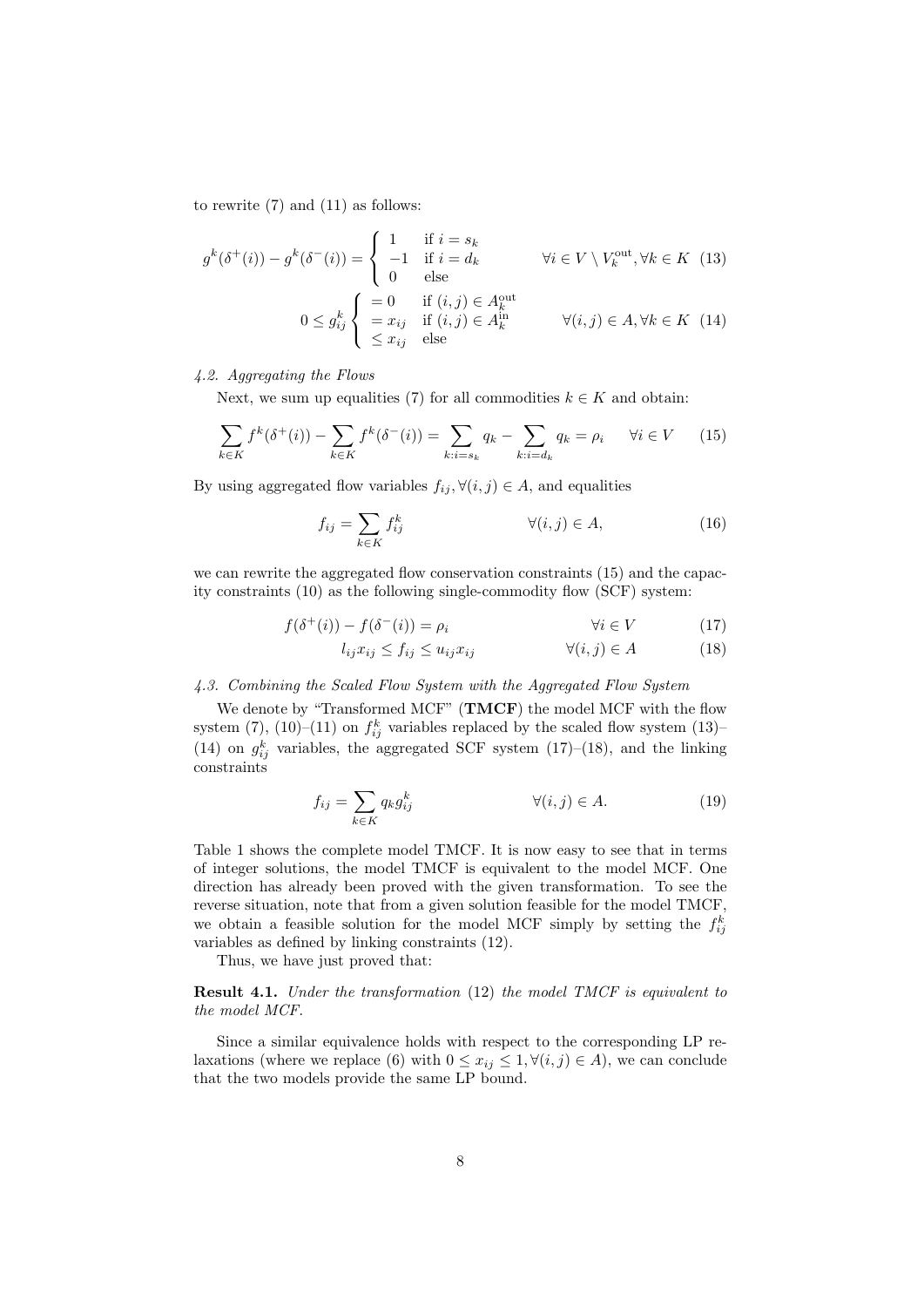to rewrite (7) and (11) as follows:

$$g^k(\delta^+(i)) - g^k(\delta^-(i)) = \begin{cases} 1 & \text{if } i = s_k \\ -1 & \text{if } i = d_k \\ 0 & \text{else} \end{cases} \qquad \forall i \in V \setminus V_k^{\text{out}}, \forall k \in K \quad (13)$$

$$0 \leq g_{ij}^k \begin{cases} = 0 & \text{if } (i,j) \in A_k^{\text{out}} \\ = x_{ij} & \text{if } (i,j) \in A_k^{\text{in}} \\ \leq x_{ij} & \text{else} \end{cases} \qquad \forall (i,j) \in A, \forall k \in K \quad (14)$$

### *4.2. Aggregating the Flows*

Next, we sum up equalities (7) for all commodities $k \in K$ and obtain:

$$\sum_{k \in K} f^k(\delta^+(i)) - \sum_{k \in K} f^k(\delta^-(i)) = \sum_{k : i = s_k} q_k - \sum_{k : i = d_k} q_k = \rho_i \qquad \forall i \in V \qquad (15)$$

By using aggregated flow variables $f_{ij}, \forall (i,j) \in A$, and equalities

$$f_{ij} = \sum_{k \in K} f_{ij}^k \qquad \forall (i,j) \in A, \qquad (16)$$

we can rewrite the aggregated flow conservation constraints (15) and the capacity constraints (10) as the following single-commodity flow (SCF) system:

$$f(\delta^+(i)) - f(\delta^-(i)) = \rho_i \qquad \forall i \in V \qquad (17)$$

$$l_{ij} x_{ij} \leq f_{ij} \leq u_{ij} x_{ij} \qquad \forall (i,j) \in A \qquad (18)$$

### *4.3. Combining the Scaled Flow System with the Aggregated Flow System*

We denote by "Transformed MCF" (**TMCF**) the model MCF with the flow system (7), (10)–(11) on $f_{ij}^k$ variables replaced by the scaled flow system (13)–(14) on $g_{ij}^k$ variables, the aggregated SCF system (17)–(18), and the linking constraints

$$f_{ij} = \sum_{k \in K} q_k g_{ij}^k \qquad \forall (i,j) \in A. \qquad (19)$$

Table 1 shows the complete model TMCF. It is now easy to see that in terms of integer solutions, the model TMCF is equivalent to the model MCF. One direction has already been proved with the given transformation. To see the reverse situation, note that from a given solution feasible for the model TMCF, we obtain a feasible solution for the model MCF simply by setting the $f_{ij}^k$ variables as defined by linking constraints (12).

Thus, we have just proved that:

**Result 4.1.** *Under the transformation* (12) *the model TMCF is equivalent to the model MCF.*

Since a similar equivalence holds with respect to the corresponding LP relaxations (where we replace (6) with $0 \leq x_{ij} \leq 1, \forall (i,j) \in A$), we can conclude that the two models provide the same LP bound.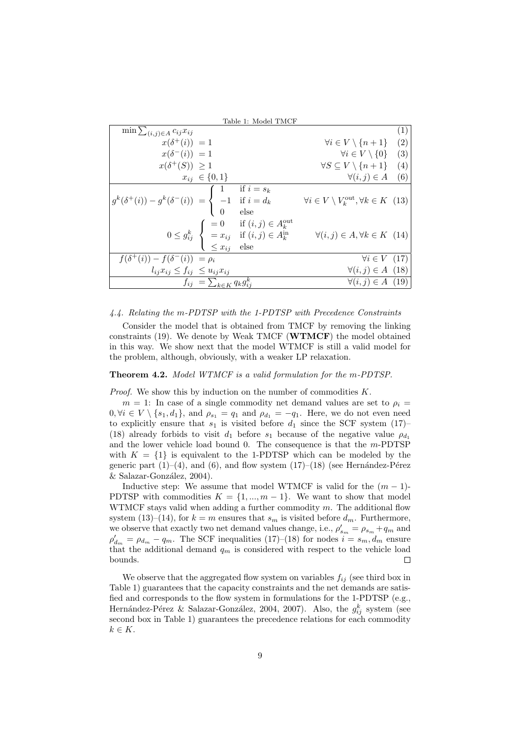Table 1: Model TMCF

$$
\begin{array}{lll}
\min \sum_{(i,j)\in A} c_{ij} x_{ij} & & (1) \\
x(\delta^+(i)) = 1 & \forall i \in V \setminus \{n+1\} & (2) \\
x(\delta^-(i)) = 1 & \forall i \in V \setminus \{0\} & (3) \\
x(\delta^+(S)) \geq 1 & \forall S \subseteq V \setminus \{n+1\} & (4) \\
x_{ij} \in \{0,1\} & \forall (i,j) \in A & (6) \\
\hline
g^k(\delta^+(i)) - g^k(\delta^-(i)) = \begin{cases} 1 & \text{if } i = s_k \\ -1 & \text{if } i = d_k \\ 0 & \text{else} \end{cases} & \forall i \in V \setminus V_k^{\text{out}}, \forall k \in K & (13) \\
0 \leq g_{ij}^k \begin{cases} = 0 & \text{if } (i,j) \in A_k^{\text{out}} \\ = x_{ij} & \text{if } (i,j) \in A_k^{\text{in}} \\ \leq x_{ij} & \text{else} \end{cases} & \forall (i,j) \in A, \forall k \in K & (14) \\
\hline
f(\delta^+(i)) - f(\delta^-(i)) = \rho_i & \forall i \in V & (17) \\
l_{ij} x_{ij} \leq f_{ij} \leq u_{ij} x_{ij} & \forall (i,j) \in A & (18) \\
\hline
f_{ij} = \sum_{k\in K} q_k g_{ij}^k & \forall (i,j) \in A & (19)
\end{array}
$$

### *4.4. Relating the m-PDTSP with the 1-PDTSP with Precedence Constraints*

Consider the model that is obtained from TMCF by removing the linking constraints (19). We denote by Weak TMCF (**WTMCF**) the model obtained in this way. We show next that the model WTMCF is still a valid model for the problem, although, obviously, with a weaker LP relaxation.

**Theorem 4.2.** *Model WTMCF is a valid formulation for the m-PDTSP.*

*Proof.* We show this by induction on the number of commodities $K$.

$m = 1$: In case of a single commodity net demand values are set to $\rho_i = 0, \forall i \in V \setminus \{s_1, d_1\}$, and $\rho_{s_1} = q_1$ and $\rho_{d_1} = -q_1$. Here, we do not even need to explicitly ensure that $s_1$ is visited before $d_1$ since the SCF system (17)–(18) already forbids to visit $d_1$ before $s_1$ because of the negative value $\rho_{d_1}$ and the lower vehicle load bound 0. The consequence is that the $m$-PDTSP with $K = \{1\}$ is equivalent to the 1-PDTSP which can be modeled by the generic part (1)–(4), and (6), and flow system (17)–(18) (see Hernández-Pérez & Salazar-González, 2004).

Inductive step: We assume that model WTMCF is valid for the $(m-1)$-PDTSP with commodities $K = \{1, ..., m-1\}$. We want to show that model WTMCF stays valid when adding a further commodity $m$. The additional flow system (13)–(14), for $k = m$ ensures that $s_m$ is visited before $d_m$. Furthermore, we observe that exactly two net demand values change, i.e., $\rho'_{s_m} = \rho_{s_m} + q_m$ and $\rho'_{d_m} = \rho_{d_m} - q_m$. The SCF inequalities (17)–(18) for nodes $i = s_m, d_m$ ensure that the additional demand $q_m$ is considered with respect to the vehicle load bounds. ☐

We observe that the aggregated flow system on variables $f_{ij}$ (see third box in Table 1) guarantees that the capacity constraints and the net demands are satisfied and corresponds to the flow system in formulations for the 1-PDTSP (e.g., Hernández-Pérez & Salazar-González, 2004, 2007). Also, the $g_{ij}^k$ system (see second box in Table 1) guarantees the precedence relations for each commodity $k \in K$.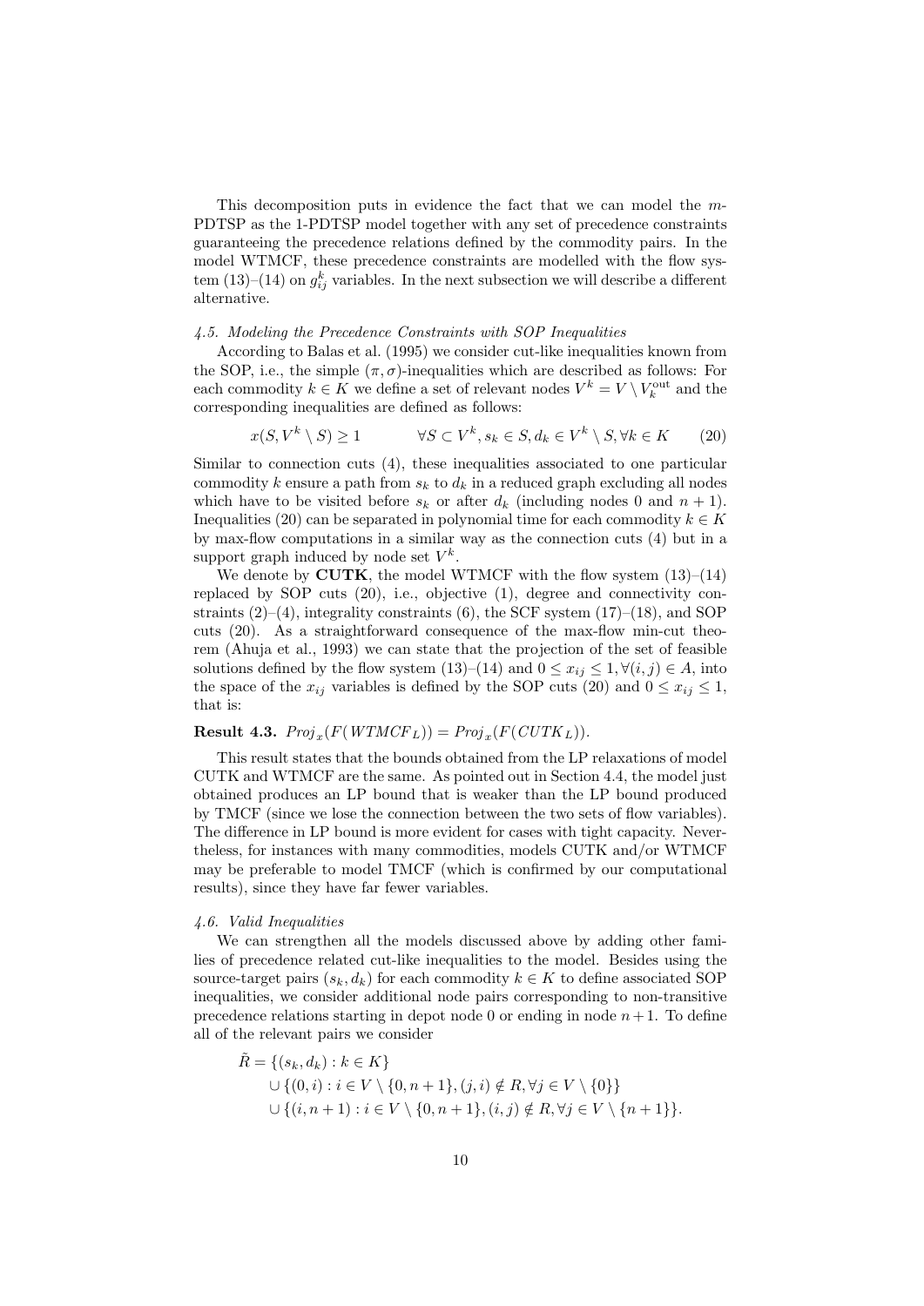This decomposition puts in evidence the fact that we can model the $m$-PDTSP as the 1-PDTSP model together with any set of precedence constraints guaranteeing the precedence relations defined by the commodity pairs. In the model WTMCF, these precedence constraints are modelled with the flow system (13)–(14) on $g_{ij}^k$ variables. In the next subsection we will describe a different alternative.

### *4.5. Modeling the Precedence Constraints with SOP Inequalities*

According to Balas et al. (1995) we consider cut-like inequalities known from the SOP, i.e., the simple $(\pi, \sigma)$-inequalities which are described as follows: For each commodity $k \in K$ we define a set of relevant nodes $V^k = V \setminus V_k^{\text{out}}$ and the corresponding inequalities are defined as follows:

$$x(S, V^k \setminus S) \geq 1 \qquad \forall S \subset V^k, s_k \in S, d_k \in V^k \setminus S, \forall k \in K \qquad (20)$$

Similar to connection cuts (4), these inequalities associated to one particular commodity $k$ ensure a path from $s_k$ to $d_k$ in a reduced graph excluding all nodes which have to be visited before $s_k$ or after $d_k$ (including nodes 0 and $n + 1$). Inequalities (20) can be separated in polynomial time for each commodity $k \in K$ by max-flow computations in a similar way as the connection cuts (4) but in a support graph induced by node set $V^k$.

We denote by **CUTK**, the model WTMCF with the flow system (13)–(14) replaced by SOP cuts (20), i.e., objective (1), degree and connectivity constraints (2)–(4), integrality constraints (6), the SCF system (17)–(18), and SOP cuts (20). As a straightforward consequence of the max-flow min-cut theorem (Ahuja et al., 1993) we can state that the projection of the set of feasible solutions defined by the flow system (13)–(14) and $0 \leq x_{ij} \leq 1, \forall (i, j) \in A$, into the space of the $x_{ij}$ variables is defined by the SOP cuts (20) and $0 \leq x_{ij} \leq 1$, that is:

**Result 4.3.** $Proj_x(F(WTMCF_L)) = Proj_x(F(CUTK_L))$.

This result states that the bounds obtained from the LP relaxations of model CUTK and WTMCF are the same. As pointed out in Section 4.4, the model just obtained produces an LP bound that is weaker than the LP bound produced by TMCF (since we lose the connection between the two sets of flow variables). The difference in LP bound is more evident for cases with tight capacity. Nevertheless, for instances with many commodities, models CUTK and/or WTMCF may be preferable to model TMCF (which is confirmed by our computational results), since they have far fewer variables.

### *4.6. Valid Inequalities*

We can strengthen all the models discussed above by adding other families of precedence related cut-like inequalities to the model. Besides using the source-target pairs $(s_k, d_k)$ for each commodity $k \in K$ to define associated SOP inequalities, we consider additional node pairs corresponding to non-transitive precedence relations starting in depot node 0 or ending in node $n+1$. To define all of the relevant pairs we consider

$$\begin{aligned}
\tilde{R} = &\{(s_k, d_k) : k \in K\} \\
&\cup \{(0, i) : i \in V \setminus \{0, n+1\}, (j, i) \notin R, \forall j \in V \setminus \{0\}\} \\
&\cup \{(i, n+1) : i \in V \setminus \{0, n+1\}, (i, j) \notin R, \forall j \in V \setminus \{n+1\}\}.
\end{aligned}$$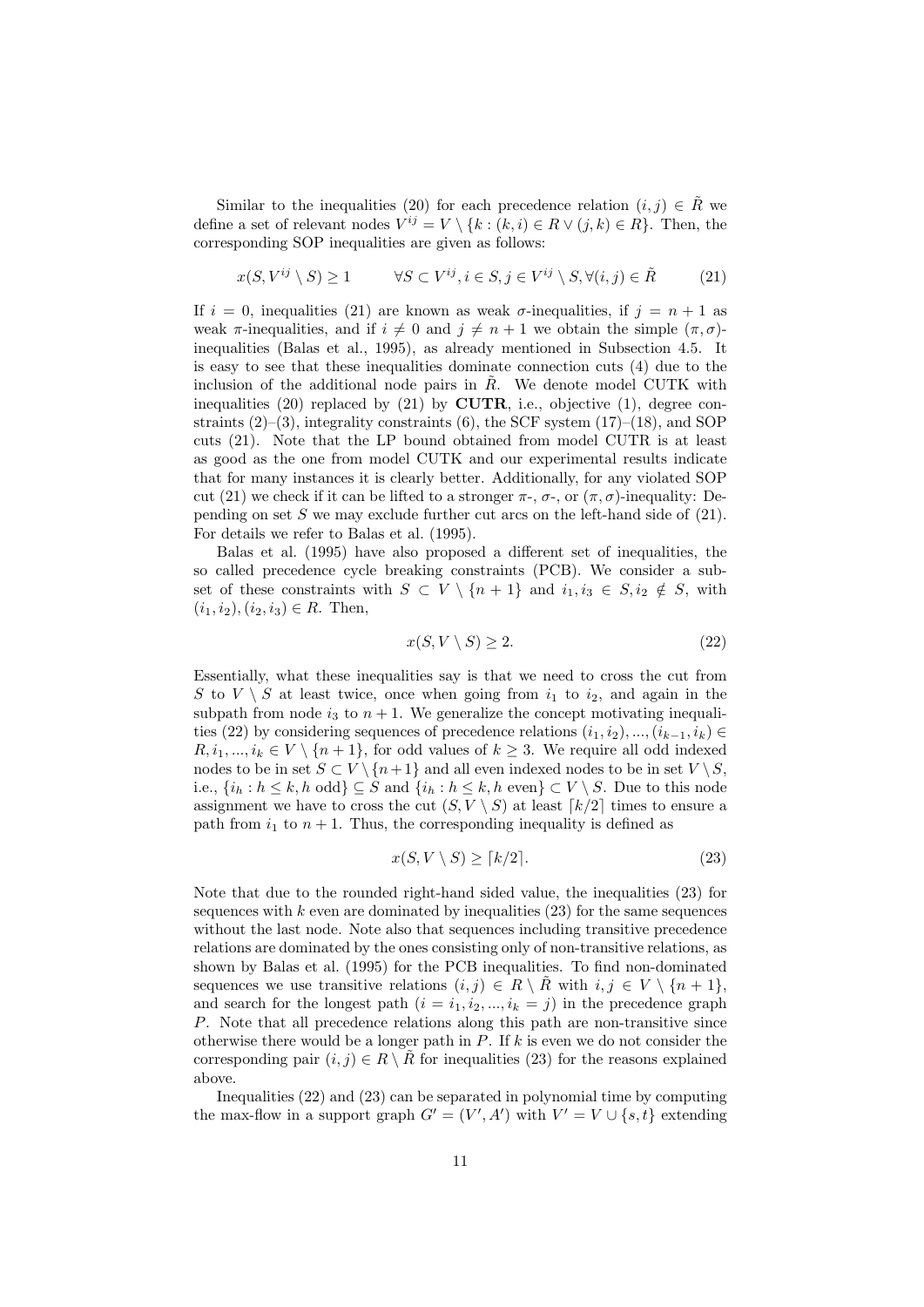Similar to the inequalities (20) for each precedence relation $(i,j) \in \tilde{R}$ we define a set of relevant nodes $V^{ij} = V \setminus \{k : (k,i) \in R \vee (j,k) \in R\}$. Then, the corresponding SOP inequalities are given as follows:

$$x(S, V^{ij} \setminus S) \geq 1 \qquad \forall S \subset V^{ij}, i \in S, j \in V^{ij} \setminus S, \forall (i,j) \in \tilde{R} \tag{21}$$

If $i = 0$, inequalities (21) are known as weak $\sigma$-inequalities, if $j = n+1$ as weak $\pi$-inequalities, and if $i \neq 0$ and $j \neq n+1$ we obtain the simple $(\pi, \sigma)$-inequalities (Balas et al., 1995), as already mentioned in Subsection 4.5. It is easy to see that these inequalities dominate connection cuts (4) due to the inclusion of the additional node pairs in $\tilde{R}$. We denote model CUTK with inequalities (20) replaced by (21) by **CUTR**, i.e., objective (1), degree constraints (2)–(3), integrality constraints (6), the SCF system (17)–(18), and SOP cuts (21). Note that the LP bound obtained from model CUTR is at least as good as the one from model CUTK and our experimental results indicate that for many instances it is clearly better. Additionally, for any violated SOP cut (21) we check if it can be lifted to a stronger $\pi$-, $\sigma$-, or $(\pi, \sigma)$-inequality: Depending on set $S$ we may exclude further cut arcs on the left-hand side of (21). For details we refer to Balas et al. (1995).

Balas et al. (1995) have also proposed a different set of inequalities, the so called precedence cycle breaking constraints (PCB). We consider a subset of these constraints with $S \subset V \setminus \{n+1\}$ and $i_1, i_3 \in S, i_2 \notin S$, with $(i_1, i_2), (i_2, i_3) \in R$. Then,

$$x(S, V \setminus S) \geq 2. \tag{22}$$

Essentially, what these inequalities say is that we need to cross the cut from $S$ to $V \setminus S$ at least twice, once when going from $i_1$ to $i_2$, and again in the subpath from node $i_3$ to $n+1$. We generalize the concept motivating inequalities (22) by considering sequences of precedence relations $(i_1, i_2), ..., (i_{k-1}, i_k) \in R, i_1, ..., i_k \in V \setminus \{n+1\}$, for odd values of $k \geq 3$. We require all odd indexed nodes to be in set $S \subset V \setminus \{n+1\}$ and all even indexed nodes to be in set $V \setminus S$, i.e., $\{i_h : h \leq k, h \text{ odd}\} \subseteq S$ and $\{i_h : h \leq k, h \text{ even}\} \subset V \setminus S$. Due to this node assignment we have to cross the cut $(S, V \setminus S)$ at least $\lceil k/2 \rceil$ times to ensure a path from $i_1$ to $n+1$. Thus, the corresponding inequality is defined as

$$x(S, V \setminus S) \geq \lceil k/2 \rceil. \tag{23}$$

Note that due to the rounded right-hand sided value, the inequalities (23) for sequences with $k$ even are dominated by inequalities (23) for the same sequences without the last node. Note also that sequences including transitive precedence relations are dominated by the ones consisting only of non-transitive relations, as shown by Balas et al. (1995) for the PCB inequalities. To find non-dominated sequences we use transitive relations $(i,j) \in R \setminus \tilde{R}$ with $i, j \in V \setminus \{n+1\}$, and search for the longest path $(i = i_1, i_2, ..., i_k = j)$ in the precedence graph $P$. Note that all precedence relations along this path are non-transitive since otherwise there would be a longer path in $P$. If $k$ is even we do not consider the corresponding pair $(i,j) \in R \setminus \tilde{R}$ for inequalities (23) for the reasons explained above.

Inequalities (22) and (23) can be separated in polynomial time by computing the max-flow in a support graph $G' = (V', A')$ with $V' = V \cup \{s, t\}$ extending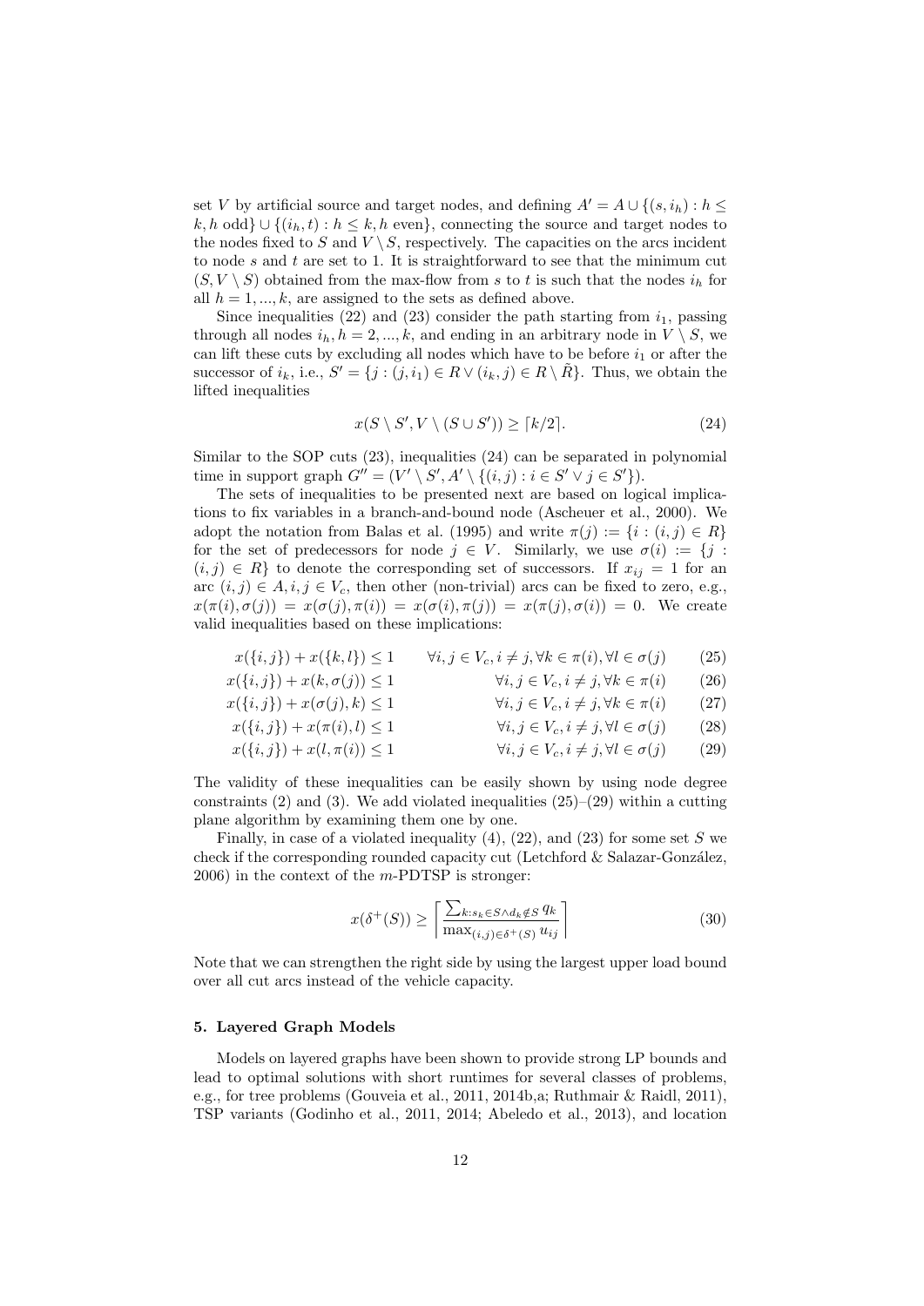set $V$ by artificial source and target nodes, and defining $A' = A \cup \{(s, i_h) : h \leq k, h \text{ odd}\} \cup \{(i_h, t) : h \leq k, h \text{ even}\}$, connecting the source and target nodes to the nodes fixed to $S$ and $V \setminus S$, respectively. The capacities on the arcs incident to node $s$ and $t$ are set to 1. It is straightforward to see that the minimum cut $(S, V \setminus S)$ obtained from the max-flow from $s$ to $t$ is such that the nodes $i_h$ for all $h = 1, ..., k$, are assigned to the sets as defined above.

Since inequalities (22) and (23) consider the path starting from $i_1$, passing through all nodes $i_h, h = 2, ..., k$, and ending in an arbitrary node in $V \setminus S$, we can lift these cuts by excluding all nodes which have to be before $i_1$ or after the successor of $i_k$, i.e., $S' = \{j : (j, i_1) \in R \vee (i_k, j) \in R \setminus \tilde{R}\}$. Thus, we obtain the lifted inequalities

$$x(S \setminus S', V \setminus (S \cup S')) \geq \lceil k/2 \rceil. \tag{24}$$

Similar to the SOP cuts (23), inequalities (24) can be separated in polynomial time in support graph $G'' = (V' \setminus S', A' \setminus \{(i, j) : i \in S' \vee j \in S'\})$.

The sets of inequalities to be presented next are based on logical implications to fix variables in a branch-and-bound node (Ascheuer et al., 2000). We adopt the notation from Balas et al. (1995) and write $\pi(j) := \{i : (i, j) \in R\}$ for the set of predecessors for node $j \in V$. Similarly, we use $\sigma(i) := \{j : (i, j) \in R\}$ to denote the corresponding set of successors. If $x_{ij} = 1$ for an arc $(i, j) \in A, i, j \in V_c$, then other (non-trivial) arcs can be fixed to zero, e.g., $x(\pi(i), \sigma(j)) = x(\sigma(j), \pi(i)) = x(\sigma(i), \pi(j)) = x(\pi(j), \sigma(i)) = 0$. We create valid inequalities based on these implications:

$$x(\{i, j\}) + x(\{k, l\}) \leq 1 \qquad \forall i, j \in V_c, i \neq j, \forall k \in \pi(i), \forall l \in \sigma(j) \tag{25}$$

$$x(\{i, j\}) + x(k, \sigma(j)) \leq 1 \qquad \forall i, j \in V_c, i \neq j, \forall k \in \pi(i) \tag{26}$$

$$x(\{i, j\}) + x(\sigma(j), k) \leq 1 \qquad \forall i, j \in V_c, i \neq j, \forall k \in \pi(i) \tag{27}$$

$$x(\{i, j\}) + x(\pi(i), l) \leq 1 \qquad \forall i, j \in V_c, i \neq j, \forall l \in \sigma(j) \tag{28}$$

$$x(\{i, j\}) + x(l, \pi(i)) \leq 1 \qquad \forall i, j \in V_c, i \neq j, \forall l \in \sigma(j) \tag{29}$$

The validity of these inequalities can be easily shown by using node degree constraints (2) and (3). We add violated inequalities (25)–(29) within a cutting plane algorithm by examining them one by one.

Finally, in case of a violated inequality (4), (22), and (23) for some set $S$ we check if the corresponding rounded capacity cut (Letchford & Salazar-González, 2006) in the context of the $m$-PDTSP is stronger:

$$x(\delta^+(S)) \geq \left\lceil \frac{\sum_{k: s_k \in S \wedge d_k \notin S} q_k}{\max_{(i,j) \in \delta^+(S)} u_{ij}} \right\rceil \tag{30}$$

Note that we can strengthen the right side by using the largest upper load bound over all cut arcs instead of the vehicle capacity.

## 5. Layered Graph Models

Models on layered graphs have been shown to provide strong LP bounds and lead to optimal solutions with short runtimes for several classes of problems, e.g., for tree problems (Gouveia et al., 2011, 2014b,a; Ruthmair & Raidl, 2011), TSP variants (Godinho et al., 2011, 2014; Abeledo et al., 2013), and location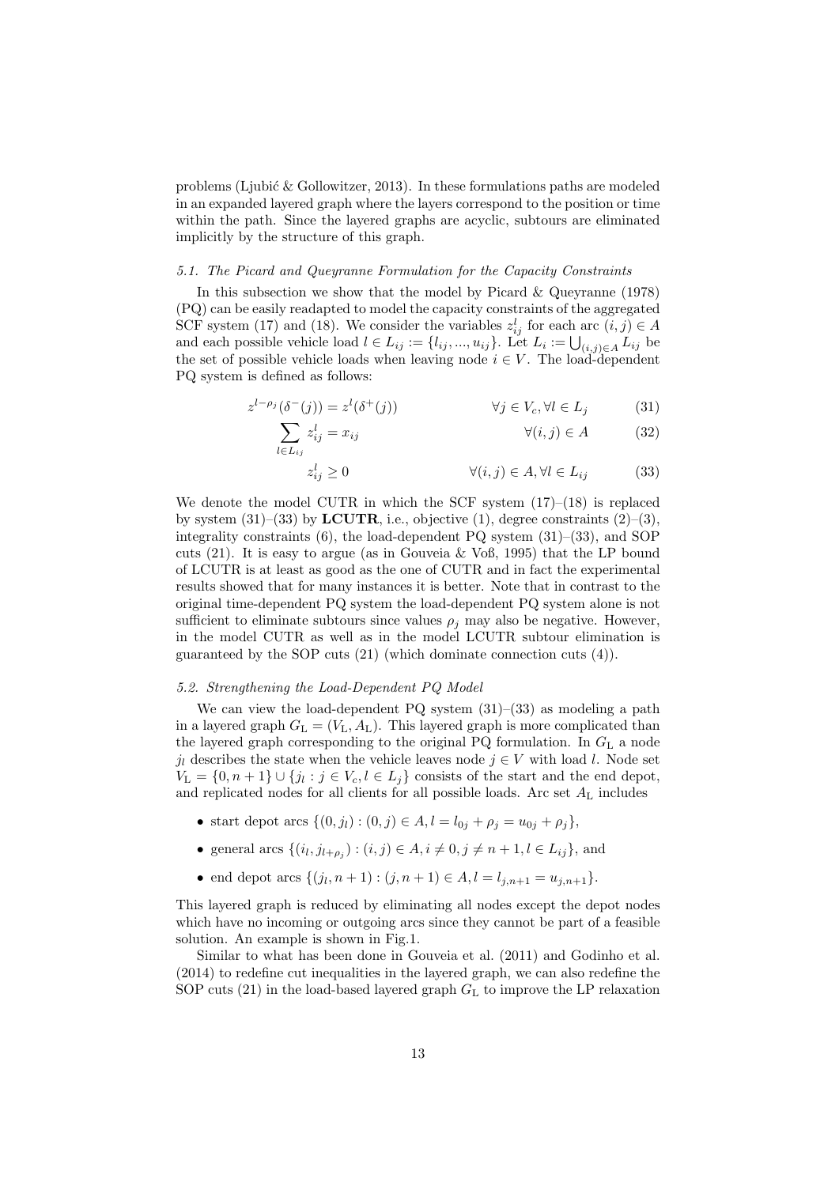problems (Ljubić & Gollowitzer, 2013). In these formulations paths are modeled in an expanded layered graph where the layers correspond to the position or time within the path. Since the layered graphs are acyclic, subtours are eliminated implicitly by the structure of this graph.

### *5.1. The Picard and Queyranne Formulation for the Capacity Constraints*

In this subsection we show that the model by Picard & Queyranne (1978) (PQ) can be easily readapted to model the capacity constraints of the aggregated SCF system (17) and (18). We consider the variables $z^l_{ij}$ for each arc $(i, j) \in A$ and each possible vehicle load $l \in L_{ij} := \{l_{ij}, ..., u_{ij}\}$. Let $L_i := \bigcup_{(i,j)\in A} L_{ij}$ be the set of possible vehicle loads when leaving node $i \in V$. The load-dependent PQ system is defined as follows:

$$z^{l-\rho_j}(\delta^-(j)) = z^l(\delta^+(j)) \qquad \forall j \in V_c, \forall l \in L_j \tag{31}$$

$$\sum_{l\in L_{ij}} z^l_{ij} = x_{ij} \qquad \forall (i, j) \in A \tag{32}$$

$$z^l_{ij} \geq 0 \qquad \forall (i, j) \in A, \forall l \in L_{ij} \tag{33}$$

We denote the model CUTR in which the SCF system (17)–(18) is replaced by system (31)–(33) by **LCUTR**, i.e., objective (1), degree constraints (2)–(3), integrality constraints (6), the load-dependent PQ system (31)–(33), and SOP cuts (21). It is easy to argue (as in Gouveia & Voß, 1995) that the LP bound of LCUTR is at least as good as the one of CUTR and in fact the experimental results showed that for many instances it is better. Note that in contrast to the original time-dependent PQ system the load-dependent PQ system alone is not sufficient to eliminate subtours since values $\rho_j$ may also be negative. However, in the model CUTR as well as in the model LCUTR subtour elimination is guaranteed by the SOP cuts (21) (which dominate connection cuts (4)).

### *5.2. Strengthening the Load-Dependent PQ Model*

We can view the load-dependent PQ system (31)–(33) as modeling a path in a layered graph $G_L = (V_L, A_L)$. This layered graph is more complicated than the layered graph corresponding to the original PQ formulation. In $G_L$ a node $j_l$ describes the state when the vehicle leaves node $j \in V$ with load $l$. Node set $V_L = \{0, n+1\} \cup \{j_l : j \in V_c, l \in L_j\}$ consists of the start and the end depot, and replicated nodes for all clients for all possible loads. Arc set $A_L$ includes

- start depot arcs $\{(0, j_l) : (0, j) \in A, l = l_{0j} + \rho_j = u_{0j} + \rho_j\}$,
- general arcs $\{(i_l, j_{l+\rho_j}) : (i, j) \in A, i \neq 0, j \neq n+1, l \in L_{ij}\}$, and
- end depot arcs $\{(j_l, n+1) : (j, n+1) \in A, l = l_{j,n+1} = u_{j,n+1}\}$.

This layered graph is reduced by eliminating all nodes except the depot nodes which have no incoming or outgoing arcs since they cannot be part of a feasible solution. An example is shown in Fig.1.

Similar to what has been done in Gouveia et al. (2011) and Godinho et al. (2014) to redefine cut inequalities in the layered graph, we can also redefine the SOP cuts (21) in the load-based layered graph $G_L$ to improve the LP relaxation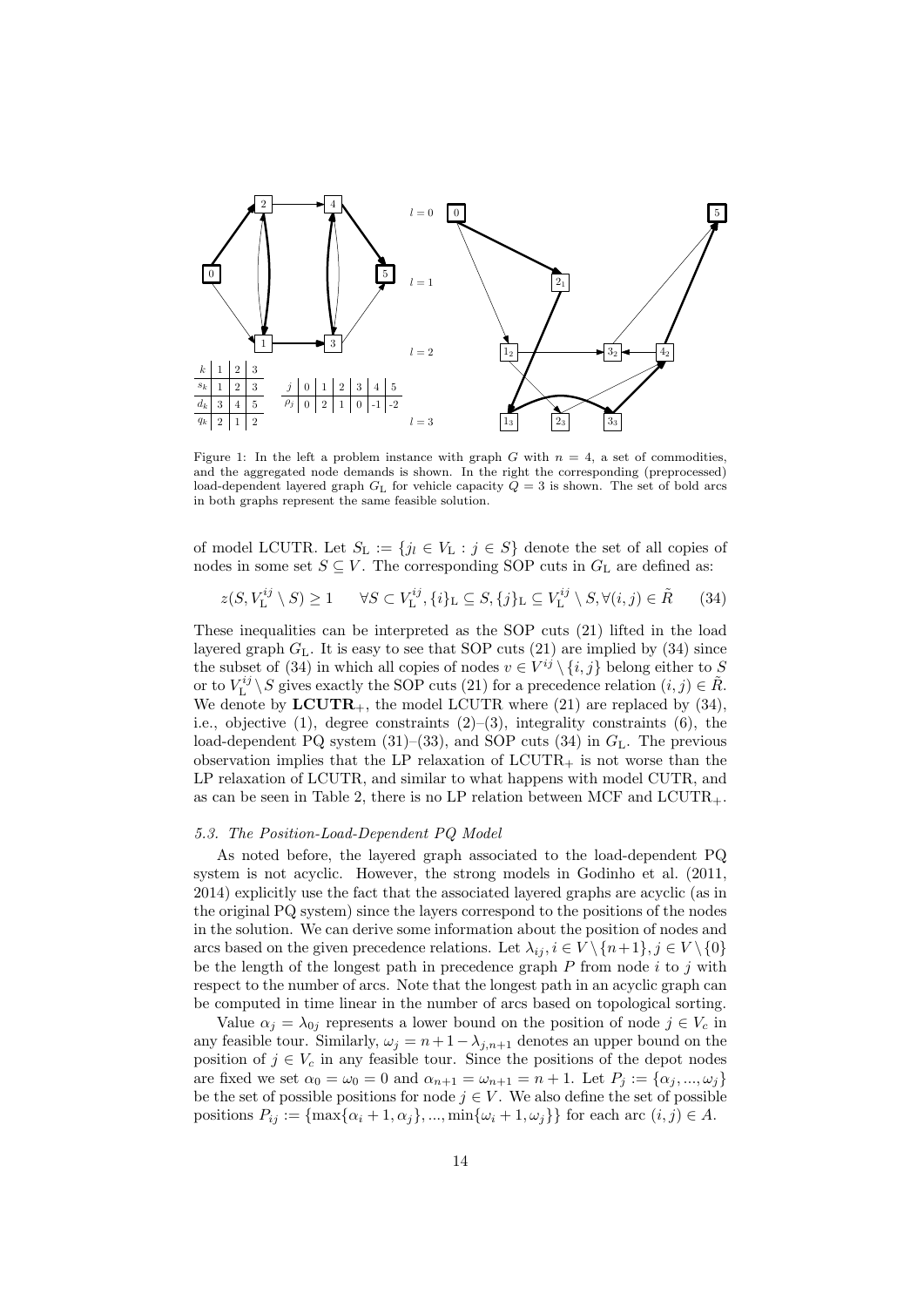| $k$ | 1 | 2 | 3 |
|---|---|---|---|
| $s_k$ | 1 | 2 | 3 |
| $d_k$ | 3 | 4 | 5 |
| $q_k$ | 2 | 1 | 2 |

| $j$ | 0 | 1 | 2 | 3 | 4 | 5 |
|---|---|---|---|---|---|---|
| $\rho_j$ | 0 | 2 | 1 | 0 | -1 | -2 |

Figure 1: In the left a problem instance with graph $G$ with $n = 4$, a set of commodities, and the aggregated node demands is shown. In the right the corresponding (preprocessed) load-dependent layered graph $G_\mathrm{L}$ for vehicle capacity $Q = 3$ is shown. The set of bold arcs in both graphs represent the same feasible solution.

of model LCUTR. Let $S_\mathrm{L} := \{j_l \in V_\mathrm{L} : j \in S\}$ denote the set of all copies of nodes in some set $S \subseteq V$. The corresponding SOP cuts in $G_\mathrm{L}$ are defined as:

$$z(S, V_\mathrm{L}^{ij} \setminus S) \geq 1 \qquad \forall S \subset V_\mathrm{L}^{ij}, \{i\}_\mathrm{L} \subseteq S, \{j\}_\mathrm{L} \subseteq V_\mathrm{L}^{ij} \setminus S, \forall (i,j) \in \tilde{R} \qquad (34)$$

These inequalities can be interpreted as the SOP cuts (21) lifted in the load layered graph $G_\mathrm{L}$. It is easy to see that SOP cuts (21) are implied by (34) since the subset of (34) in which all copies of nodes $v \in V^{ij} \setminus \{i, j\}$ belong either to $S$ or to $V_\mathrm{L}^{ij} \setminus S$ gives exactly the SOP cuts (21) for a precedence relation $(i, j) \in \tilde{R}$. We denote by **LCUTR$_+$**, the model LCUTR where (21) are replaced by (34), i.e., objective (1), degree constraints (2)–(3), integrality constraints (6), the load-dependent PQ system (31)–(33), and SOP cuts (34) in $G_\mathrm{L}$. The previous observation implies that the LP relaxation of LCUTR$_+$ is not worse than the LP relaxation of LCUTR, and similar to what happens with model CUTR, and as can be seen in Table 2, there is no LP relation between MCF and LCUTR$_+$.

### 5.3. The Position-Load-Dependent PQ Model

As noted before, the layered graph associated to the load-dependent PQ system is not acyclic. However, the strong models in Godinho et al. (2011, 2014) explicitly use the fact that the associated layered graphs are acyclic (as in the original PQ system) since the layers correspond to the positions of the nodes in the solution. We can derive some information about the position of nodes and arcs based on the given precedence relations. Let $\lambda_{ij}, i \in V \setminus \{n+1\}, j \in V \setminus \{0\}$ be the length of the longest path in precedence graph $P$ from node $i$ to $j$ with respect to the number of arcs. Note that the longest path in an acyclic graph can be computed in time linear in the number of arcs based on topological sorting.

Value $\alpha_j = \lambda_{0j}$ represents a lower bound on the position of node $j \in V_c$ in any feasible tour. Similarly, $\omega_j = n + 1 - \lambda_{j,n+1}$ denotes an upper bound on the position of $j \in V_c$ in any feasible tour. Since the positions of the depot nodes are fixed we set $\alpha_0 = \omega_0 = 0$ and $\alpha_{n+1} = \omega_{n+1} = n + 1$. Let $P_j := \{\alpha_j, ..., \omega_j\}$ be the set of possible positions for node $j \in V$. We also define the set of possible positions $P_{ij} := \{\max\{\alpha_i + 1, \alpha_j\}, ..., \min\{\omega_i + 1, \omega_j\}\}$ for each arc $(i, j) \in A$.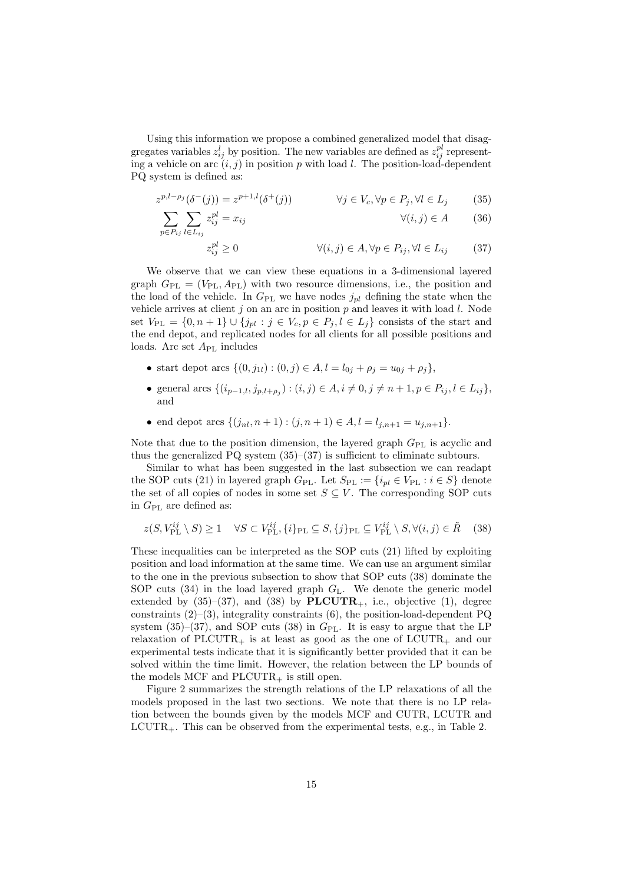Using this information we propose a combined generalized model that disaggregates variables $z^l_{ij}$ by position. The new variables are defined as $z^{pl}_{ij}$ representing a vehicle on arc $(i,j)$ in position $p$ with load $l$. The position-load-dependent PQ system is defined as:

$$z^{p,l-\rho_j}(\delta^-(j)) = z^{p+1,l}(\delta^+(j)) \qquad \forall j \in V_c, \forall p \in P_j, \forall l \in L_j \tag{35}$$

$$\sum_{p \in P_{ij}} \sum_{l \in L_{ij}} z^{pl}_{ij} = x_{ij} \qquad \forall (i,j) \in A \tag{36}$$

$$z^{pl}_{ij} \geq 0 \qquad \forall (i,j) \in A, \forall p \in P_{ij}, \forall l \in L_{ij} \tag{37}$$

We observe that we can view these equations in a 3-dimensional layered graph $G_{\text{PL}} = (V_{\text{PL}}, A_{\text{PL}})$ with two resource dimensions, i.e., the position and the load of the vehicle. In $G_{\text{PL}}$ we have nodes $j_{pl}$ defining the state when the vehicle arrives at client $j$ on an arc in position $p$ and leaves it with load $l$. Node set $V_{\text{PL}} = \{0, n+1\} \cup \{j_{pl} : j \in V_c, p \in P_j, l \in L_j\}$ consists of the start and the end depot, and replicated nodes for all clients for all possible positions and loads. Arc set $A_{\text{PL}}$ includes

- start depot arcs $\{(0, j_{1l}) : (0,j) \in A, l = l_{0j} + \rho_j = u_{0j} + \rho_j\}$,
- general arcs $\{(i_{p-1,l}, j_{p,l+\rho_j}) : (i,j) \in A, i \neq 0, j \neq n+1, p \in P_{ij}, l \in L_{ij}\}$, and
- end depot arcs $\{(j_{nl}, n+1) : (j, n+1) \in A, l = l_{j,n+1} = u_{j,n+1}\}$.

Note that due to the position dimension, the layered graph $G_{\text{PL}}$ is acyclic and thus the generalized PQ system (35)–(37) is sufficient to eliminate subtours.

Similar to what has been suggested in the last subsection we can readapt the SOP cuts (21) in layered graph $G_{\text{PL}}$. Let $S_{\text{PL}} := \{i_{pl} \in V_{\text{PL}} : i \in S\}$ denote the set of all copies of nodes in some set $S \subseteq V$. The corresponding SOP cuts in $G_{\text{PL}}$ are defined as:

$$z(S, V^{ij}_{\text{PL}} \setminus S) \geq 1 \quad \forall S \subset V^{ij}_{\text{PL}}, \{i\}_{\text{PL}} \subseteq S, \{j\}_{\text{PL}} \subseteq V^{ij}_{\text{PL}} \setminus S, \forall (i,j) \in \tilde{R} \tag{38}$$

These inequalities can be interpreted as the SOP cuts (21) lifted by exploiting position and load information at the same time. We can use an argument similar to the one in the previous subsection to show that SOP cuts (38) dominate the SOP cuts (34) in the load layered graph $G_{\text{L}}$. We denote the generic model extended by (35)–(37), and (38) by **PLCUTR**$_+$, i.e., objective (1), degree constraints (2)–(3), integrality constraints (6), the position-load-dependent PQ system (35)–(37), and SOP cuts (38) in $G_{\text{PL}}$. It is easy to argue that the LP relaxation of PLCUTR$_+$ is at least as good as the one of LCUTR$_+$ and our experimental tests indicate that it is significantly better provided that it can be solved within the time limit. However, the relation between the LP bounds of the models MCF and PLCUTR$_+$ is still open.

Figure 2 summarizes the strength relations of the LP relaxations of all the models proposed in the last two sections. We note that there is no LP relation between the bounds given by the models MCF and CUTR, LCUTR and LCUTR$_+$. This can be observed from the experimental tests, e.g., in Table 2.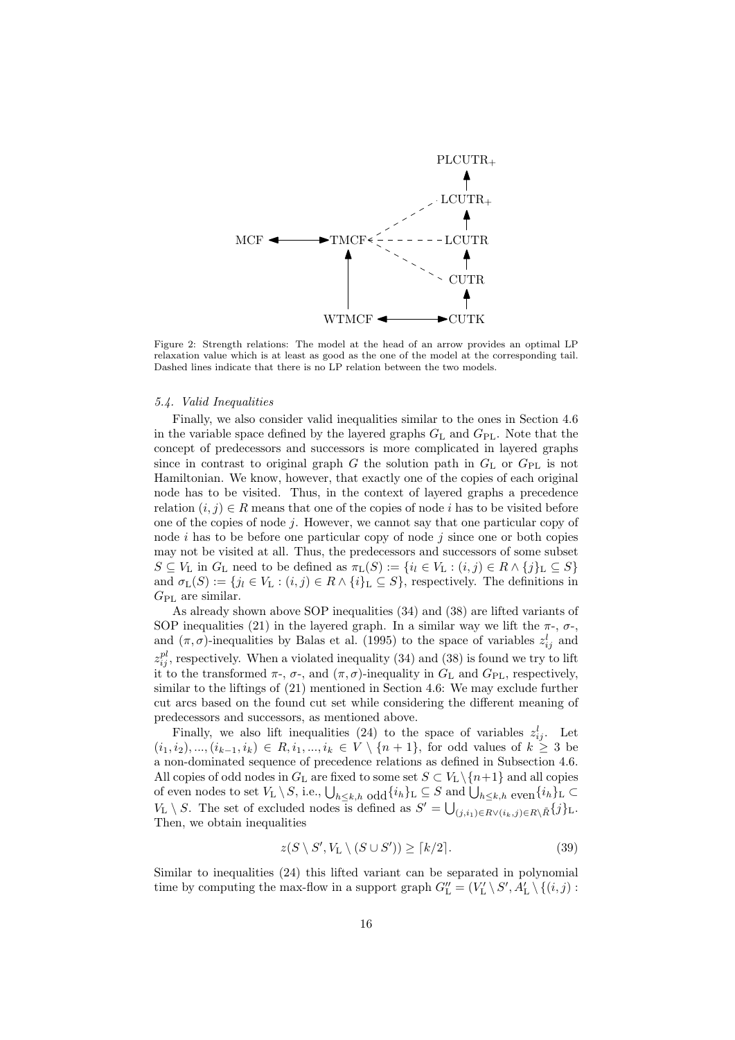Figure 2: Strength relations: The model at the head of an arrow provides an optimal LP relaxation value which is at least as good as the one of the model at the corresponding tail. Dashed lines indicate that there is no LP relation between the two models.

### 5.4. Valid Inequalities

Finally, we also consider valid inequalities similar to the ones in Section 4.6 in the variable space defined by the layered graphs $G_{\rm L}$ and $G_{\rm PL}$. Note that the concept of predecessors and successors is more complicated in layered graphs since in contrast to original graph $G$ the solution path in $G_{\rm L}$ or $G_{\rm PL}$ is not Hamiltonian. We know, however, that exactly one of the copies of each original node has to be visited. Thus, in the context of layered graphs a precedence relation $(i,j) \in R$ means that one of the copies of node $i$ has to be visited before one of the copies of node $j$. However, we cannot say that one particular copy of node $i$ has to be before one particular copy of node $j$ since one or both copies may not be visited at all. Thus, the predecessors and successors of some subset $S \subseteq V_{\rm L}$ in $G_{\rm L}$ need to be defined as $\pi_{\rm L}(S) := \{i_l \in V_{\rm L} : (i,j) \in R \wedge \{j\}_{\rm L} \subseteq S\}$ and $\sigma_{\rm L}(S) := \{j_l \in V_{\rm L} : (i,j) \in R \wedge \{i\}_{\rm L} \subseteq S\}$, respectively. The definitions in $G_{\rm PL}$ are similar.

As already shown above SOP inequalities (34) and (38) are lifted variants of SOP inequalities (21) in the layered graph. In a similar way we lift the $\pi$-, $\sigma$-, and $(\pi,\sigma)$-inequalities by Balas et al. (1995) to the space of variables $z^l_{ij}$ and $z^{pl}_{ij}$, respectively. When a violated inequality (34) and (38) is found we try to lift it to the transformed $\pi$-, $\sigma$-, and $(\pi,\sigma)$-inequality in $G_{\rm L}$ and $G_{\rm PL}$, respectively, similar to the liftings of (21) mentioned in Section 4.6: We may exclude further cut arcs based on the found cut set while considering the different meaning of predecessors and successors, as mentioned above.

Finally, we also lift inequalities (24) to the space of variables $z^l_{ij}$. Let $(i_1,i_2),...,(i_{k-1},i_k) \in R, i_1,...,i_k \in V \setminus \{n+1\}$, for odd values of $k \geq 3$ be a non-dominated sequence of precedence relations as defined in Subsection 4.6. All copies of odd nodes in $G_{\rm L}$ are fixed to some set $S \subset V_{\rm L} \setminus \{n+1\}$ and all copies of even nodes to set $V_{\rm L} \setminus S$, i.e., $\bigcup_{h \leq k, h \text{ odd}} \{i_h\}_{\rm L} \subseteq S$ and $\bigcup_{h \leq k, h \text{ even}} \{i_h\}_{\rm L} \subset V_{\rm L} \setminus S$. The set of excluded nodes is defined as $S' = \bigcup_{(j,i_1) \in R \vee (i_k,j) \in R \setminus \tilde{R}} \{j\}_{\rm L}$. Then, we obtain inequalities

$$z(S \setminus S', V_{\rm L} \setminus (S \cup S')) \geq \lceil k/2 \rceil. \tag{39}$$

Similar to inequalities (24) this lifted variant can be separated in polynomial time by computing the max-flow in a support graph $G''_{\rm L} = (V'_{\rm L} \setminus S', A'_{\rm L} \setminus \{(i,j) :$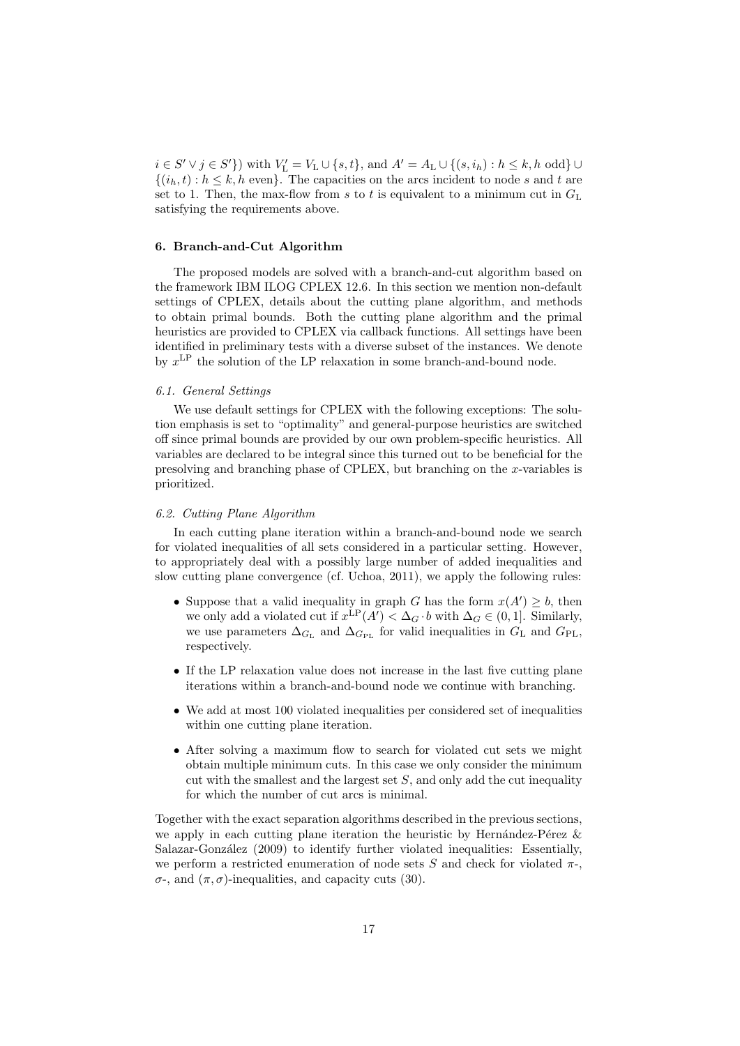$i \in S' \vee j \in S'\}$) with $V'_{\mathrm{L}} = V_{\mathrm{L}} \cup \{s, t\}$, and $A' = A_{\mathrm{L}} \cup \{(s, i_h) : h \leq k, h \text{ odd}\} \cup \{(i_h, t) : h \leq k, h \text{ even}\}$. The capacities on the arcs incident to node $s$ and $t$ are set to 1. Then, the max-flow from $s$ to $t$ is equivalent to a minimum cut in $G_{\mathrm{L}}$ satisfying the requirements above.

## 6. Branch-and-Cut Algorithm

The proposed models are solved with a branch-and-cut algorithm based on the framework IBM ILOG CPLEX 12.6. In this section we mention non-default settings of CPLEX, details about the cutting plane algorithm, and methods to obtain primal bounds. Both the cutting plane algorithm and the primal heuristics are provided to CPLEX via callback functions. All settings have been identified in preliminary tests with a diverse subset of the instances. We denote by $x^{\mathrm{LP}}$ the solution of the LP relaxation in some branch-and-bound node.

### *6.1. General Settings*

We use default settings for CPLEX with the following exceptions: The solution emphasis is set to "optimality" and general-purpose heuristics are switched off since primal bounds are provided by our own problem-specific heuristics. All variables are declared to be integral since this turned out to be beneficial for the presolving and branching phase of CPLEX, but branching on the $x$-variables is prioritized.

### *6.2. Cutting Plane Algorithm*

In each cutting plane iteration within a branch-and-bound node we search for violated inequalities of all sets considered in a particular setting. However, to appropriately deal with a possibly large number of added inequalities and slow cutting plane convergence (cf. Uchoa, 2011), we apply the following rules:

- Suppose that a valid inequality in graph $G$ has the form $x(A') \geq b$, then we only add a violated cut if $x^{\mathrm{LP}}(A') < \Delta_G \cdot b$ with $\Delta_G \in (0, 1]$. Similarly, we use parameters $\Delta_{G_{\mathrm{L}}}$ and $\Delta_{G_{\mathrm{PL}}}$ for valid inequalities in $G_{\mathrm{L}}$ and $G_{\mathrm{PL}}$, respectively.
- If the LP relaxation value does not increase in the last five cutting plane iterations within a branch-and-bound node we continue with branching.
- We add at most 100 violated inequalities per considered set of inequalities within one cutting plane iteration.
- After solving a maximum flow to search for violated cut sets we might obtain multiple minimum cuts. In this case we only consider the minimum cut with the smallest and the largest set $S$, and only add the cut inequality for which the number of cut arcs is minimal.

Together with the exact separation algorithms described in the previous sections, we apply in each cutting plane iteration the heuristic by Hernández-Pérez & Salazar-González (2009) to identify further violated inequalities: Essentially, we perform a restricted enumeration of node sets $S$ and check for violated $\pi$-, $\sigma$-, and $(\pi, \sigma)$-inequalities, and capacity cuts (30).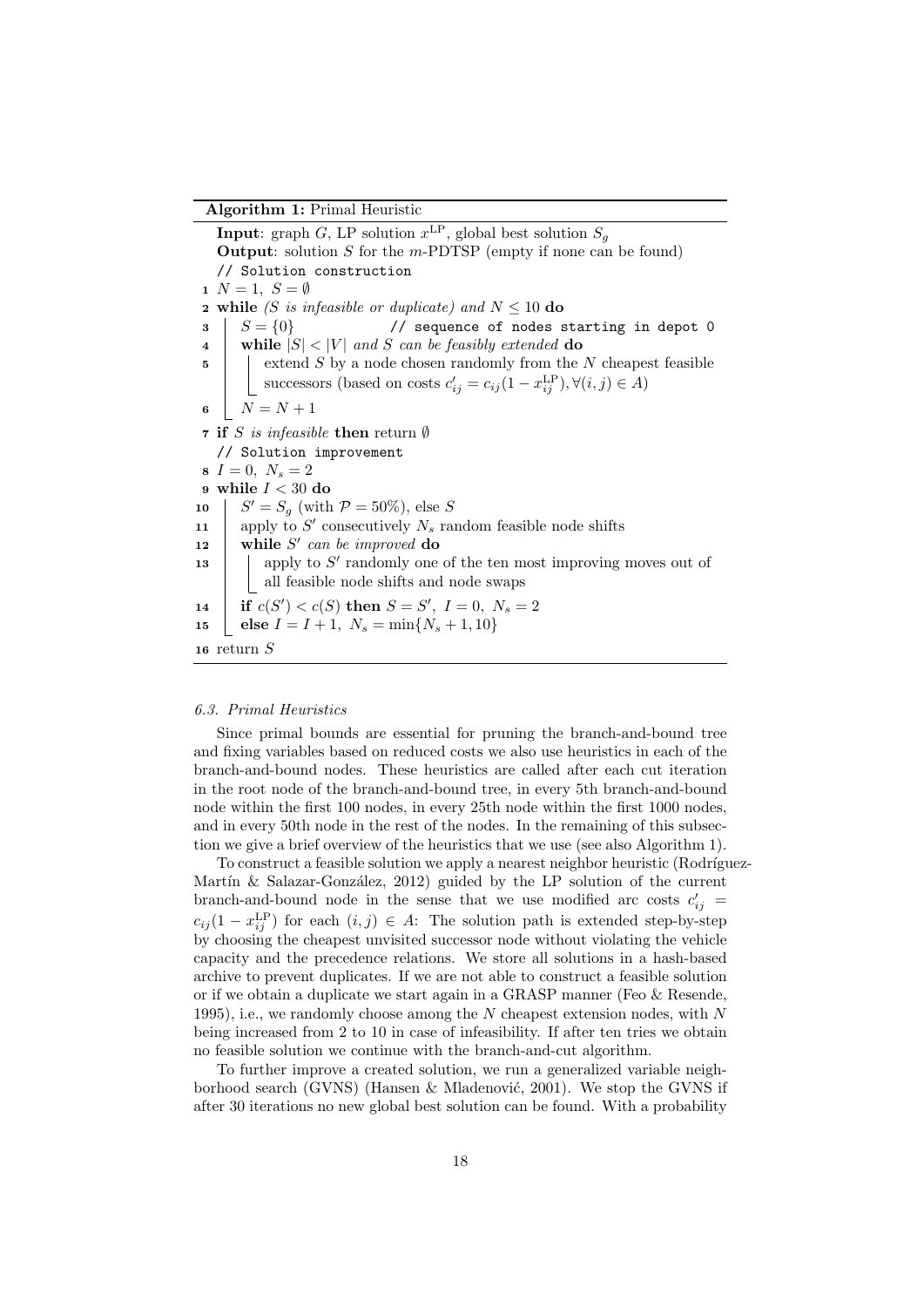**Algorithm 1:** Primal Heuristic

```
    Input: graph G, LP solution x^LP, global best solution S_g
    Output: solution S for the m-PDTSP (empty if none can be found)
    // Solution construction
 1  N = 1, S = ∅
 2  while (S is infeasible or duplicate) and N ≤ 10 do
 3      S = {0}            // sequence of nodes starting in depot 0
 4      while |S| < |V| and S can be feasibly extended do
 5          extend S by a node chosen randomly from the N cheapest feasible
            successors (based on costs c'_ij = c_ij(1 − x^LP_ij), ∀(i, j) ∈ A)
 6      N = N + 1
 7  if S is infeasible then return ∅
    // Solution improvement
 8  I = 0, N_s = 2
 9  while I < 30 do
10      S' = S_g (with P = 50%), else S
11      apply to S' consecutively N_s random feasible node shifts
12      while S' can be improved do
13          apply to S' randomly one of the ten most improving moves out of
            all feasible node shifts and node swaps
14      if c(S') < c(S) then S = S', I = 0, N_s = 2
15      else I = I + 1, N_s = min{N_s + 1, 10}
16  return S
```

### 6.3. Primal Heuristics

Since primal bounds are essential for pruning the branch-and-bound tree and fixing variables based on reduced costs we also use heuristics in each of the branch-and-bound nodes. These heuristics are called after each cut iteration in the root node of the branch-and-bound tree, in every 5th branch-and-bound node within the first 100 nodes, in every 25th node within the first 1000 nodes, and in every 50th node in the rest of the nodes. In the remaining of this subsection we give a brief overview of the heuristics that we use (see also Algorithm 1).

To construct a feasible solution we apply a nearest neighbor heuristic (Rodríguez-Martín & Salazar-González, 2012) guided by the LP solution of the current branch-and-bound node in the sense that we use modified arc costs $c'_{ij} = c_{ij}(1 - x^{\mathrm{LP}}_{ij})$ for each $(i, j) \in A$: The solution path is extended step-by-step by choosing the cheapest unvisited successor node without violating the vehicle capacity and the precedence relations. We store all solutions in a hash-based archive to prevent duplicates. If we are not able to construct a feasible solution or if we obtain a duplicate we start again in a GRASP manner (Feo & Resende, 1995), i.e., we randomly choose among the $N$ cheapest extension nodes, with $N$ being increased from 2 to 10 in case of infeasibility. If after ten tries we obtain no feasible solution we continue with the branch-and-cut algorithm.

To further improve a created solution, we run a generalized variable neighborhood search (GVNS) (Hansen & Mladenović, 2001). We stop the GVNS if after 30 iterations no new global best solution can be found. With a probability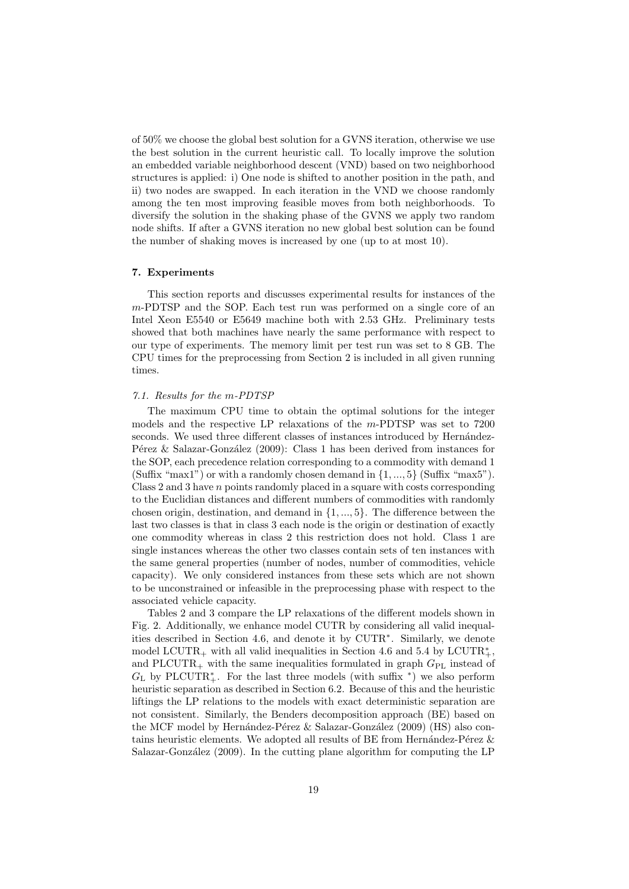of 50% we choose the global best solution for a GVNS iteration, otherwise we use the best solution in the current heuristic call. To locally improve the solution an embedded variable neighborhood descent (VND) based on two neighborhood structures is applied: i) One node is shifted to another position in the path, and ii) two nodes are swapped. In each iteration in the VND we choose randomly among the ten most improving feasible moves from both neighborhoods. To diversify the solution in the shaking phase of the GVNS we apply two random node shifts. If after a GVNS iteration no new global best solution can be found the number of shaking moves is increased by one (up to at most 10).

## 7. Experiments

This section reports and discusses experimental results for instances of the $m$-PDTSP and the SOP. Each test run was performed on a single core of an Intel Xeon E5540 or E5649 machine both with 2.53 GHz. Preliminary tests showed that both machines have nearly the same performance with respect to our type of experiments. The memory limit per test run was set to 8 GB. The CPU times for the preprocessing from Section 2 is included in all given running times.

### 7.1. Results for the m-PDTSP

The maximum CPU time to obtain the optimal solutions for the integer models and the respective LP relaxations of the $m$-PDTSP was set to 7200 seconds. We used three different classes of instances introduced by Hernández-Pérez & Salazar-González (2009): Class 1 has been derived from instances for the SOP, each precedence relation corresponding to a commodity with demand 1 (Suffix "max1") or with a randomly chosen demand in $\{1, ..., 5\}$ (Suffix "max5"). Class 2 and 3 have $n$ points randomly placed in a square with costs corresponding to the Euclidian distances and different numbers of commodities with randomly chosen origin, destination, and demand in $\{1, ..., 5\}$. The difference between the last two classes is that in class 3 each node is the origin or destination of exactly one commodity whereas in class 2 this restriction does not hold. Class 1 are single instances whereas the other two classes contain sets of ten instances with the same general properties (number of nodes, number of commodities, vehicle capacity). We only considered instances from these sets which are not shown to be unconstrained or infeasible in the preprocessing phase with respect to the associated vehicle capacity.

Tables 2 and 3 compare the LP relaxations of the different models shown in Fig. 2. Additionally, we enhance model CUTR by considering all valid inequalities described in Section 4.6, and denote it by CUTR$^*$. Similarly, we denote model LCUTR$_+$ with all valid inequalities in Section 4.6 and 5.4 by LCUTR$^*_+$, and PLCUTR$_+$ with the same inequalities formulated in graph $G_{\mathrm{PL}}$ instead of $G_{\mathrm{L}}$ by PLCUTR$^*_+$. For the last three models (with suffix $^*$) we also perform heuristic separation as described in Section 6.2. Because of this and the heuristic liftings the LP relations to the models with exact deterministic separation are not consistent. Similarly, the Benders decomposition approach (BE) based on the MCF model by Hernández-Pérez & Salazar-González (2009) (HS) also contains heuristic elements. We adopted all results of BE from Hernández-Pérez & Salazar-González (2009). In the cutting plane algorithm for computing the LP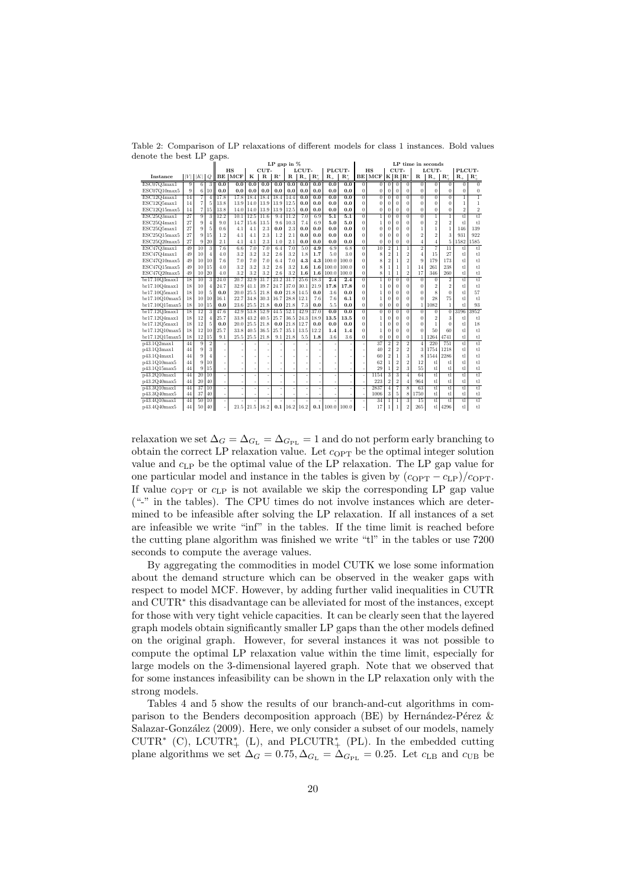Table 2: Comparison of LP relaxations of different models for class 1 instances. Bold values denote the best LP gaps.

| | | | | LP gap in % | | | | | | | | | | LP time in seconds | | | | | | | | | |
|---|---|---|---|---|---|---|---|---|---|---|---|---|---|---|---|---|---|---|---|---|---|---|---|
| | | | | HS | | CUT- | | | LCUT- | | | PLCUT- | | HS | | CUT- | | | LCUT- | | | PLCUT- | |
| Instance | $\|V\|$ | $\|K\|$ | $Q$ | BE | MCF | K | R | R* | R | $R_+$ | $R_+^*$ | $R_+$ | $R_+^*$ | BE | MCF | K | R | R* | R | $R_+$ | $R_+^*$ | $R_+$ | $R_+^*$ |
| ESC07Q3max1 | 9 | 6 | 3 | **0.0** | **0.0** | **0.0** | **0.0** | **0.0** | **0.0** | **0.0** | **0.0** | **0.0** | **0.0** | 0 | 0 | 0 | 0 | 0 | 0 | 0 | 0 | 0 | 0 |
| ESC07Q10max5 | 9 | 6 | 10 | **0.0** | **0.0** | **0.0** | **0.0** | **0.0** | **0.0** | **0.0** | **0.0** | **0.0** | **0.0** | 0 | 0 | 0 | 0 | 0 | 0 | 0 | 0 | 0 | 0 |
| ESC12Q4max1 | 14 | 7 | 4 | 17.8 | 17.8 | 18.4 | 18.4 | 18.4 | 14.4 | **0.0** | **0.0** | **0.0** | **0.0** | 0 | 0 | 0 | 0 | 0 | 0 | 0 | 0 | 1 | 1 |
| ESC12Q5max1 | 14 | 7 | 5 | 13.8 | 13.9 | 14.0 | 13.9 | 13.9 | 12.5 | **0.0** | **0.0** | **0.0** | **0.0** | 0 | 0 | 0 | 0 | 0 | 0 | 0 | 0 | 1 | 1 |
| ESC12Q15max5 | 14 | 7 | 15 | 13.8 | 14.0 | 14.0 | 13.9 | 13.9 | 12.5 | **0.0** | **0.0** | **0.0** | **0.0** | 0 | 0 | 0 | 0 | 0 | 0 | 0 | 0 | 2 | 2 |
| ESC25Q3max1 | 27 | 9 | 3 | 12.2 | 10.1 | 12.5 | 11.6 | 9.4 | 11.2 | 7.0 | 6.9 | **5.1** | **5.1** | 0 | 1 | 0 | 0 | 0 | 0 | 1 | 1 | tl | tl |
| ESC25Q4max1 | 27 | 9 | 4 | 9.0 | 14.7 | 15.6 | 13.5 | 9.6 | 10.3 | 7.4 | 6.9 | **5.0** | **5.0** | 0 | 1 | 0 | 0 | 0 | 0 | 2 | 2 | tl | tl |
| ESC25Q5max1 | 27 | 9 | 5 | 0.6 | 4.1 | 4.1 | 2.3 | **0.0** | 2.3 | **0.0** | **0.0** | **0.0** | **0.0** | 0 | 0 | 0 | 0 | 0 | 1 | 1 | 1 | 146 | 139 |
| ESC25Q15max5 | 27 | 9 | 15 | 1.2 | 4.1 | 4.1 | 2.3 | 1.2 | 2.1 | **0.0** | **0.0** | **0.0** | **0.0** | 0 | 0 | 0 | 0 | 0 | 2 | 2 | 3 | 931 | 922 |
| ESC25Q20max5 | 27 | 9 | 20 | 2.1 | 4.1 | 4.1 | 2.3 | 1.0 | 2.1 | **0.0** | **0.0** | **0.0** | **0.0** | 0 | 0 | 0 | 0 | 0 | 4 | 4 | 5 | 1582 | 1585 |
| ESC47Q3max1 | 49 | 10 | 3 | 7.6 | 6.6 | 7.0 | 7.0 | 6.4 | 7.0 | 5.0 | **4.9** | 6.9 | 6.8 | 0 | 10 | 2 | 1 | 1 | 2 | 7 | 11 | tl | tl |
| ESC47Q4max1 | 49 | 10 | 4 | 4.0 | 3.2 | 3.2 | 3.2 | 2.6 | 3.2 | 1.8 | **1.7** | 5.0 | 3.0 | 0 | 8 | 2 | 1 | 2 | 4 | 15 | 27 | tl | tl |
| ESC47Q10max5 | 49 | 10 | 10 | 7.6 | 7.0 | 7.0 | 7.0 | 6.4 | 7.0 | **4.3** | **4.3** | 100.0 | 100.0 | 0 | 8 | 2 | 1 | 2 | 9 | 179 | 173 | tl | tl |
| ESC47Q15max5 | 49 | 10 | 15 | 4.0 | 3.2 | 3.2 | 3.2 | 2.6 | 3.2 | **1.6** | **1.6** | 100.0 | 100.0 | 0 | 8 | 1 | 1 | 1 | 14 | 261 | 238 | tl | tl |
| ESC47Q20max5 | 49 | 10 | 20 | 4.0 | 3.2 | 3.2 | 3.2 | 2.6 | 3.2 | **1.6** | **1.6** | 100.0 | 100.0 | 0 | 8 | 1 | 1 | 2 | 17 | 346 | 260 | tl | tl |
| br17.10Q3max1 | 18 | 10 | 3 | 24.0 | 20.7 | 32.9 | 31.7 | 23.2 | 31.7 | 25.6 | 18.3 | **2.4** | **2.4** | 0 | 1 | 0 | 0 | 0 | 0 | 0 | 2 | tl | tl |
| br17.10Q4max1 | 18 | 10 | 4 | 24.7 | 32.9 | 41.1 | 39.7 | 24.7 | 37.0 | 30.1 | 21.9 | **17.8** | **17.8** | 0 | 1 | 0 | 0 | 0 | 0 | 2 | 2 | tl | tl |
| br17.10Q5max1 | 18 | 10 | 5 | **0.0** | 20.0 | 25.5 | 21.8 | **0.0** | 21.8 | 14.5 | **0.0** | 3.6 | **0.0** | 0 | 1 | 0 | 0 | 0 | 0 | 8 | 0 | tl | 57 |
| br17.10Q10max5 | 18 | 10 | 10 | 16.1 | 22.7 | 34.8 | 30.3 | 16.7 | 28.8 | 12.1 | 7.6 | 7.6 | **6.1** | 0 | 1 | 0 | 0 | 0 | 0 | 28 | 75 | tl | tl |
| br17.10Q15max5 | 18 | 10 | 15 | **0.0** | 23.6 | 25.5 | 21.8 | **0.0** | 21.8 | 7.3 | **0.0** | 5.5 | **0.0** | 0 | 0 | 0 | 0 | 0 | 1 | 1082 | 1 | tl | 93 |
| br17.12Q3max1 | 18 | 12 | 3 | 47.6 | 42.9 | 53.8 | 52.9 | 44.5 | 52.1 | 42.9 | 37.0 | **0.0** | **0.0** | 0 | 0 | 0 | 0 | 0 | 0 | 0 | 0 | 3196 | 3952 |
| br17.12Q4max1 | 18 | 12 | 4 | 25.7 | 33.8 | 43.2 | 40.5 | 25.7 | 36.5 | 24.3 | 18.9 | **13.5** | **13.5** | 0 | 1 | 0 | 0 | 0 | 0 | 2 | 3 | tl | tl |
| br17.12Q5max1 | 18 | 12 | 5 | **0.0** | 20.0 | 25.5 | 21.8 | **0.0** | 21.8 | 12.7 | **0.0** | **0.0** | **0.0** | 0 | 1 | 0 | 0 | 0 | 0 | 1 | 0 | tl | 18 |
| br17.12Q10max5 | 18 | 12 | 10 | 25.7 | 33.8 | 40.5 | 36.5 | 25.7 | 35.1 | 13.5 | 12.2 | **1.4** | **1.4** | 0 | 1 | 0 | 0 | 0 | 0 | 50 | 60 | tl | tl |
| br17.12Q15max5 | 18 | 12 | 15 | 9.1 | 25.5 | 25.5 | 21.8 | 9.1 | 21.8 | 5.5 | **1.8** | 3.6 | 3.6 | 0 | 0 | 0 | 0 | 0 | 1 | 1264 | 4741 | tl | tl |
| p43.1Q2max1 | 44 | 9 | 2 | - | - | - | - | - | - | - | - | - | - | - | 37 | 2 | 2 | 2 | 4 | 220 | 751 | tl | tl |
| p43.1Q3max1 | 44 | 9 | 3 | - | - | - | - | - | - | - | - | - | - | - | 40 | 2 | 2 | 2 | 3 | 1754 | 1218 | tl | tl |
| p43.1Q4max1 | 44 | 9 | 4 | - | - | - | - | - | - | - | - | - | - | - | 60 | 2 | 1 | 3 | 8 | 1544 | 2286 | tl | tl |
| p43.1Q10max5 | 44 | 9 | 10 | - | - | - | - | - | - | - | - | - | - | - | 62 | 1 | 2 | 2 | 12 | tl | tl | tl | tl |
| p43.1Q15max5 | 44 | 9 | 15 | - | - | - | - | - | - | - | - | - | - | - | 29 | 1 | 2 | 3 | 55 | tl | tl | tl | tl |
| p43.2Q10max1 | 44 | 20 | 10 | - | - | - | - | - | - | - | - | - | - | - | 1154 | 3 | 3 | 4 | 64 | tl | tl | tl | tl |
| p43.2Q40max5 | 44 | 20 | 40 | - | - | - | - | - | - | - | - | - | - | - | 223 | 2 | 2 | 4 | 964 | tl | tl | tl | tl |
| p43.3Q10max1 | 44 | 37 | 10 | - | - | - | - | - | - | - | - | - | - | - | 2837 | 4 | 7 | 8 | 63 | tl | tl | tl | tl |
| p43.3Q40max5 | 44 | 37 | 40 | - | - | - | - | - | - | - | - | - | - | - | 1006 | 3 | 5 | 8 | 1750 | tl | tl | tl | tl |
| p43.4Q10max1 | 44 | 50 | 10 | - | - | - | - | - | - | - | - | - | - | - | 34 | 1 | 1 | 3 | 15 | tl | tl | tl | tl |
| p43.4Q40max5 | 44 | 50 | 40 | - | 21.5 | 21.5 | 16.2 | **0.1** | 16.2 | 16.2 | **0.1** | 100.0 | 100.0 | - | 17 | 1 | 1 | 2 | 265 | tl | 4296 | tl | tl |

relaxation we set $\Delta_G = \Delta_{G_L} = \Delta_{G_{PL}} = 1$ and do not perform early branching to obtain the correct LP relaxation value. Let $c_{OPT}$ be the optimal integer solution value and $c_{LP}$ be the optimal value of the LP relaxation. The LP gap value for one particular model and instance in the tables is given by $(c_{OPT} - c_{LP})/c_{OPT}$. If value $c_{OPT}$ or $c_{LP}$ is not available we skip the corresponding LP gap value ("-" in the tables). The CPU times do not involve instances which are determined to be infeasible after solving the LP relaxation. If all instances of a set are infeasible we write "inf" in the tables. If the time limit is reached before the cutting plane algorithm was finished we write "tl" in the tables or use 7200 seconds to compute the average values.

By aggregating the commodities in model CUTK we lose some information about the demand structure which can be observed in the weaker gaps with respect to model MCF. However, by adding further valid inequalities in CUTR and CUTR* this disadvantage can be alleviated for most of the instances, except for those with very tight vehicle capacities. It can be clearly seen that the layered graph models obtain significantly smaller LP gaps than the other models defined on the original graph. However, for several instances it was not possible to compute the optimal LP relaxation value within the time limit, especially for large models on the 3-dimensional layered graph. Note that we observed that for some instances infeasibility can be shown in the LP relaxation only with the strong models.

Tables 4 and 5 show the results of our branch-and-cut algorithms in comparison to the Benders decomposition approach (BE) by Hernández-Pérez & Salazar-González (2009). Here, we only consider a subset of our models, namely CUTR* (C), LCUTR$^*_+$ (L), and PLCUTR$^*_+$ (PL). In the embedded cutting plane algorithms we set $\Delta_G = 0.75, \Delta_{G_L} = \Delta_{G_{PL}} = 0.25$. Let $c_{LB}$ and $c_{UB}$ be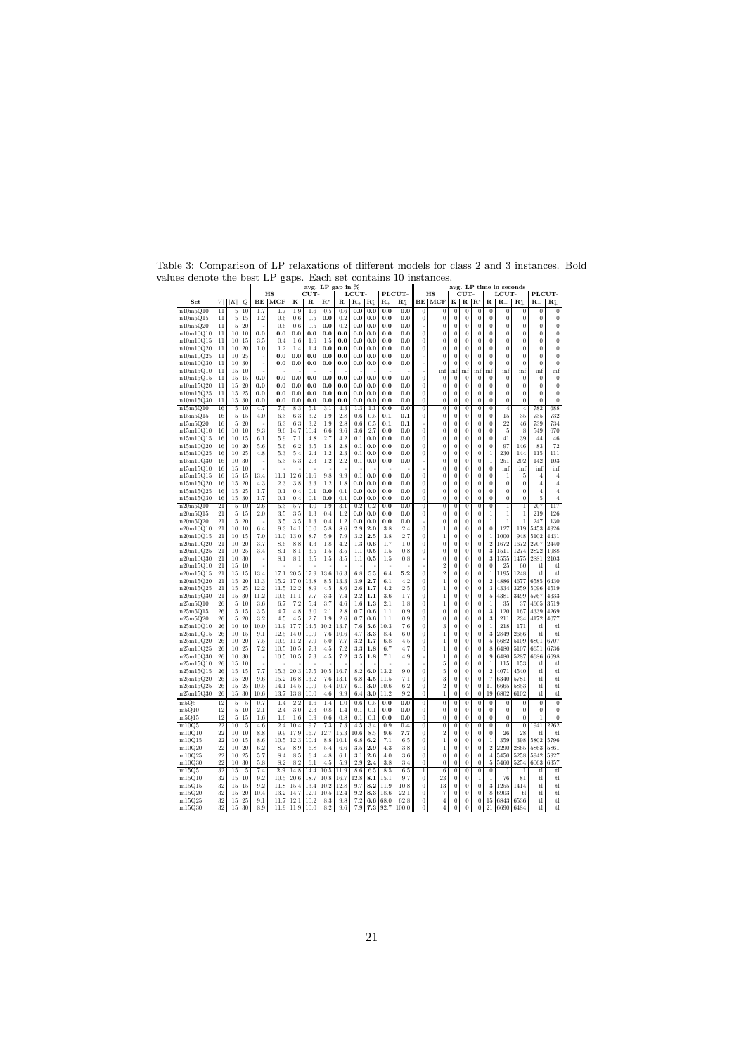Table 3: Comparison of LP relaxations of different models for class 2 and 3 instances. Bold values denote the best LP gaps. Each set contains 10 instances.

| | | | | avg. LP gap in % | | | | | | | | | | | avg. LP time in seconds | | | | | | | | | | |
|---|---|---|---|---|---|---|---|---|---|---|---|---|---|---|---|---|---|---|---|---|---|---|---|---|---|
| | | | | HS | | CUT- | | | LCUT- | | | PLCUT- | | HS | | CUT- | | | LCUT- | | | PLCUT- | |
| **Set** | $\|V\|$ | $\|K\|$ | $Q$ | **BE** | **MCF** | **K** | **R** | **R*** | **R** | **R+** | **R*+** | **R+** | **R*+** | **BE** | **MCF** | **K** | **R** | **R*** | **R** | **R+** | **R*+** | **R+** | **R*+** |
| n10m5Q10 | 11 | 5 | 10 | 1.7 | 1.7 | 1.9 | 1.6 | 0.5 | 0.6 | **0.0** | **0.0** | **0.0** | **0.0** | 0 | 0 | 0 | 0 | 0 | 0 | 0 | 0 | 0 | 0 |
| n10m5Q15 | 11 | 5 | 15 | 1.2 | 0.6 | 0.6 | 0.5 | **0.0** | 0.2 | **0.0** | **0.0** | **0.0** | **0.0** | 0 | 0 | 0 | 0 | 0 | 0 | 0 | 0 | 0 | 0 |
| n10m5Q20 | 11 | 5 | 20 | - | 0.6 | 0.6 | 0.5 | **0.0** | 0.2 | **0.0** | **0.0** | **0.0** | **0.0** | - | 0 | 0 | 0 | 0 | 0 | 0 | 0 | 0 | 0 |
| n10m10Q10 | 11 | 10 | 10 | **0.0** | **0.0** | **0.0** | **0.0** | **0.0** | **0.0** | **0.0** | **0.0** | **0.0** | **0.0** | 0 | 0 | 0 | 0 | 0 | 0 | 0 | 0 | 0 | 0 |
| n10m10Q15 | 11 | 10 | 15 | 3.5 | 0.4 | 1.6 | 1.6 | 1.5 | **0.0** | **0.0** | **0.0** | **0.0** | **0.0** | 0 | 0 | 0 | 0 | 0 | 0 | 0 | 0 | 0 | 0 |
| n10m10Q20 | 11 | 10 | 20 | 1.0 | 1.2 | 1.4 | 1.4 | **0.0** | **0.0** | **0.0** | **0.0** | **0.0** | **0.0** | 0 | 0 | 0 | 0 | 0 | 0 | 0 | 0 | 0 | 0 |
| n10m10Q25 | 11 | 10 | 25 | - | **0.0** | **0.0** | **0.0** | **0.0** | **0.0** | **0.0** | **0.0** | **0.0** | **0.0** | - | 0 | 0 | 0 | 0 | 0 | 0 | 0 | 0 | 0 |
| n10m10Q30 | 11 | 10 | 30 | - | **0.0** | **0.0** | **0.0** | **0.0** | **0.0** | **0.0** | **0.0** | **0.0** | **0.0** | - | 0 | 0 | 0 | 0 | 0 | 0 | 0 | 0 | 0 |
| n10m15Q10 | 11 | 15 | 10 | - | - | - | - | - | - | - | - | - | - | - | inf | inf | inf | inf | inf | inf | inf | inf | inf |
| n10m15Q15 | 11 | 15 | 15 | **0.0** | **0.0** | **0.0** | **0.0** | **0.0** | **0.0** | **0.0** | **0.0** | **0.0** | **0.0** | 0 | 0 | 0 | 0 | 0 | 0 | 0 | 0 | 0 | 0 |
| n10m15Q20 | 11 | 15 | 20 | **0.0** | **0.0** | **0.0** | **0.0** | **0.0** | **0.0** | **0.0** | **0.0** | **0.0** | **0.0** | 0 | 0 | 0 | 0 | 0 | 0 | 0 | 0 | 0 | 0 |
| n10m15Q25 | 11 | 15 | 25 | **0.0** | **0.0** | **0.0** | **0.0** | **0.0** | **0.0** | **0.0** | **0.0** | **0.0** | **0.0** | 0 | 0 | 0 | 0 | 0 | 0 | 0 | 0 | 0 | 0 |
| n10m15Q30 | 11 | 15 | 30 | **0.0** | **0.0** | **0.0** | **0.0** | **0.0** | **0.0** | **0.0** | **0.0** | **0.0** | **0.0** | 0 | 0 | 0 | 0 | 0 | 0 | 0 | 0 | 0 | 0 |
| n15m5Q10 | 16 | 5 | 10 | 4.7 | 7.6 | 8.3 | 5.1 | 3.1 | 4.3 | 1.3 | 1.1 | **0.0** | **0.0** | 0 | 0 | 0 | 0 | 0 | 0 | 4 | 4 | 782 | 688 |
| n15m5Q15 | 16 | 5 | 15 | 4.0 | 6.3 | 6.3 | 3.2 | 1.9 | 2.8 | 0.6 | 0.5 | **0.1** | **0.1** | 0 | 0 | 0 | 0 | 0 | 0 | 15 | 35 | 735 | 732 |
| n15m5Q20 | 16 | 5 | 20 | - | 6.3 | 6.3 | 3.2 | 1.9 | 2.8 | 0.6 | 0.5 | **0.1** | **0.1** | - | 0 | 0 | 0 | 0 | 0 | 22 | 46 | 739 | 734 |
| n15m10Q10 | 16 | 10 | 10 | 9.3 | 9.6 | 14.7 | 10.4 | 6.6 | 9.6 | 3.6 | 2.7 | **0.0** | **0.0** | 0 | 0 | 0 | 0 | 0 | 0 | 5 | 8 | 549 | 670 |
| n15m10Q15 | 16 | 10 | 15 | 6.1 | 5.9 | 7.1 | 4.8 | 2.7 | 4.2 | 0.1 | **0.0** | **0.0** | **0.0** | 0 | 0 | 0 | 0 | 0 | 0 | 41 | 39 | 44 | 46 |
| n15m10Q20 | 16 | 10 | 20 | 5.6 | 5.6 | 6.2 | 3.5 | 1.8 | 2.8 | 0.1 | **0.0** | **0.0** | **0.0** | 0 | 0 | 0 | 0 | 0 | 0 | 97 | 146 | 83 | 72 |
| n15m10Q25 | 16 | 10 | 25 | 4.8 | 5.3 | 5.4 | 2.4 | 1.2 | 2.3 | 0.1 | **0.0** | **0.0** | **0.0** | 0 | 0 | 0 | 0 | 0 | 1 | 230 | 144 | 115 | 111 |
| n15m10Q30 | 16 | 10 | 30 | - | 5.3 | 5.3 | 2.3 | 1.2 | 2.2 | 0.1 | **0.0** | **0.0** | **0.0** | - | 0 | 0 | 0 | 0 | 1 | 251 | 202 | 142 | 103 |
| n15m15Q10 | 16 | 15 | 10 | - | - | - | - | - | - | - | - | - | - | - | 0 | 0 | 0 | 0 | 0 | inf | inf | inf | inf |
| n15m15Q15 | 16 | 15 | 15 | 13.4 | 11.1 | 12.6 | 11.6 | 9.8 | 9.9 | 0.1 | **0.0** | **0.0** | **0.0** | 0 | 0 | 0 | 0 | 0 | 0 | 1 | 5 | 4 | 4 |
| n15m15Q20 | 16 | 15 | 20 | 4.3 | 2.3 | 3.8 | 3.3 | 1.2 | 1.8 | **0.0** | **0.0** | **0.0** | **0.0** | 0 | 0 | 0 | 0 | 0 | 0 | 0 | 0 | 4 | 4 |
| n15m15Q25 | 16 | 15 | 25 | 1.7 | 0.1 | 0.4 | 0.1 | **0.0** | 0.1 | **0.0** | **0.0** | **0.0** | **0.0** | 0 | 0 | 0 | 0 | 0 | 0 | 0 | 0 | 4 | 4 |
| n15m15Q30 | 16 | 15 | 30 | 1.7 | 0.1 | 0.4 | 0.1 | **0.0** | 0.1 | **0.0** | **0.0** | **0.0** | **0.0** | 0 | 0 | 0 | 0 | 0 | 0 | 0 | 0 | 5 | 4 |
| n20m5Q10 | 21 | 5 | 10 | 2.6 | 5.3 | 5.7 | 4.0 | 1.9 | 3.1 | 0.2 | 0.2 | **0.0** | **0.0** | 0 | 0 | 0 | 0 | 0 | 0 | 1 | 1 | 207 | 117 |
| n20m5Q15 | 21 | 5 | 15 | 2.0 | 3.5 | 3.5 | 1.3 | 0.4 | 1.2 | **0.0** | **0.0** | **0.0** | **0.0** | 0 | 0 | 0 | 0 | 0 | 1 | 1 | 1 | 219 | 126 |
| n20m5Q20 | 21 | 5 | 20 | - | 3.5 | 3.5 | 1.3 | 0.4 | 1.2 | **0.0** | **0.0** | **0.0** | **0.0** | - | 0 | 0 | 0 | 0 | 1 | 1 | 1 | 247 | 130 |
| n20m10Q10 | 21 | 10 | 10 | 6.4 | 9.3 | 14.1 | 10.0 | 5.8 | 8.6 | 2.9 | **2.0** | 3.8 | 2.4 | 0 | 1 | 0 | 0 | 0 | 0 | 127 | 119 | 5453 | 4926 |
| n20m10Q15 | 21 | 10 | 15 | 7.0 | 11.0 | 13.0 | 8.7 | 5.9 | 7.9 | 3.2 | **2.5** | 3.8 | 2.7 | 0 | 1 | 0 | 0 | 0 | 1 | 1000 | 948 | 5102 | 4431 |
| n20m10Q20 | 21 | 10 | 20 | 3.7 | 8.6 | 8.8 | 4.3 | 1.8 | 4.2 | 1.3 | **0.6** | 1.7 | 1.0 | 0 | 0 | 0 | 0 | 0 | 2 | 1672 | 1672 | 2707 | 2440 |
| n20m10Q25 | 21 | 10 | 25 | 3.4 | 8.1 | 8.1 | 3.5 | 1.5 | 3.5 | 1.1 | **0.5** | 1.5 | 0.8 | 0 | 0 | 0 | 0 | 0 | 3 | 1511 | 1274 | 2822 | 1988 |
| n20m10Q30 | 21 | 10 | 30 | - | 8.1 | 8.1 | 3.5 | 1.5 | 3.5 | 1.1 | **0.5** | 1.5 | 0.8 | - | 0 | 0 | 0 | 0 | 3 | 1555 | 1475 | 2881 | 2103 |
| n20m15Q10 | 21 | 15 | 10 | - | - | - | - | - | - | - | - | - | - | - | 2 | 0 | 0 | 0 | 0 | 25 | 60 | tl | tl |
| n20m15Q15 | 21 | 15 | 15 | 13.4 | 17.1 | 20.5 | 17.9 | 13.6 | 16.3 | 6.8 | 5.5 | 6.4 | **5.2** | 0 | 2 | 0 | 0 | 0 | 1 | 1195 | 1248 | tl | tl |
| n20m15Q20 | 21 | 15 | 20 | 11.3 | 15.2 | 17.0 | 13.8 | 8.5 | 13.3 | 3.9 | **2.7** | 6.1 | 4.2 | 0 | 1 | 0 | 0 | 0 | 2 | 4886 | 4677 | 6585 | 6430 |
| n20m15Q25 | 21 | 15 | 25 | 12.2 | 11.5 | 12.2 | 8.9 | 4.5 | 8.6 | 2.6 | **1.7** | 4.2 | 2.5 | 0 | 1 | 0 | 0 | 0 | 3 | 4334 | 3259 | 5096 | 4519 |
| n20m15Q30 | 21 | 15 | 30 | 11.2 | 10.6 | 11.1 | 7.7 | 3.3 | 7.4 | 2.2 | **1.1** | 3.6 | 1.7 | 0 | 1 | 0 | 0 | 0 | 5 | 4381 | 3499 | 5767 | 4333 |
| n25m5Q10 | 26 | 5 | 10 | 3.6 | 6.7 | 7.2 | 5.4 | 3.7 | 4.6 | 1.6 | **1.3** | 2.1 | 1.8 | 0 | 1 | 0 | 0 | 0 | 1 | 35 | 37 | 4605 | 3519 |
| n25m5Q15 | 26 | 5 | 15 | 3.5 | 4.7 | 4.8 | 3.0 | 2.1 | 2.8 | 0.7 | **0.6** | 1.1 | 0.9 | 0 | 0 | 0 | 0 | 0 | 3 | 120 | 167 | 4339 | 4269 |
| n25m5Q20 | 26 | 5 | 20 | 3.2 | 4.5 | 4.5 | 2.7 | 1.9 | 2.6 | 0.7 | **0.6** | 1.1 | 0.9 | 0 | 0 | 0 | 0 | 0 | 3 | 211 | 234 | 4172 | 4077 |
| n25m10Q10 | 26 | 10 | 10 | 10.0 | 11.9 | 17.7 | 14.5 | 10.2 | 13.7 | 7.6 | **5.6** | 10.3 | 7.6 | 0 | 3 | 0 | 0 | 0 | 1 | 218 | 171 | tl | tl |
| n25m10Q15 | 26 | 10 | 15 | 9.1 | 12.5 | 14.0 | 10.9 | 7.6 | 10.6 | 4.7 | **3.3** | 8.4 | 6.0 | 0 | 1 | 0 | 0 | 0 | 3 | 2849 | 2656 | tl | tl |
| n25m10Q20 | 26 | 10 | 20 | 7.5 | 10.9 | 11.2 | 7.9 | 5.0 | 7.7 | 3.2 | **1.7** | 6.8 | 4.5 | 0 | 1 | 0 | 0 | 0 | 5 | 5682 | 5109 | 6801 | 6707 |
| n25m10Q25 | 26 | 10 | 25 | 7.2 | 10.5 | 10.5 | 7.3 | 4.5 | 7.2 | 3.3 | **1.8** | 6.7 | 4.7 | 0 | 1 | 0 | 0 | 0 | 8 | 6480 | 5107 | 6651 | 6736 |
| n25m10Q30 | 26 | 10 | 30 | - | 10.5 | 10.5 | 7.3 | 4.5 | 7.2 | 3.5 | **1.8** | 7.1 | 4.9 | - | 1 | 0 | 0 | 0 | 9 | 6480 | 5287 | 6686 | 6698 |
| n25m15Q10 | 26 | 15 | 10 | - | - | - | - | - | - | - | - | - | - | - | 5 | 0 | 0 | 0 | 1 | 115 | 153 | tl | tl |
| n25m15Q15 | 26 | 15 | 15 | 7.7 | 15.3 | 20.3 | 17.5 | 10.5 | 16.7 | 8.2 | **6.0** | 13.2 | 9.0 | 0 | 5 | 0 | 0 | 0 | 2 | 4071 | 4540 | tl | tl |
| n25m15Q20 | 26 | 15 | 20 | 9.6 | 15.2 | 16.8 | 13.2 | 7.6 | 13.1 | 6.8 | **4.5** | 11.5 | 7.1 | 0 | 3 | 0 | 0 | 0 | 7 | 6340 | 5781 | tl | tl |
| n25m15Q25 | 26 | 15 | 25 | 10.5 | 14.1 | 14.5 | 10.9 | 5.4 | 10.7 | 6.1 | **3.0** | 10.6 | 6.2 | 0 | 2 | 0 | 0 | 0 | 11 | 6665 | 5853 | tl | tl |
| n25m15Q30 | 26 | 15 | 30 | 10.6 | 13.7 | 13.8 | 10.0 | 4.6 | 9.9 | 6.4 | **3.0** | 11.2 | 9.2 | 0 | 1 | 0 | 0 | 0 | 19 | 6802 | 6102 | tl | tl |
| m5Q5 | 12 | 5 | 5 | 0.7 | 1.4 | 2.2 | 1.6 | 1.4 | 1.0 | 0.6 | 0.5 | **0.0** | **0.0** | 0 | 0 | 0 | 0 | 0 | 0 | 0 | 0 | 0 | 0 |
| m5Q10 | 12 | 5 | 10 | 2.1 | 2.4 | 3.0 | 2.3 | 0.8 | 1.4 | 0.1 | 0.1 | **0.0** | **0.0** | 0 | 0 | 0 | 0 | 0 | 0 | 0 | 0 | 0 | 0 |
| m5Q15 | 12 | 5 | 15 | 1.6 | 1.6 | 1.6 | 0.9 | 0.6 | 0.8 | 0.1 | 0.1 | **0.0** | **0.0** | 0 | 0 | 0 | 0 | 0 | 0 | 0 | 0 | 1 | 0 |
| m10Q5 | 22 | 10 | 5 | 4.6 | 2.4 | 10.4 | 9.7 | 7.3 | 7.3 | 4.5 | 3.4 | 0.9 | **0.4** | 0 | 0 | 0 | 0 | 0 | 0 | 0 | 0 | 1941 | 2262 |
| m10Q10 | 22 | 10 | 10 | 8.8 | 9.9 | 17.9 | 16.7 | 12.7 | 15.3 | 10.6 | 8.5 | 9.6 | **7.7** | 0 | 2 | 0 | 0 | 0 | 0 | 26 | 28 | tl | tl |
| m10Q15 | 22 | 10 | 15 | 8.6 | 10.5 | 12.3 | 10.4 | 8.8 | 10.1 | 6.8 | **6.2** | 7.1 | 6.5 | 0 | 1 | 0 | 0 | 0 | 1 | 359 | 398 | 5802 | 5796 |
| m10Q20 | 22 | 10 | 20 | 6.2 | 8.7 | 8.9 | 6.8 | 5.4 | 6.6 | 3.5 | **2.9** | 4.3 | 3.8 | 0 | 1 | 0 | 0 | 0 | 2 | 2290 | 2865 | 5863 | 5861 |
| m10Q25 | 22 | 10 | 25 | 5.7 | 8.4 | 8.5 | 6.4 | 4.8 | 6.1 | 3.1 | **2.6** | 4.0 | 3.6 | 0 | 0 | 0 | 0 | 0 | 4 | 5450 | 5258 | 5942 | 5927 |
| m10Q30 | 22 | 10 | 30 | 5.8 | 8.2 | 8.2 | 6.1 | 4.5 | 5.9 | 2.9 | **2.4** | 3.8 | 3.4 | 0 | 0 | 0 | 0 | 0 | 5 | 5460 | 5254 | 6063 | 6357 |
| m15Q5 | 32 | 15 | 5 | 7.4 | **2.9** | 14.8 | 14.4 | 10.5 | 11.9 | 8.6 | 6.5 | 8.5 | 6.5 | 1 | 6 | 0 | 0 | 0 | 0 | 1 | 1 | tl | tl |
| m15Q10 | 32 | 15 | 10 | 9.2 | 10.5 | 20.6 | 18.7 | 10.8 | 16.7 | 12.8 | **8.1** | 15.1 | 9.7 | 0 | 23 | 0 | 0 | 1 | 1 | 76 | 81 | tl | tl |
| m15Q15 | 32 | 15 | 15 | 9.2 | 11.8 | 15.4 | 13.4 | 10.2 | 12.8 | 9.7 | **8.2** | 11.9 | 10.8 | 0 | 13 | 0 | 0 | 0 | 3 | 1255 | 1414 | tl | tl |
| m15Q20 | 32 | 15 | 20 | 10.4 | 13.2 | 14.7 | 12.9 | 10.5 | 12.4 | 9.2 | **8.3** | 18.6 | 22.1 | 0 | 7 | 0 | 0 | 0 | 8 | 6903 | tl | tl | tl |
| m15Q25 | 32 | 15 | 25 | 9.1 | 11.7 | 12.1 | 10.2 | 8.3 | 9.8 | 7.2 | **6.6** | 68.0 | 62.8 | 0 | 4 | 0 | 0 | 0 | 15 | 6843 | 6536 | tl | tl |
| m15Q30 | 32 | 15 | 30 | 8.9 | 11.9 | 11.9 | 10.0 | 8.2 | 9.6 | 7.9 | **7.3** | 92.7 | 100.0 | 0 | 4 | 0 | 0 | 0 | 21 | 6690 | 6484 | tl | tl |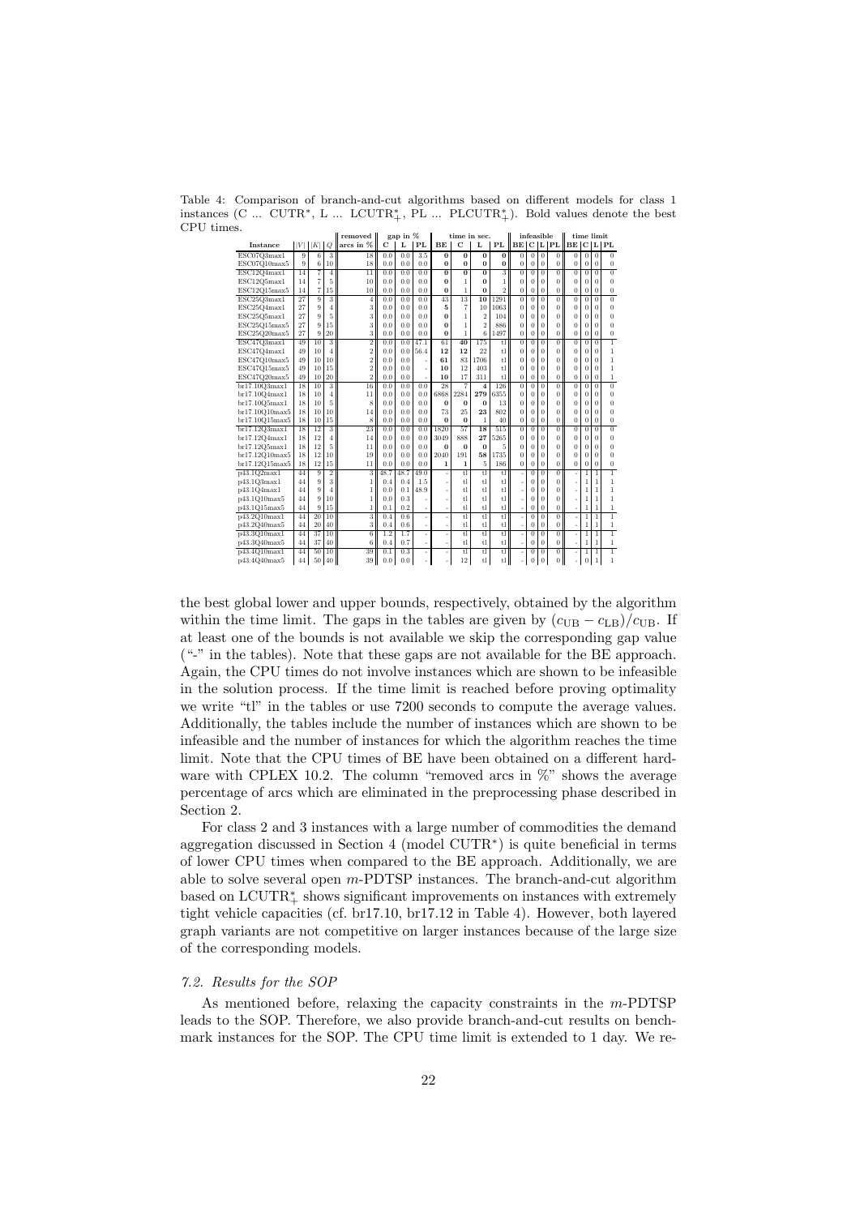Table 4: Comparison of branch-and-cut algorithms based on different models for class 1 instances (C ... CUTR$^*$, L ... LCUTR$^*_+$, PL ... PLCUTR$^*_+$). Bold values denote the best CPU times.

| Instance | $\|V\|$ | $\|K\|$ | $Q$ | removed arcs in % | gap in % C | L | PL | time in sec. BE | C | L | PL | infeasible BE | C | L | PL | time limit BE | C | L | PL |
|---|---|---|---|---|---|---|---|---|---|---|---|---|---|---|---|---|---|---|---|
| ESC07Q3max1 | 9 | 6 | 3 | 18 | 0.0 | 0.0 | 3.5 | **0** | **0** | **0** | **0** | 0 | 0 | 0 | 0 | 0 | 0 | 0 | 0 |
| ESC07Q10max5 | 9 | 6 | 10 | 18 | 0.0 | 0.0 | 0.0 | **0** | **0** | **0** | **0** | 0 | 0 | 0 | 0 | 0 | 0 | 0 | 0 |
| ESC12Q4max1 | 14 | 7 | 4 | 11 | 0.0 | 0.0 | 0.0 | **0** | **0** | **0** | 3 | 0 | 0 | 0 | 0 | 0 | 0 | 0 | 0 |
| ESC12Q5max1 | 14 | 7 | 5 | 10 | 0.0 | 0.0 | 0.0 | **0** | 1 | **0** | 1 | 0 | 0 | 0 | 0 | 0 | 0 | 0 | 0 |
| ESC12Q15max5 | 14 | 7 | 15 | 10 | 0.0 | 0.0 | 0.0 | **0** | 1 | **0** | 2 | 0 | 0 | 0 | 0 | 0 | 0 | 0 | 0 |
| ESC25Q3max1 | 27 | 9 | 3 | 4 | 0.0 | 0.0 | 0.0 | 43 | 13 | **10** | 1291 | 0 | 0 | 0 | 0 | 0 | 0 | 0 | 0 |
| ESC25Q4max1 | 27 | 9 | 4 | 3 | 0.0 | 0.0 | 0.0 | **5** | 7 | 10 | 1063 | 0 | 0 | 0 | 0 | 0 | 0 | 0 | 0 |
| ESC25Q5max1 | 27 | 9 | 5 | 3 | 0.0 | 0.0 | 0.0 | **0** | 1 | 2 | 104 | 0 | 0 | 0 | 0 | 0 | 0 | 0 | 0 |
| ESC25Q15max5 | 27 | 9 | 15 | 3 | 0.0 | 0.0 | 0.0 | **0** | 1 | 2 | 886 | 0 | 0 | 0 | 0 | 0 | 0 | 0 | 0 |
| ESC25Q20max5 | 27 | 9 | 20 | 3 | 0.0 | 0.0 | 0.0 | **0** | 1 | 6 | 1497 | 0 | 0 | 0 | 0 | 0 | 0 | 0 | 0 |
| ESC47Q3max1 | 49 | 10 | 3 | 2 | 0.0 | 0.0 | 47.1 | 61 | **40** | 175 | tl | 0 | 0 | 0 | 0 | 0 | 0 | 0 | 1 |
| ESC47Q4max1 | 49 | 10 | 4 | 2 | 0.0 | 0.0 | 56.4 | **12** | **12** | 22 | tl | 0 | 0 | 0 | 0 | 0 | 0 | 0 | 1 |
| ESC47Q10max5 | 49 | 10 | 10 | 2 | 0.0 | 0.0 | - | **61** | 83 | 1706 | tl | 0 | 0 | 0 | 0 | 0 | 0 | 0 | 1 |
| ESC47Q15max5 | 49 | 10 | 15 | 2 | 0.0 | 0.0 | - | **10** | 12 | 403 | tl | 0 | 0 | 0 | 0 | 0 | 0 | 0 | 1 |
| ESC47Q20max5 | 49 | 10 | 20 | 2 | 0.0 | 0.0 | - | **10** | 17 | 311 | tl | 0 | 0 | 0 | 0 | 0 | 0 | 0 | 1 |
| br17.10Q3max1 | 18 | 10 | 3 | 16 | 0.0 | 0.0 | 0.0 | 28 | 7 | **4** | 126 | 0 | 0 | 0 | 0 | 0 | 0 | 0 | 0 |
| br17.10Q4max1 | 18 | 10 | 4 | 11 | 0.0 | 0.0 | 0.0 | 6868 | 2284 | **279** | 6355 | 0 | 0 | 0 | 0 | 0 | 0 | 0 | 0 |
| br17.10Q5max1 | 18 | 10 | 5 | 8 | 0.0 | 0.0 | 0.0 | **0** | **0** | **0** | 13 | 0 | 0 | 0 | 0 | 0 | 0 | 0 | 0 |
| br17.10Q10max5 | 18 | 10 | 10 | 14 | 0.0 | 0.0 | 0.0 | 73 | 25 | **23** | 802 | 0 | 0 | 0 | 0 | 0 | 0 | 0 | 0 |
| br17.10Q15max5 | 18 | 10 | 15 | 8 | 0.0 | 0.0 | 0.0 | **0** | **0** | 1 | 40 | 0 | 0 | 0 | 0 | 0 | 0 | 0 | 0 |
| br17.12Q3max1 | 18 | 12 | 3 | 23 | 0.0 | 0.0 | 0.0 | 1820 | 57 | **18** | 515 | 0 | 0 | 0 | 0 | 0 | 0 | 0 | 0 |
| br17.12Q4max1 | 18 | 12 | 4 | 14 | 0.0 | 0.0 | 0.0 | 3049 | 888 | **27** | 5265 | 0 | 0 | 0 | 0 | 0 | 0 | 0 | 0 |
| br17.12Q5max1 | 18 | 12 | 5 | 11 | 0.0 | 0.0 | 0.0 | **0** | **0** | **0** | 5 | 0 | 0 | 0 | 0 | 0 | 0 | 0 | 0 |
| br17.12Q10max5 | 18 | 12 | 10 | 19 | 0.0 | 0.0 | 0.0 | 2040 | 191 | **58** | 1735 | 0 | 0 | 0 | 0 | 0 | 0 | 0 | 0 |
| br17.12Q15max5 | 18 | 12 | 15 | 11 | 0.0 | 0.0 | 0.0 | **1** | **1** | 5 | 186 | 0 | 0 | 0 | 0 | 0 | 0 | 0 | 0 |
| p43.1Q2max1 | 44 | 9 | 2 | 3 | 48.7 | 48.7 | 49.0 | - | tl | tl | tl | - | 0 | 0 | 0 | - | 1 | 1 | 1 |
| p43.1Q3max1 | 44 | 9 | 3 | 1 | 0.4 | 0.4 | 1.5 | - | tl | tl | tl | - | 0 | 0 | 0 | - | 1 | 1 | 1 |
| p43.1Q4max1 | 44 | 9 | 4 | 1 | 0.0 | 0.1 | 48.9 | - | tl | tl | tl | - | 0 | 0 | 0 | - | 1 | 1 | 1 |
| p43.1Q10max5 | 44 | 9 | 10 | 1 | 0.0 | 0.3 | - | - | tl | tl | tl | - | 0 | 0 | 0 | - | 1 | 1 | 1 |
| p43.1Q15max5 | 44 | 9 | 15 | 1 | 0.1 | 0.2 | - | - | tl | tl | tl | - | 0 | 0 | 0 | - | 1 | 1 | 1 |
| p43.2Q10max1 | 44 | 20 | 10 | 3 | 0.4 | 0.6 | - | - | tl | tl | tl | - | 0 | 0 | 0 | - | 1 | 1 | 1 |
| p43.2Q40max5 | 44 | 20 | 40 | 3 | 0.4 | 0.6 | - | - | tl | tl | tl | - | 0 | 0 | 0 | - | 1 | 1 | 1 |
| p43.3Q10max1 | 44 | 37 | 10 | 6 | 1.2 | 1.7 | - | - | tl | tl | tl | - | 0 | 0 | 0 | - | 1 | 1 | 1 |
| p43.3Q40max5 | 44 | 37 | 40 | 6 | 0.4 | 0.7 | - | - | tl | tl | tl | - | 0 | 0 | 0 | - | 1 | 1 | 1 |
| p43.4Q10max1 | 44 | 50 | 10 | 39 | 0.1 | 0.3 | - | - | tl | tl | tl | - | 0 | 0 | 0 | - | 1 | 1 | 1 |
| p43.4Q40max5 | 44 | 50 | 40 | 39 | 0.0 | 0.0 | - | - | 12 | tl | tl | - | 0 | 0 | 0 | - | 0 | 1 | 1 |

the best global lower and upper bounds, respectively, obtained by the algorithm within the time limit. The gaps in the tables are given by $(c_{\text{UB}} - c_{\text{LB}})/c_{\text{UB}}$. If at least one of the bounds is not available we skip the corresponding gap value ("-" in the tables). Note that these gaps are not available for the BE approach. Again, the CPU times do not involve instances which are shown to be infeasible in the solution process. If the time limit is reached before proving optimality we write "tl" in the tables or use 7200 seconds to compute the average values. Additionally, the tables include the number of instances which are shown to be infeasible and the number of instances for which the algorithm reaches the time limit. Note that the CPU times of BE have been obtained on a different hardware with CPLEX 10.2. The column "removed arcs in %" shows the average percentage of arcs which are eliminated in the preprocessing phase described in Section 2.

For class 2 and 3 instances with a large number of commodities the demand aggregation discussed in Section 4 (model CUTR$^*$) is quite beneficial in terms of lower CPU times when compared to the BE approach. Additionally, we are able to solve several open $m$-PDTSP instances. The branch-and-cut algorithm based on LCUTR$^*_+$ shows significant improvements on instances with extremely tight vehicle capacities (cf. br17.10, br17.12 in Table 4). However, both layered graph variants are not competitive on larger instances because of the large size of the corresponding models.

### 7.2. Results for the SOP

As mentioned before, relaxing the capacity constraints in the $m$-PDTSP leads to the SOP. Therefore, we also provide branch-and-cut results on benchmark instances for the SOP. The CPU time limit is extended to 1 day. We re-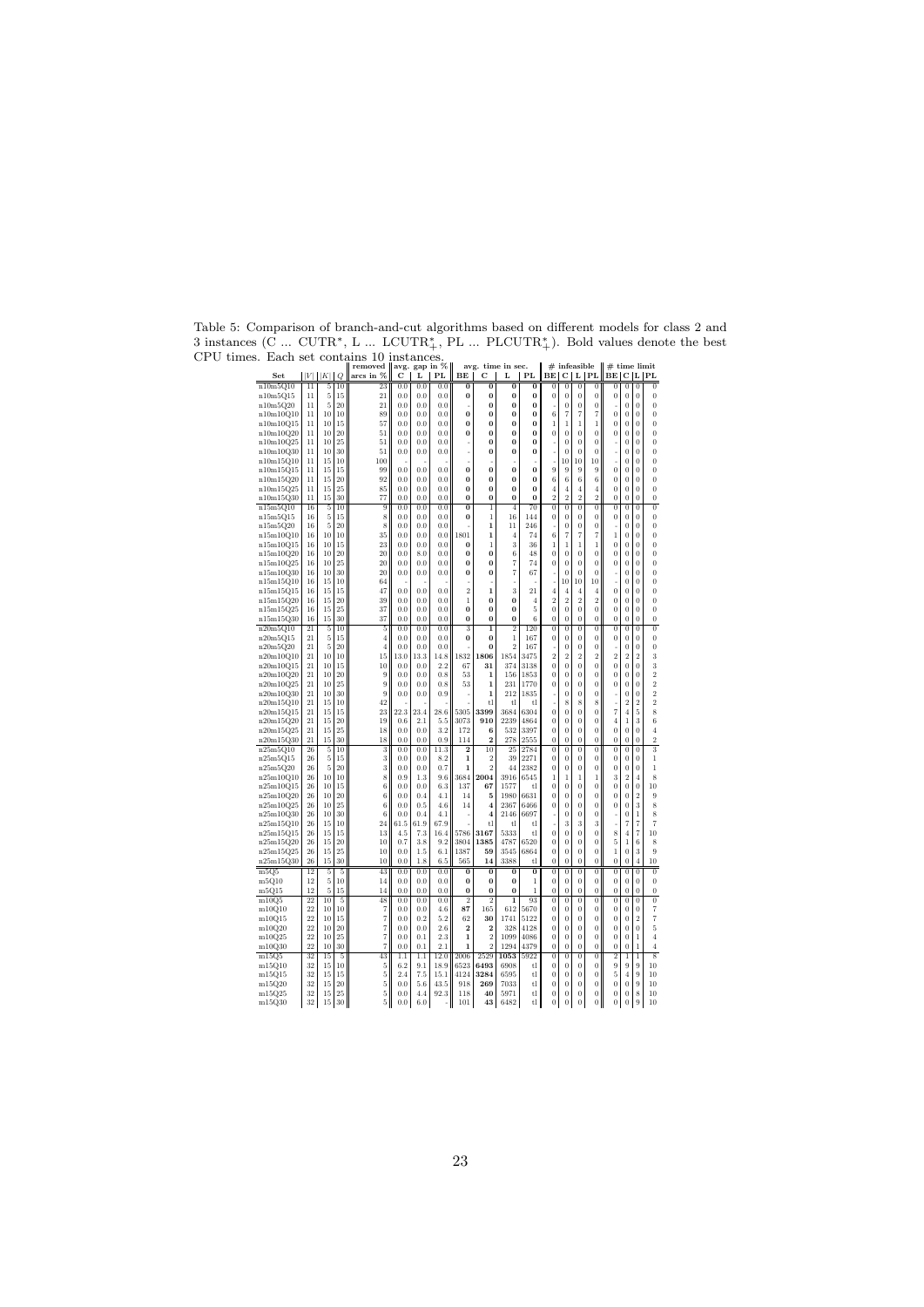Table 5: Comparison of branch-and-cut algorithms based on different models for class 2 and 3 instances (C ... CUTR*, L ... LCUTR$^*_+$, PL ... PLCUTR$^*_+$). Bold values denote the best CPU times. Each set contains 10 instances.

| Set | $\|V\|$ | $\|K\|$ | $Q$ | removed arcs in % | avg. gap in % C | L | PL | avg. time in sec. BE | C | L | PL | # infeasible BE | C | L | PL | # time limit BE | C | L | PL |
|---|---|---|---|---|---|---|---|---|---|---|---|---|---|---|---|---|---|---|---|
| n10m5Q10 | 11 | 5 | 10 | 23 | 0.0 | 0.0 | 0.0 | **0** | **0** | **0** | **0** | 0 | 0 | 0 | 0 | 0 | 0 | 0 | 0 |
| n10m5Q15 | 11 | 5 | 15 | 21 | 0.0 | 0.0 | 0.0 | **0** | **0** | **0** | **0** | 0 | 0 | 0 | 0 | 0 | 0 | 0 | 0 |
| n10m5Q20 | 11 | 5 | 20 | 21 | 0.0 | 0.0 | 0.0 | - | **0** | **0** | **0** | - | 0 | 0 | 0 | - | 0 | 0 | 0 |
| n10m10Q10 | 11 | 10 | 10 | 89 | 0.0 | 0.0 | 0.0 | **0** | **0** | **0** | **0** | 6 | 7 | 7 | 7 | 0 | 0 | 0 | 0 |
| n10m10Q15 | 11 | 10 | 15 | 57 | 0.0 | 0.0 | 0.0 | **0** | **0** | **0** | **0** | 1 | 1 | 1 | 1 | 0 | 0 | 0 | 0 |
| n10m10Q20 | 11 | 10 | 20 | 51 | 0.0 | 0.0 | 0.0 | **0** | **0** | **0** | **0** | 0 | 0 | 0 | 0 | 0 | 0 | 0 | 0 |
| n10m10Q25 | 11 | 10 | 25 | 51 | 0.0 | 0.0 | 0.0 | - | **0** | **0** | **0** | - | 0 | 0 | 0 | - | 0 | 0 | 0 |
| n10m10Q30 | 11 | 10 | 30 | 51 | 0.0 | 0.0 | 0.0 | - | **0** | **0** | **0** | - | 0 | 0 | 0 | - | 0 | 0 | 0 |
| n10m15Q10 | 11 | 15 | 10 | 100 | - | - | - | - | - | - | - | - | 10 | 10 | 10 | - | 0 | 0 | 0 |
| n10m15Q15 | 11 | 15 | 15 | 99 | 0.0 | 0.0 | 0.0 | **0** | **0** | **0** | **0** | 9 | 9 | 9 | 9 | 0 | 0 | 0 | 0 |
| n10m15Q20 | 11 | 15 | 20 | 92 | 0.0 | 0.0 | 0.0 | **0** | **0** | **0** | **0** | 6 | 6 | 6 | 6 | 0 | 0 | 0 | 0 |
| n10m15Q25 | 11 | 15 | 25 | 85 | 0.0 | 0.0 | 0.0 | **0** | **0** | **0** | **0** | 4 | 4 | 4 | 4 | 0 | 0 | 0 | 0 |
| n10m15Q30 | 11 | 15 | 30 | 77 | 0.0 | 0.0 | 0.0 | **0** | **0** | **0** | **0** | 2 | 2 | 2 | 2 | 0 | 0 | 0 | 0 |
| n15m5Q10 | 16 | 5 | 10 | 9 | 0.0 | 0.0 | 0.0 | **0** | 1 | 4 | 70 | 0 | 0 | 0 | 0 | 0 | 0 | 0 | 0 |
| n15m5Q15 | 16 | 5 | 15 | 8 | 0.0 | 0.0 | 0.0 | **0** | 1 | 16 | 144 | 0 | 0 | 0 | 0 | 0 | 0 | 0 | 0 |
| n15m5Q20 | 16 | 5 | 20 | 8 | 0.0 | 0.0 | 0.0 | - | **1** | 11 | 246 | - | 0 | 0 | 0 | - | 0 | 0 | 0 |
| n15m10Q10 | 16 | 10 | 10 | 35 | 0.0 | 0.0 | 0.0 | 1801 | **1** | 4 | 74 | 6 | 7 | 7 | 7 | 1 | 0 | 0 | 0 |
| n15m10Q15 | 16 | 10 | 15 | 23 | 0.0 | 0.0 | 0.0 | **0** | 1 | 3 | 36 | 1 | 1 | 1 | 1 | 0 | 0 | 0 | 0 |
| n15m10Q20 | 16 | 10 | 20 | 20 | 0.0 | 8.0 | 0.0 | **0** | **0** | 6 | 48 | 0 | 0 | 0 | 0 | 0 | 0 | 0 | 0 |
| n15m10Q25 | 16 | 10 | 25 | 20 | 0.0 | 0.0 | 0.0 | **0** | **0** | 7 | 74 | 0 | 0 | 0 | 0 | 0 | 0 | 0 | 0 |
| n15m10Q30 | 16 | 10 | 30 | 20 | 0.0 | 0.0 | 0.0 | - | **0** | 7 | 67 | - | 0 | 0 | 0 | - | 0 | 0 | 0 |
| n15m15Q10 | 16 | 15 | 10 | 64 | - | - | - | - | - | - | - | - | 10 | 10 | 10 | - | 0 | 0 | 0 |
| n15m15Q15 | 16 | 15 | 15 | 47 | 0.0 | 0.0 | 0.0 | 2 | **1** | 3 | 21 | 4 | 4 | 4 | 4 | 0 | 0 | 0 | 0 |
| n15m15Q20 | 16 | 15 | 20 | 39 | 0.0 | 0.0 | 0.0 | 1 | **0** | **0** | 4 | 2 | 2 | 2 | 2 | 0 | 0 | 0 | 0 |
| n15m15Q25 | 16 | 15 | 25 | 37 | 0.0 | 0.0 | 0.0 | **0** | **0** | **0** | 5 | 0 | 0 | 0 | 0 | 0 | 0 | 0 | 0 |
| n15m15Q30 | 16 | 15 | 30 | 37 | 0.0 | 0.0 | 0.0 | **0** | **0** | **0** | 6 | 0 | 0 | 0 | 0 | 0 | 0 | 0 | 0 |
| n20m5Q10 | 21 | 5 | 10 | 5 | 0.0 | 0.0 | 0.0 | 3 | **1** | 2 | 120 | 0 | 0 | 0 | 0 | 0 | 0 | 0 | 0 |
| n20m5Q15 | 21 | 5 | 15 | 4 | 0.0 | 0.0 | 0.0 | **0** | **0** | 1 | 167 | 0 | 0 | 0 | 0 | 0 | 0 | 0 | 0 |
| n20m5Q20 | 21 | 5 | 20 | 4 | 0.0 | 0.0 | 0.0 | - | **0** | 2 | 167 | - | 0 | 0 | 0 | - | 0 | 0 | 0 |
| n20m10Q10 | 21 | 10 | 10 | 15 | 13.0 | 13.3 | 14.8 | 1832 | **1806** | 1854 | 3475 | 2 | 2 | 2 | 2 | 2 | 2 | 2 | 3 |
| n20m10Q15 | 21 | 10 | 15 | 10 | 0.0 | 0.0 | 2.2 | 67 | **31** | 374 | 3138 | 0 | 0 | 0 | 0 | 0 | 0 | 0 | 3 |
| n20m10Q20 | 21 | 10 | 20 | 9 | 0.0 | 0.0 | 0.8 | 53 | **1** | 156 | 1853 | 0 | 0 | 0 | 0 | 0 | 0 | 0 | 2 |
| n20m10Q25 | 21 | 10 | 25 | 9 | 0.0 | 0.0 | 0.8 | 53 | **1** | 231 | 1770 | 0 | 0 | 0 | 0 | 0 | 0 | 0 | 2 |
| n20m10Q30 | 21 | 10 | 30 | 9 | 0.0 | 0.0 | 0.9 | - | **1** | 212 | 1835 | - | 0 | 0 | 0 | - | 0 | 0 | 2 |
| n20m15Q10 | 21 | 15 | 10 | 42 | - | - | - | - | tl | tl | tl | - | 8 | 8 | 8 | - | 2 | 2 | 2 |
| n20m15Q15 | 21 | 15 | 15 | 23 | 22.3 | 23.4 | 28.6 | 5305 | **3399** | 3684 | 6304 | 0 | 0 | 0 | 0 | 7 | 4 | 5 | 8 |
| n20m15Q20 | 21 | 15 | 20 | 19 | 0.6 | 2.1 | 5.5 | 3073 | **910** | 2239 | 4864 | 0 | 0 | 0 | 0 | 4 | 1 | 3 | 6 |
| n20m15Q25 | 21 | 15 | 25 | 18 | 0.0 | 0.0 | 3.2 | 172 | **6** | 532 | 3397 | 0 | 0 | 0 | 0 | 0 | 0 | 0 | 4 |
| n20m15Q30 | 21 | 15 | 30 | 18 | 0.0 | 0.0 | 0.9 | 114 | **2** | 278 | 2555 | 0 | 0 | 0 | 0 | 0 | 0 | 0 | 2 |
| n25m5Q10 | 26 | 5 | 10 | 3 | 0.0 | 0.0 | 11.3 | **2** | 10 | 25 | 2784 | 0 | 0 | 0 | 0 | 0 | 0 | 0 | 3 |
| n25m5Q15 | 26 | 5 | 15 | 3 | 0.0 | 0.0 | 8.2 | **1** | 2 | 39 | 2271 | 0 | 0 | 0 | 0 | 0 | 0 | 0 | 1 |
| n25m5Q20 | 26 | 5 | 20 | 3 | 0.0 | 0.0 | 0.7 | **1** | 2 | 44 | 2382 | 0 | 0 | 0 | 0 | 0 | 0 | 0 | 1 |
| n25m10Q10 | 26 | 10 | 10 | 8 | 0.9 | 1.3 | 9.6 | 3684 | **2004** | 3916 | 6545 | 1 | 1 | 1 | 1 | 3 | 2 | 4 | 8 |
| n25m10Q15 | 26 | 10 | 15 | 6 | 0.0 | 0.0 | 6.3 | 137 | **67** | 1577 | tl | 0 | 0 | 0 | 0 | 0 | 0 | 0 | 10 |
| n25m10Q20 | 26 | 10 | 20 | 6 | 0.0 | 0.4 | 4.1 | 14 | **5** | 1980 | 6631 | 0 | 0 | 0 | 0 | 0 | 0 | 2 | 9 |
| n25m10Q25 | 26 | 10 | 25 | 6 | 0.0 | 0.5 | 4.6 | 14 | **4** | 2367 | 6466 | 0 | 0 | 0 | 0 | 0 | 0 | 3 | 8 |
| n25m10Q30 | 26 | 10 | 30 | 6 | 0.0 | 0.4 | 4.1 | - | **4** | 2146 | 6697 | - | 0 | 0 | 0 | - | 0 | 1 | 8 |
| n25m15Q10 | 26 | 15 | 10 | 24 | 61.5 | 61.9 | 67.9 | - | tl | tl | tl | - | 3 | 3 | 3 | - | 7 | 7 | 7 |
| n25m15Q15 | 26 | 15 | 15 | 13 | 4.5 | 7.3 | 16.4 | 5786 | **3167** | 5333 | tl | 0 | 0 | 0 | 0 | 8 | 4 | 7 | 10 |
| n25m15Q20 | 26 | 15 | 20 | 10 | 0.7 | 3.8 | 9.2 | 3804 | **1385** | 4787 | 6520 | 0 | 0 | 0 | 0 | 5 | 1 | 6 | 8 |
| n25m15Q25 | 26 | 15 | 25 | 10 | 0.0 | 1.5 | 6.1 | 1387 | **59** | 3545 | 6864 | 0 | 0 | 0 | 0 | 1 | 0 | 3 | 9 |
| n25m15Q30 | 26 | 15 | 30 | 10 | 0.0 | 1.8 | 6.5 | 565 | **14** | 3388 | tl | 0 | 0 | 0 | 0 | 0 | 0 | 4 | 10 |
| m5Q5 | 12 | 5 | 5 | 43 | 0.0 | 0.0 | 0.0 | **0** | **0** | **0** | **0** | 0 | 0 | 0 | 0 | 0 | 0 | 0 | 0 |
| m5Q10 | 12 | 5 | 10 | 14 | 0.0 | 0.0 | 0.0 | **0** | **0** | **0** | 1 | 0 | 0 | 0 | 0 | 0 | 0 | 0 | 0 |
| m5Q15 | 12 | 5 | 15 | 14 | 0.0 | 0.0 | 0.0 | **0** | **0** | **0** | 1 | 0 | 0 | 0 | 0 | 0 | 0 | 0 | 0 |
| m10Q5 | 22 | 10 | 5 | 48 | 0.0 | 0.0 | 0.0 | 2 | 2 | **1** | 93 | 0 | 0 | 0 | 0 | 0 | 0 | 0 | 0 |
| m10Q10 | 22 | 10 | 10 | 7 | 0.0 | 0.0 | 4.6 | **87** | 165 | 612 | 5670 | 0 | 0 | 0 | 0 | 0 | 0 | 0 | 7 |
| m10Q15 | 22 | 10 | 15 | 7 | 0.0 | 0.2 | 5.2 | 62 | **30** | 1741 | 5122 | 0 | 0 | 0 | 0 | 0 | 0 | 2 | 7 |
| m10Q20 | 22 | 10 | 20 | 7 | 0.0 | 0.0 | 2.6 | **2** | **2** | 328 | 4128 | 0 | 0 | 0 | 0 | 0 | 0 | 0 | 5 |
| m10Q25 | 22 | 10 | 25 | 7 | 0.0 | 0.1 | 2.3 | **1** | 2 | 1099 | 4086 | 0 | 0 | 0 | 0 | 0 | 0 | 1 | 4 |
| m10Q30 | 22 | 10 | 30 | 7 | 0.0 | 0.1 | 2.1 | **1** | 2 | 1294 | 4379 | 0 | 0 | 0 | 0 | 0 | 0 | 1 | 4 |
| m15Q5 | 32 | 15 | 5 | 43 | 1.1 | 1.1 | 12.0 | 2006 | 2529 | **1053** | 5922 | 0 | 0 | 0 | 0 | 2 | 1 | 1 | 8 |
| m15Q10 | 32 | 15 | 10 | 5 | 6.2 | 9.1 | 18.9 | 6523 | **6493** | 6908 | tl | 0 | 0 | 0 | 0 | 9 | 9 | 9 | 10 |
| m15Q15 | 32 | 15 | 15 | 5 | 2.4 | 7.5 | 15.1 | 4124 | **3284** | 6595 | tl | 0 | 0 | 0 | 0 | 5 | 4 | 9 | 10 |
| m15Q20 | 32 | 15 | 20 | 5 | 0.0 | 5.6 | 43.5 | 918 | **269** | 7033 | tl | 0 | 0 | 0 | 0 | 0 | 0 | 9 | 10 |
| m15Q25 | 32 | 15 | 25 | 5 | 0.0 | 4.4 | 92.3 | 118 | **40** | 5971 | tl | 0 | 0 | 0 | 0 | 0 | 0 | 8 | 10 |
| m15Q30 | 32 | 15 | 30 | 5 | 0.0 | 6.0 | - | 101 | **43** | 6482 | tl | 0 | 0 | 0 | 0 | 0 | 0 | 9 | 10 |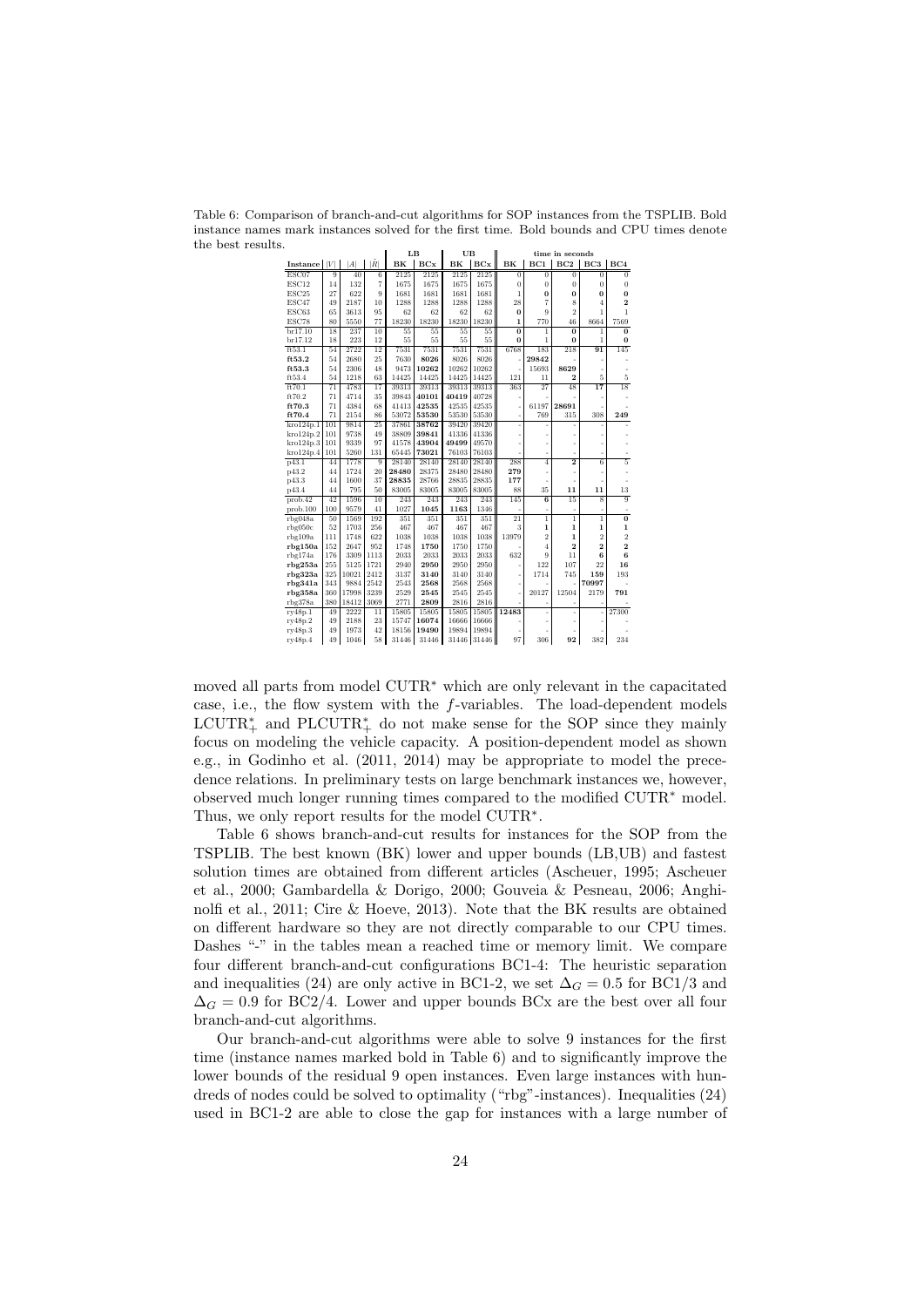Table 6: Comparison of branch-and-cut algorithms for SOP instances from the TSPLIB. Bold instance names mark instances solved for the first time. Bold bounds and CPU times denote the best results.

| Instance | $\|V\|$ | $\|A\|$ | $\|\bar{H}\|$ | LB BK | LB BCx | UB BK | UB BCx | time in seconds BK | BC1 | BC2 | BC3 | BC4 |
|---|---|---|---|---|---|---|---|---|---|---|---|---|
| ESC07 | 9 | 40 | 6 | 2125 | 2125 | 2125 | 2125 | 0 | 0 | 0 | 0 | 0 |
| ESC12 | 14 | 132 | 7 | 1675 | 1675 | 1675 | 1675 | 0 | 0 | 0 | 0 | 0 |
| ESC25 | 27 | 622 | 9 | 1681 | 1681 | 1681 | 1681 | 1 | **0** | **0** | **0** | **0** |
| ESC47 | 49 | 2187 | 10 | 1288 | 1288 | 1288 | 1288 | 28 | 7 | 8 | 4 | **2** |
| ESC63 | 65 | 3613 | 95 | 62 | 62 | 62 | 62 | **0** | 9 | 2 | 1 | 1 |
| ESC78 | 80 | 5550 | 77 | 18230 | 18230 | 18230 | 18230 | **1** | 770 | 46 | 8664 | 7569 |
| br17.10 | 18 | 237 | 10 | 55 | 55 | 55 | 55 | **0** | 1 | **0** | 1 | **0** |
| br17.12 | 18 | 223 | 12 | 55 | 55 | 55 | 55 | **0** | 1 | **0** | 1 | **0** |
| ft53.1 | 54 | 2722 | 12 | 7531 | 7531 | 7531 | 7531 | 6768 | 183 | 218 | **91** | 145 |
| **ft53.2** | 54 | 2680 | 25 | 7630 | **8026** | 8026 | 8026 | - | **29842** | - | - | - |
| **ft53.3** | 54 | 2306 | 48 | 9473 | **10262** | 10262 | 10262 | - | 15693 | **8629** | - | - |
| ft53.4 | 54 | 1218 | 63 | 14425 | 14425 | 14425 | 14425 | 121 | 11 | **2** | 5 | 5 |
| ft70.1 | 71 | 4783 | 17 | 39313 | 39313 | 39313 | 39313 | 363 | 27 | 48 | **17** | 18 |
| ft70.2 | 71 | 4714 | 35 | 39843 | **40101** | **40419** | 40728 | - | - | - | - | - |
| **ft70.3** | 71 | 4384 | 68 | 41413 | **42535** | 42535 | 42535 | - | 61197 | **28691** | - | - |
| **ft70.4** | 71 | 2154 | 86 | 53072 | **53530** | 53530 | 53530 | - | 769 | 315 | 308 | **249** |
| kro124p.1 | 101 | 9814 | 25 | 37861 | **38762** | 39420 | 39420 | - | - | - | - | - |
| kro124p.2 | 101 | 9738 | 49 | 38809 | **39841** | 41336 | 41336 | - | - | - | - | - |
| kro124p.3 | 101 | 9339 | 97 | 41578 | **43904** | **49499** | 49570 | - | - | - | - | - |
| kro124p.4 | 101 | 5260 | 131 | 65445 | **73021** | 76103 | 76103 | - | - | - | - | - |
| p43.1 | 44 | 1778 | 9 | 28140 | 28140 | 28140 | 28140 | 288 | 4 | **2** | 6 | 5 |
| p43.2 | 44 | 1724 | 20 | **28480** | 28375 | 28480 | 28480 | **279** | - | - | - | - |
| p43.3 | 44 | 1600 | 37 | **28835** | 28766 | 28835 | 28835 | **177** | - | - | - | - |
| p43.4 | 44 | 795 | 50 | 83005 | 83005 | 83005 | 83005 | 88 | 35 | **11** | **11** | 13 |
| prob.42 | 42 | 1596 | 10 | 243 | 243 | 243 | 243 | 145 | **6** | 15 | 8 | 9 |
| prob.100 | 100 | 9579 | 41 | 1027 | **1045** | **1163** | 1346 | - | - | - | - | - |
| rbg048a | 50 | 1569 | 192 | 351 | 351 | 351 | 351 | 21 | 1 | 1 | 1 | **0** |
| rbg050c | 52 | 1703 | 256 | 467 | 467 | 467 | 467 | 3 | **1** | **1** | **1** | **1** |
| rbg109a | 111 | 1748 | 622 | 1038 | 1038 | 1038 | 1038 | 13979 | 2 | **1** | 2 | 2 |
| **rbg150a** | 152 | 2647 | 952 | 1748 | **1750** | 1750 | 1750 | - | 4 | **2** | **2** | **2** |
| rbg174a | 176 | 3309 | 1113 | 2033 | 2033 | 2033 | 2033 | 632 | 9 | 11 | **6** | **6** |
| **rbg253a** | 255 | 5125 | 1721 | 2940 | **2950** | 2950 | 2950 | - | 122 | 107 | 22 | **16** |
| **rbg323a** | 325 | 10021 | 2412 | 3137 | **3140** | 3140 | 3140 | - | 1714 | 745 | **159** | 193 |
| **rbg341a** | 343 | 9884 | 2542 | 2543 | **2568** | 2568 | 2568 | - | - | - | **70997** | - |
| **rbg358a** | 360 | 17998 | 3239 | 2529 | **2545** | 2545 | 2545 | - | 20127 | 12504 | 2179 | **791** |
| rbg378a | 380 | 18412 | 3069 | 2771 | **2809** | 2816 | 2816 | - | - | - | - | - |
| ry48p.1 | 49 | 2222 | 11 | 15805 | 15805 | 15805 | 15805 | **12483** | - | - | - | 27300 |
| ry48p.2 | 49 | 2188 | 23 | 15747 | **16074** | 16666 | 16666 | - | - | - | - | - |
| ry48p.3 | 49 | 1973 | 42 | 18156 | **19490** | 19894 | 19894 | - | - | - | - | - |
| ry48p.4 | 49 | 1046 | 58 | 31446 | 31446 | 31446 | 31446 | 97 | 306 | **92** | 382 | 234 |

moved all parts from model CUTR$^*$ which are only relevant in the capacitated case, i.e., the flow system with the $f$-variables. The load-dependent models LCUTR$^*_+$ and PLCUTR$^*_+$ do not make sense for the SOP since they mainly focus on modeling the vehicle capacity. A position-dependent model as shown e.g., in Godinho et al. (2011, 2014) may be appropriate to model the precedence relations. In preliminary tests on large benchmark instances we, however, observed much longer running times compared to the modified CUTR$^*$ model. Thus, we only report results for the model CUTR$^*$.

Table 6 shows branch-and-cut results for instances for the SOP from the TSPLIB. The best known (BK) lower and upper bounds (LB,UB) and fastest solution times are obtained from different articles (Ascheuer, 1995; Ascheuer et al., 2000; Gambardella & Dorigo, 2000; Gouveia & Pesneau, 2006; Anghinolfi et al., 2011; Cire & Hoeve, 2013). Note that the BK results are obtained on different hardware so they are not directly comparable to our CPU times. Dashes "-" in the tables mean a reached time or memory limit. We compare four different branch-and-cut configurations BC1-4: The heuristic separation and inequalities (24) are only active in BC1-2, we set $\Delta_G = 0.5$ for BC1/3 and $\Delta_G = 0.9$ for BC2/4. Lower and upper bounds BCx are the best over all four branch-and-cut algorithms.

Our branch-and-cut algorithms were able to solve 9 instances for the first time (instance names marked bold in Table 6) and to significantly improve the lower bounds of the residual 9 open instances. Even large instances with hundreds of nodes could be solved to optimality ("rbg"-instances). Inequalities (24) used in BC1-2 are able to close the gap for instances with a large number of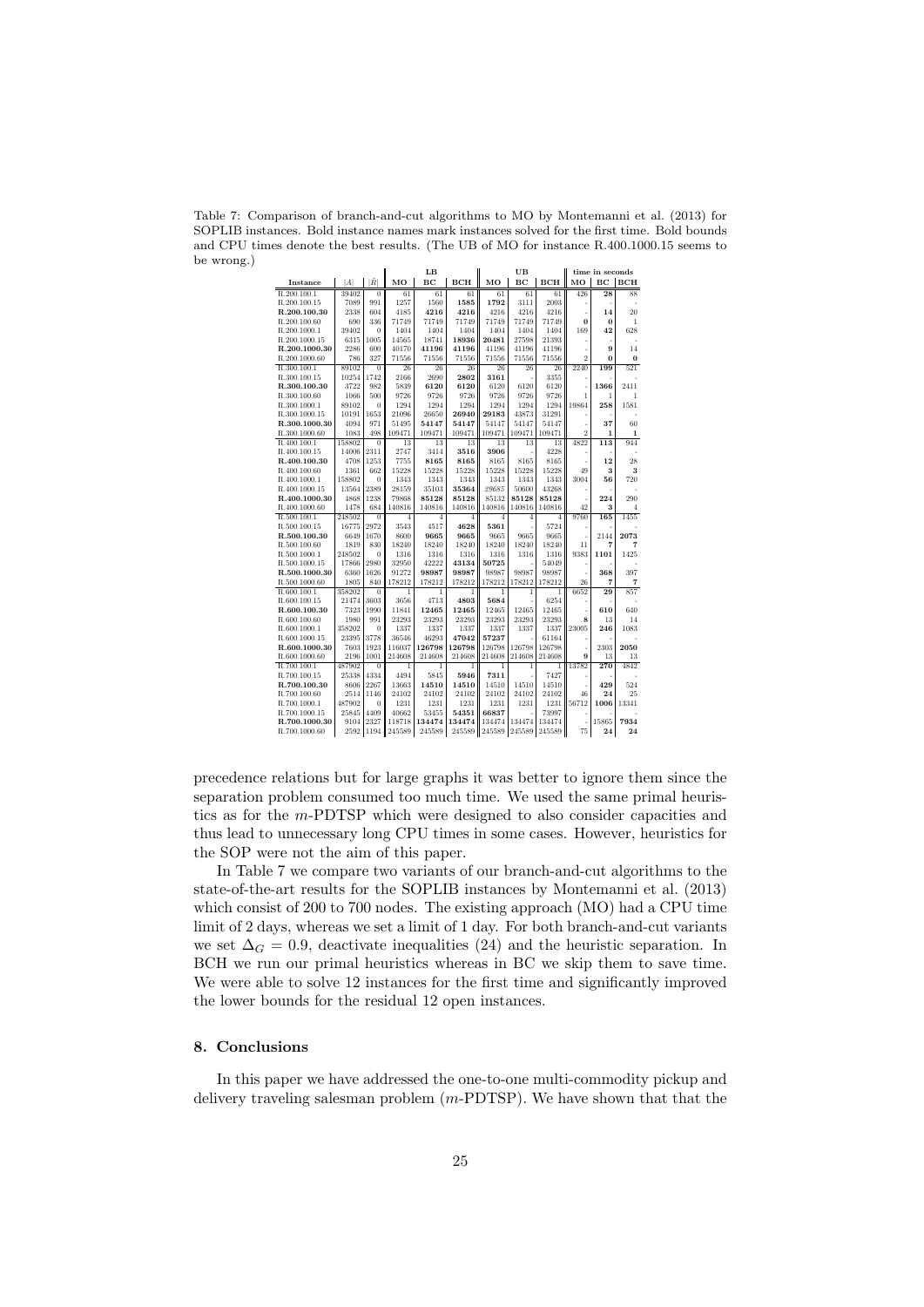Table 7: Comparison of branch-and-cut algorithms to MO by Montemanni et al. (2013) for SOPLIB instances. Bold instance names mark instances solved for the first time. Bold bounds and CPU times denote the best results. (The UB of MO for instance R.400.1000.15 seems to be wrong.)

| Instance | $\lvert A\rvert$ | $\lvert \tilde{R}\rvert$ | LB MO | LB BC | LB BCH | UB MO | UB BC | UB BCH | time MO | time BC | time BCH |
|---|---|---|---|---|---|---|---|---|---|---|---|
| R.200.100.1 | 39402 | 0 | 61 | 61 | 61 | 61 | 61 | 61 | 426 | **28** | 88 |
| R.200.100.15 | 7089 | 991 | 1257 | 1560 | **1585** | **1792** | 3111 | 2003 | - | - | - |
| **R.200.100.30** | 2338 | 604 | 4185 | **4216** | **4216** | 4216 | 4216 | 4216 | - | **14** | 20 |
| R.200.100.60 | 690 | 336 | 71749 | 71749 | 71749 | 71749 | 71749 | 71749 | **0** | **0** | 1 |
| R.200.1000.1 | 39402 | 0 | 1404 | 1404 | 1404 | 1404 | 1404 | 1404 | 169 | **42** | 628 |
| R.200.1000.15 | 6315 | 1005 | 14565 | 18741 | **18936** | **20481** | 27598 | 21393 | - | - | - |
| **R.200.1000.30** | 2286 | 600 | 40170 | **41196** | **41196** | 41196 | 41196 | 41196 | - | **9** | 14 |
| R.200.1000.60 | 786 | 327 | 71556 | 71556 | 71556 | 71556 | 71556 | 71556 | 2 | **0** | **0** |
| R.300.100.1 | 89102 | 0 | 26 | 26 | 26 | 26 | 26 | 26 | 2240 | **199** | 521 |
| R.300.100.15 | 10254 | 1742 | 2166 | 2690 | **2802** | **3161** | - | 3355 | - | - | - |
| **R.300.100.30** | 3722 | 982 | 5839 | **6120** | **6120** | 6120 | 6120 | 6120 | - | **1366** | 2411 |
| R.300.100.60 | 1066 | 500 | 9726 | 9726 | 9726 | 9726 | 9726 | 9726 | 1 | 1 | 1 |
| R.300.1000.1 | 89102 | 0 | 1294 | 1294 | 1294 | 1294 | 1294 | 1294 | 19864 | **258** | 1581 |
| R.300.1000.15 | 10191 | 1653 | 21096 | 26650 | **26940** | **29183** | 43873 | 31291 | - | - | - |
| **R.300.1000.30** | 4094 | 971 | 51495 | **54147** | **54147** | 54147 | 54147 | 54147 | - | **37** | 60 |
| R.300.1000.60 | 1083 | 498 | 109471 | 109471 | 109471 | 109471 | 109471 | 109471 | 2 | **1** | **1** |
| R.400.100.1 | 158802 | 0 | 13 | 13 | 13 | 13 | 13 | 13 | 4822 | **113** | 944 |
| R.400.100.15 | 14006 | 2311 | 2747 | 3414 | **3516** | **3906** | - | 4228 | - | - | - |
| **R.400.100.30** | 4708 | 1253 | 7755 | **8165** | **8165** | 8165 | 8165 | 8165 | - | **12** | 28 |
| R.400.100.60 | 1361 | 662 | 15228 | 15228 | 15228 | 15228 | 15228 | 15228 | 49 | **3** | **3** |
| R.400.1000.1 | 158802 | 0 | 1343 | 1343 | 1343 | 1343 | 1343 | 1343 | 3004 | **56** | 720 |
| R.400.1000.15 | 13564 | 2389 | 28159 | 35103 | **35364** | 29685 | 50600 | 43268 | - | - | - |
| **R.400.1000.30** | 4868 | 1238 | 79868 | **85128** | **85128** | 85132 | **85128** | **85128** | - | **224** | 290 |
| R.400.1000.60 | 1478 | 684 | 140816 | 140816 | 140816 | 140816 | 140816 | 140816 | 42 | **3** | 4 |
| R.500.100.1 | 248502 | 0 | 4 | 4 | 4 | 4 | 4 | 4 | 9760 | **165** | 1455 |
| R.500.100.15 | 16775 | 2972 | 3543 | 4517 | **4628** | **5361** | - | 5724 | - | - | - |
| **R.500.100.30** | 6649 | 1670 | 8600 | **9665** | **9665** | 9665 | 9665 | 9665 | - | 2144 | **2073** |
| R.500.100.60 | 1819 | 830 | 18240 | 18240 | 18240 | 18240 | 18240 | 18240 | 11 | **7** | **7** |
| R.500.1000.1 | 248502 | 0 | 1316 | 1316 | 1316 | 1316 | 1316 | 1316 | 9383 | **1101** | 1425 |
| R.500.1000.15 | 17866 | 2980 | 32950 | 42222 | **43134** | **50725** | - | 54049 | - | - | - |
| **R.500.1000.30** | 6360 | 1626 | 91272 | **98987** | **98987** | 98987 | 98987 | 98987 | - | **368** | 397 |
| R.500.1000.60 | 1805 | 840 | 178212 | 178212 | 178212 | 178212 | 178212 | 178212 | 26 | **7** | **7** |
| R.600.100.1 | 358202 | 0 | 1 | 1 | 1 | 1 | 1 | 1 | 6652 | **29** | 857 |
| R.600.100.15 | 21474 | 3603 | 3656 | 4713 | **4803** | **5684** | - | 6254 | - | - | - |
| **R.600.100.30** | 7323 | 1990 | 11841 | **12465** | **12465** | 12465 | 12465 | 12465 | - | **610** | 640 |
| R.600.100.60 | 1980 | 991 | 23293 | 23293 | 23293 | 23293 | 23293 | 23293 | **8** | 13 | 14 |
| R.600.1000.1 | 358202 | 0 | 1337 | 1337 | 1337 | 1337 | 1337 | 1337 | 23005 | **246** | 1083 |
| R.600.1000.15 | 23395 | 3778 | 36546 | 46293 | **47042** | **57237** | - | 61164 | - | - | - |
| **R.600.1000.30** | 7603 | 1923 | 116037 | **126798** | **126798** | 126798 | 126798 | 126798 | - | 2303 | **2050** |
| R.600.1000.60 | 2196 | 1001 | 214608 | 214608 | 214608 | 214608 | 214608 | 214608 | **9** | 13 | 13 |
| R.700.100.1 | 487902 | 0 | 1 | 1 | 1 | 1 | 1 | 1 | 13782 | **270** | 4842 |
| R.700.100.15 | 25338 | 4334 | 4494 | 5845 | **5946** | **7311** | - | 7427 | - | - | - |
| **R.700.100.30** | 8606 | 2267 | 13663 | **14510** | **14510** | 14510 | 14510 | 14510 | - | **429** | 524 |
| R.700.100.60 | 2514 | 1146 | 24102 | 24102 | 24102 | 24102 | 24102 | 24102 | 46 | **24** | 25 |
| R.700.1000.1 | 487902 | 0 | 1231 | 1231 | 1231 | 1231 | 1231 | 1231 | 56712 | **1006** | 13341 |
| R.700.1000.15 | 25845 | 4409 | 40662 | 53455 | **54351** | **66837** | - | 73997 | - | - | - |
| **R.700.1000.30** | 9104 | 2327 | 118718 | **134474** | **134474** | 134474 | 134474 | 134474 | - | 15865 | **7934** |
| R.700.1000.60 | 2592 | 1194 | 245589 | 245589 | 245589 | 245589 | 245589 | 245589 | 75 | **24** | **24** |

precedence relations but for large graphs it was better to ignore them since the separation problem consumed too much time. We used the same primal heuristics as for the $m$-PDTSP which were designed to also consider capacities and thus lead to unnecessary long CPU times in some cases. However, heuristics for the SOP were not the aim of this paper.

In Table 7 we compare two variants of our branch-and-cut algorithms to the state-of-the-art results for the SOPLIB instances by Montemanni et al. (2013) which consist of 200 to 700 nodes. The existing approach (MO) had a CPU time limit of 2 days, whereas we set a limit of 1 day. For both branch-and-cut variants we set $\Delta_G = 0.9$, deactivate inequalities (24) and the heuristic separation. In BCH we run our primal heuristics whereas in BC we skip them to save time. We were able to solve 12 instances for the first time and significantly improved the lower bounds for the residual 12 open instances.

## 8. Conclusions

In this paper we have addressed the one-to-one multi-commodity pickup and delivery traveling salesman problem ($m$-PDTSP). We have shown that that the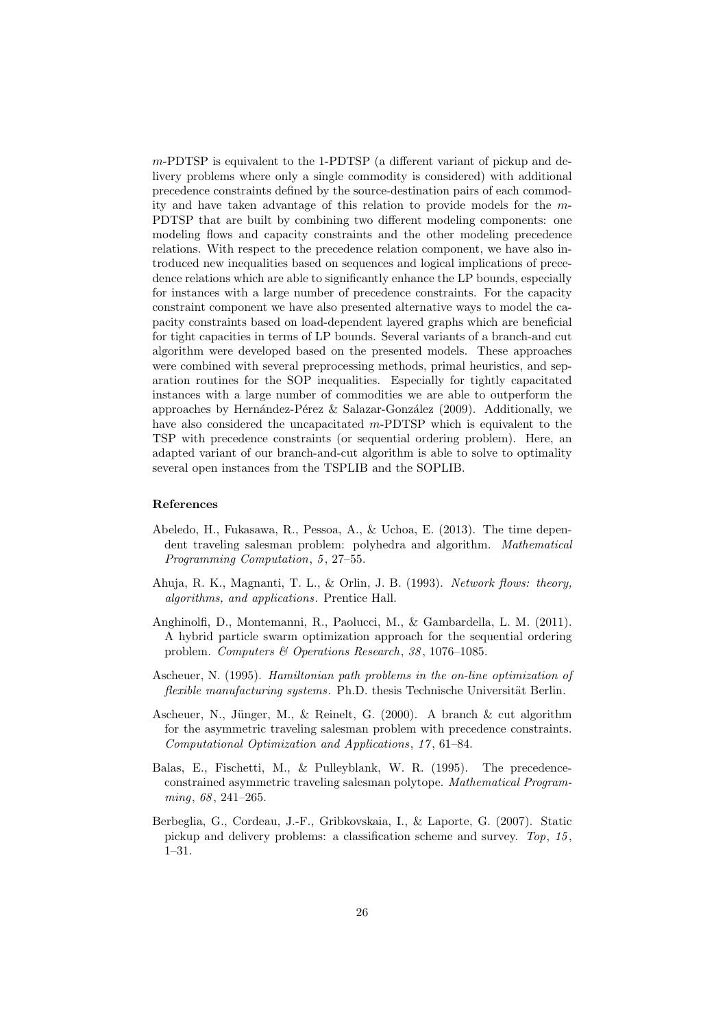$m$-PDTSP is equivalent to the 1-PDTSP (a different variant of pickup and delivery problems where only a single commodity is considered) with additional precedence constraints defined by the source-destination pairs of each commodity and have taken advantage of this relation to provide models for the $m$-PDTSP that are built by combining two different modeling components: one modeling flows and capacity constraints and the other modeling precedence relations. With respect to the precedence relation component, we have also introduced new inequalities based on sequences and logical implications of precedence relations which are able to significantly enhance the LP bounds, especially for instances with a large number of precedence constraints. For the capacity constraint component we have also presented alternative ways to model the capacity constraints based on load-dependent layered graphs which are beneficial for tight capacities in terms of LP bounds. Several variants of a branch-and cut algorithm were developed based on the presented models. These approaches were combined with several preprocessing methods, primal heuristics, and separation routines for the SOP inequalities. Especially for tightly capacitated instances with a large number of commodities we are able to outperform the approaches by Hernández-Pérez & Salazar-González (2009). Additionally, we have also considered the uncapacitated $m$-PDTSP which is equivalent to the TSP with precedence constraints (or sequential ordering problem). Here, an adapted variant of our branch-and-cut algorithm is able to solve to optimality several open instances from the TSPLIB and the SOPLIB.

## References

Abeledo, H., Fukasawa, R., Pessoa, A., & Uchoa, E. (2013). The time dependent traveling salesman problem: polyhedra and algorithm. *Mathematical Programming Computation*, *5*, 27–55.

Ahuja, R. K., Magnanti, T. L., & Orlin, J. B. (1993). *Network flows: theory, algorithms, and applications*. Prentice Hall.

Anghinolfi, D., Montemanni, R., Paolucci, M., & Gambardella, L. M. (2011). A hybrid particle swarm optimization approach for the sequential ordering problem. *Computers & Operations Research*, *38*, 1076–1085.

Ascheuer, N. (1995). *Hamiltonian path problems in the on-line optimization of flexible manufacturing systems*. Ph.D. thesis Technische Universität Berlin.

Ascheuer, N., Jünger, M., & Reinelt, G. (2000). A branch & cut algorithm for the asymmetric traveling salesman problem with precedence constraints. *Computational Optimization and Applications*, *17*, 61–84.

Balas, E., Fischetti, M., & Pulleyblank, W. R. (1995). The precedence-constrained asymmetric traveling salesman polytope. *Mathematical Programming*, *68*, 241–265.

Berbeglia, G., Cordeau, J.-F., Gribkovskaia, I., & Laporte, G. (2007). Static pickup and delivery problems: a classification scheme and survey. *Top*, *15*, 1–31.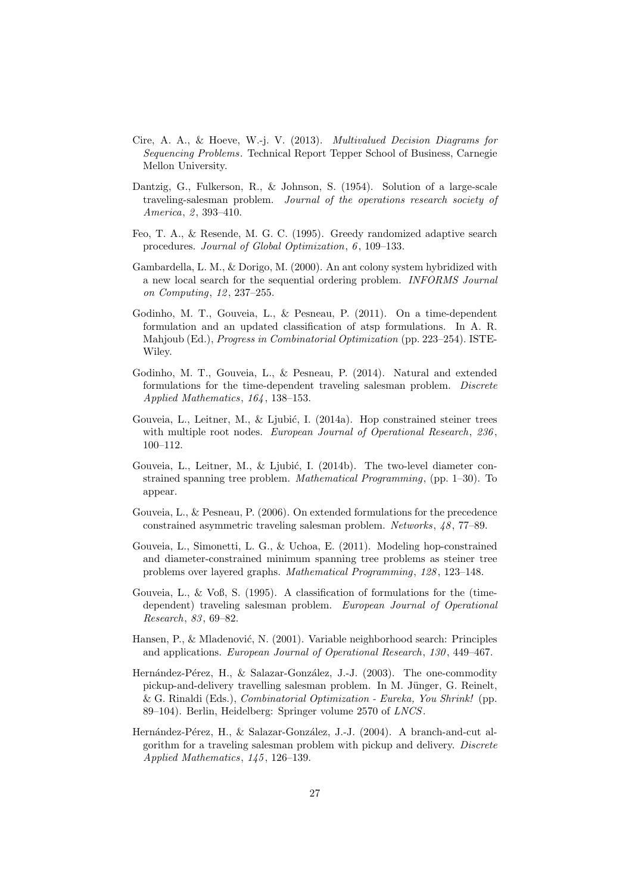Cire, A. A., & Hoeve, W.-j. V. (2013). *Multivalued Decision Diagrams for Sequencing Problems*. Technical Report Tepper School of Business, Carnegie Mellon University.

Dantzig, G., Fulkerson, R., & Johnson, S. (1954). Solution of a large-scale traveling-salesman problem. *Journal of the operations research society of America*, *2*, 393–410.

Feo, T. A., & Resende, M. G. C. (1995). Greedy randomized adaptive search procedures. *Journal of Global Optimization*, *6*, 109–133.

Gambardella, L. M., & Dorigo, M. (2000). An ant colony system hybridized with a new local search for the sequential ordering problem. *INFORMS Journal on Computing*, *12*, 237–255.

Godinho, M. T., Gouveia, L., & Pesneau, P. (2011). On a time-dependent formulation and an updated classification of atsp formulations. In A. R. Mahjoub (Ed.), *Progress in Combinatorial Optimization* (pp. 223–254). ISTE-Wiley.

Godinho, M. T., Gouveia, L., & Pesneau, P. (2014). Natural and extended formulations for the time-dependent traveling salesman problem. *Discrete Applied Mathematics*, *164*, 138–153.

Gouveia, L., Leitner, M., & Ljubić, I. (2014a). Hop constrained steiner trees with multiple root nodes. *European Journal of Operational Research*, *236*, 100–112.

Gouveia, L., Leitner, M., & Ljubić, I. (2014b). The two-level diameter constrained spanning tree problem. *Mathematical Programming*, (pp. 1–30). To appear.

Gouveia, L., & Pesneau, P. (2006). On extended formulations for the precedence constrained asymmetric traveling salesman problem. *Networks*, *48*, 77–89.

Gouveia, L., Simonetti, L. G., & Uchoa, E. (2011). Modeling hop-constrained and diameter-constrained minimum spanning tree problems as steiner tree problems over layered graphs. *Mathematical Programming*, *128*, 123–148.

Gouveia, L., & Voß, S. (1995). A classification of formulations for the (time-dependent) traveling salesman problem. *European Journal of Operational Research*, *83*, 69–82.

Hansen, P., & Mladenović, N. (2001). Variable neighborhood search: Principles and applications. *European Journal of Operational Research*, *130*, 449–467.

Hernández-Pérez, H., & Salazar-González, J.-J. (2003). The one-commodity pickup-and-delivery travelling salesman problem. In M. Jünger, G. Reinelt, & G. Rinaldi (Eds.), *Combinatorial Optimization - Eureka, You Shrink!* (pp. 89–104). Berlin, Heidelberg: Springer volume 2570 of *LNCS*.

Hernández-Pérez, H., & Salazar-González, J.-J. (2004). A branch-and-cut algorithm for a traveling salesman problem with pickup and delivery. *Discrete Applied Mathematics*, *145*, 126–139.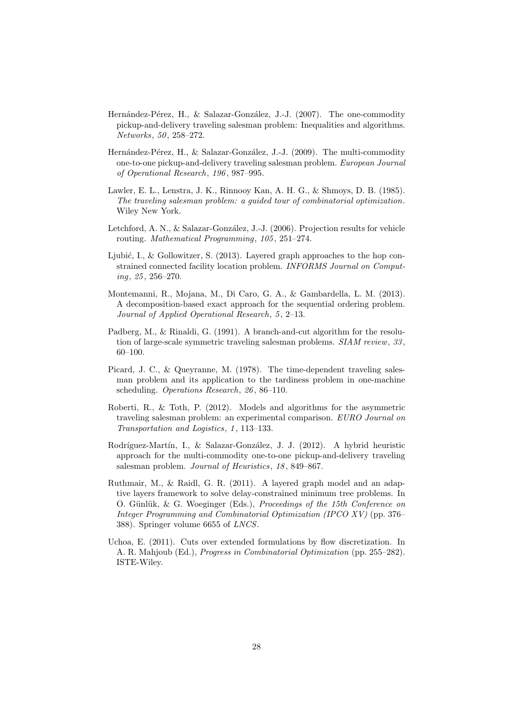Hernández-Pérez, H., & Salazar-González, J.-J. (2007). The one-commodity pickup-and-delivery traveling salesman problem: Inequalities and algorithms. *Networks*, *50*, 258–272.

Hernández-Pérez, H., & Salazar-González, J.-J. (2009). The multi-commodity one-to-one pickup-and-delivery traveling salesman problem. *European Journal of Operational Research*, *196*, 987–995.

Lawler, E. L., Lenstra, J. K., Rinnooy Kan, A. H. G., & Shmoys, D. B. (1985). *The traveling salesman problem: a guided tour of combinatorial optimization*. Wiley New York.

Letchford, A. N., & Salazar-González, J.-J. (2006). Projection results for vehicle routing. *Mathematical Programming*, *105*, 251–274.

Ljubić, I., & Gollowitzer, S. (2013). Layered graph approaches to the hop constrained connected facility location problem. *INFORMS Journal on Computing*, *25*, 256–270.

Montemanni, R., Mojana, M., Di Caro, G. A., & Gambardella, L. M. (2013). A decomposition-based exact approach for the sequential ordering problem. *Journal of Applied Operational Research*, *5*, 2–13.

Padberg, M., & Rinaldi, G. (1991). A branch-and-cut algorithm for the resolution of large-scale symmetric traveling salesman problems. *SIAM review*, *33*, 60–100.

Picard, J. C., & Queyranne, M. (1978). The time-dependent traveling salesman problem and its application to the tardiness problem in one-machine scheduling. *Operations Research*, *26*, 86–110.

Roberti, R., & Toth, P. (2012). Models and algorithms for the asymmetric traveling salesman problem: an experimental comparison. *EURO Journal on Transportation and Logistics*, *1*, 113–133.

Rodríguez-Martín, I., & Salazar-González, J. J. (2012). A hybrid heuristic approach for the multi-commodity one-to-one pickup-and-delivery traveling salesman problem. *Journal of Heuristics*, *18*, 849–867.

Ruthmair, M., & Raidl, G. R. (2011). A layered graph model and an adaptive layers framework to solve delay-constrained minimum tree problems. In O. Günlük, & G. Woeginger (Eds.), *Proceedings of the 15th Conference on Integer Programming and Combinatorial Optimization (IPCO XV)* (pp. 376–388). Springer volume 6655 of *LNCS*.

Uchoa, E. (2011). Cuts over extended formulations by flow discretization. In A. R. Mahjoub (Ed.), *Progress in Combinatorial Optimization* (pp. 255–282). ISTE-Wiley.